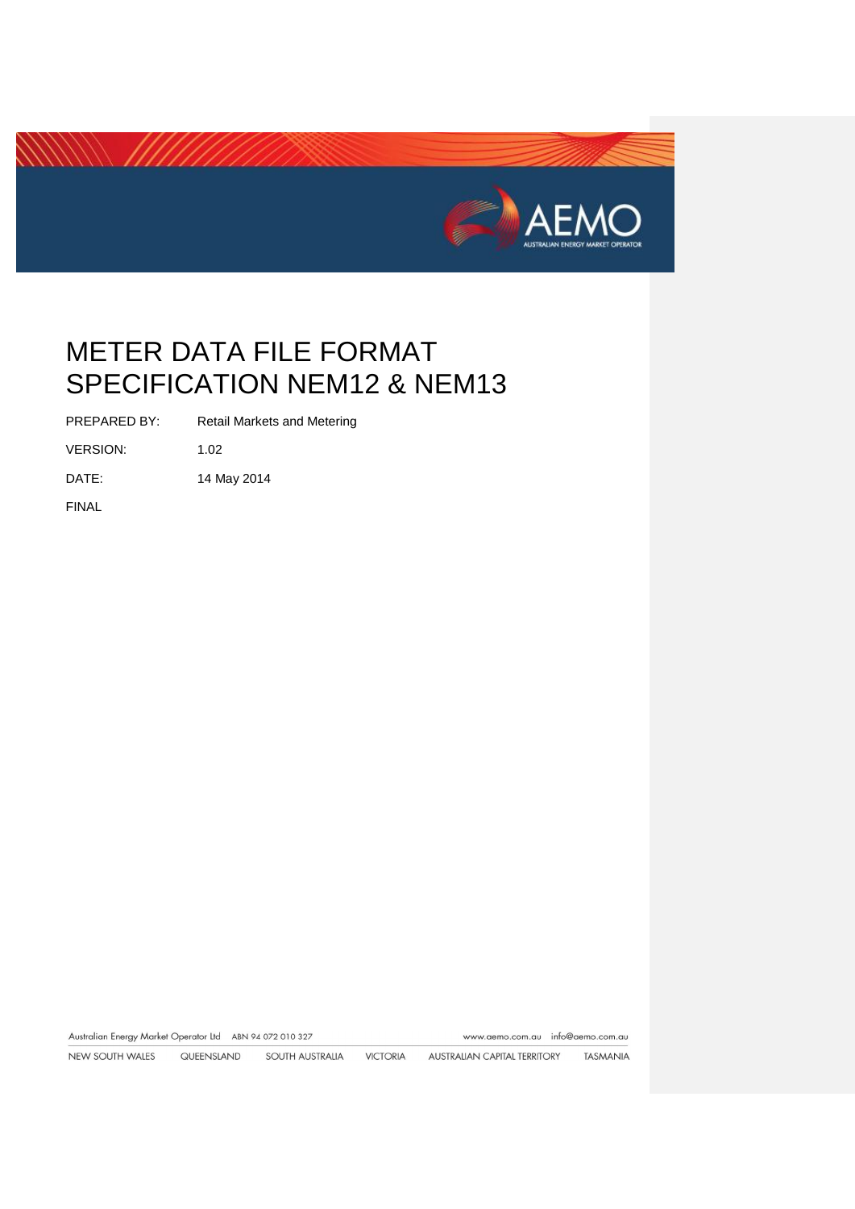# METER DATA FILE FORMAT SPECIFICATION NEM12 & NEM13

| | |
|---|---|
| PREPARED BY: | Retail Markets and Metering |
| VERSION: | 1.02 |
| DATE: | 14 May 2014 |

FINAL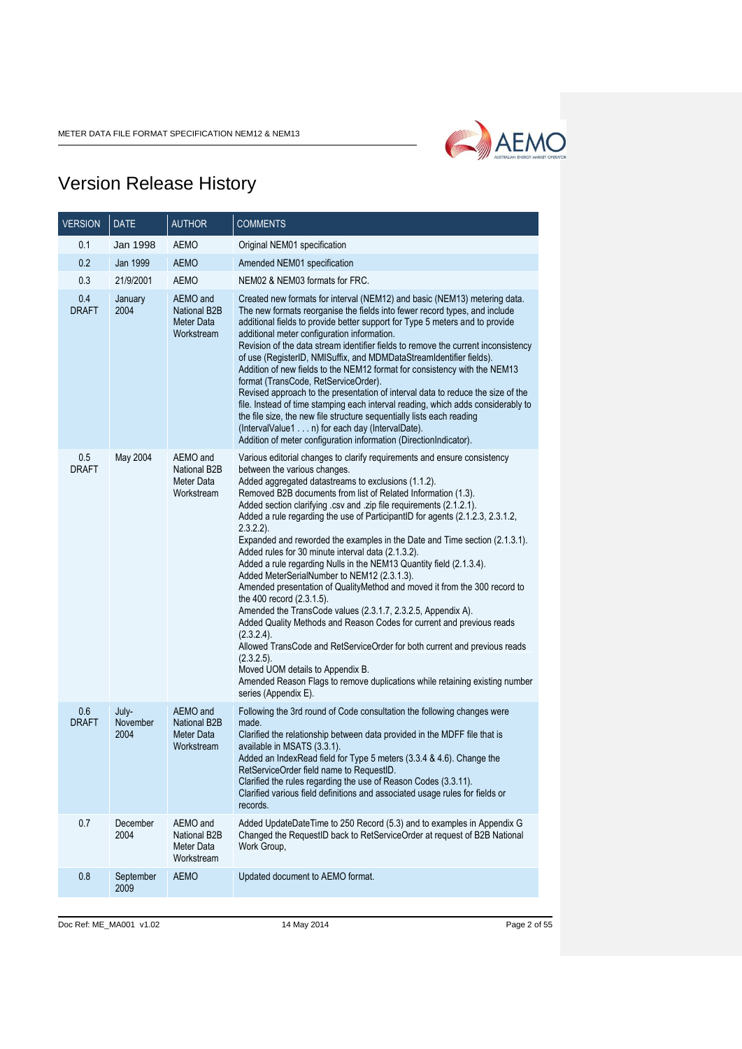# Version Release History

| VERSION | DATE | AUTHOR | COMMENTS |
|---|---|---|---|
| 0.1 | Jan 1998 | AEMO | Original NEM01 specification |
| 0.2 | Jan 1999 | AEMO | Amended NEM01 specification |
| 0.3 | 21/9/2001 | AEMO | NEM02 & NEM03 formats for FRC. |
| 0.4 DRAFT | January 2004 | AEMO and National B2B Meter Data Workstream | Created new formats for interval (NEM12) and basic (NEM13) metering data. The new formats reorganise the fields into fewer record types, and include additional fields to provide better support for Type 5 meters and to provide additional meter configuration information.<br>Revision of the data stream identifier fields to remove the current inconsistency of use (RegisterID, NMISuffix, and MDMDataStreamIdentifier fields).<br>Addition of new fields to the NEM12 format for consistency with the NEM13 format (TransCode, RetServiceOrder).<br>Revised approach to the presentation of interval data to reduce the size of the file. Instead of time stamping each interval reading, which adds considerably to the file size, the new file structure sequentially lists each reading (IntervalValue1 . . . n) for each day (IntervalDate).<br>Addition of meter configuration information (DirectionIndicator). |
| 0.5 DRAFT | May 2004 | AEMO and National B2B Meter Data Workstream | Various editorial changes to clarify requirements and ensure consistency between the various changes.<br>Added aggregated datastreams to exclusions (1.1.2).<br>Removed B2B documents from list of Related Information (1.3).<br>Added section clarifying .csv and .zip file requirements (2.1.2.1).<br>Added a rule regarding the use of ParticipantID for agents (2.1.2.3, 2.3.1.2, 2.3.2.2).<br>Expanded and reworded the examples in the Date and Time section (2.1.3.1).<br>Added rules for 30 minute interval data (2.1.3.2).<br>Added a rule regarding Nulls in the NEM13 Quantity field (2.1.3.4).<br>Added MeterSerialNumber to NEM12 (2.3.1.3).<br>Amended presentation of QualityMethod and moved it from the 300 record to the 400 record (2.3.1.5).<br>Amended the TransCode values (2.3.1.7, 2.3.2.5, Appendix A).<br>Added Quality Methods and Reason Codes for current and previous reads (2.3.2.4).<br>Allowed TransCode and RetServiceOrder for both current and previous reads (2.3.2.5).<br>Moved UOM details to Appendix B.<br>Amended Reason Flags to remove duplications while retaining existing number series (Appendix E). |
| 0.6 DRAFT | July-November 2004 | AEMO and National B2B Meter Data Workstream | Following the 3rd round of Code consultation the following changes were made.<br>Clarified the relationship between data provided in the MDFF file that is available in MSATS (3.3.1).<br>Added an IndexRead field for Type 5 meters (3.3.4 & 4.6). Change the RetServiceOrder field name to RequestID.<br>Clarified the rules regarding the use of Reason Codes (3.3.11).<br>Clarified various field definitions and associated usage rules for fields or records. |
| 0.7 | December 2004 | AEMO and National B2B Meter Data Workstream | Added UpdateDateTime to 250 Record (5.3) and to examples in Appendix G<br>Changed the RequestID back to RetServiceOrder at request of B2B National Work Group, |
| 0.8 | September 2009 | AEMO | Updated document to AEMO format. |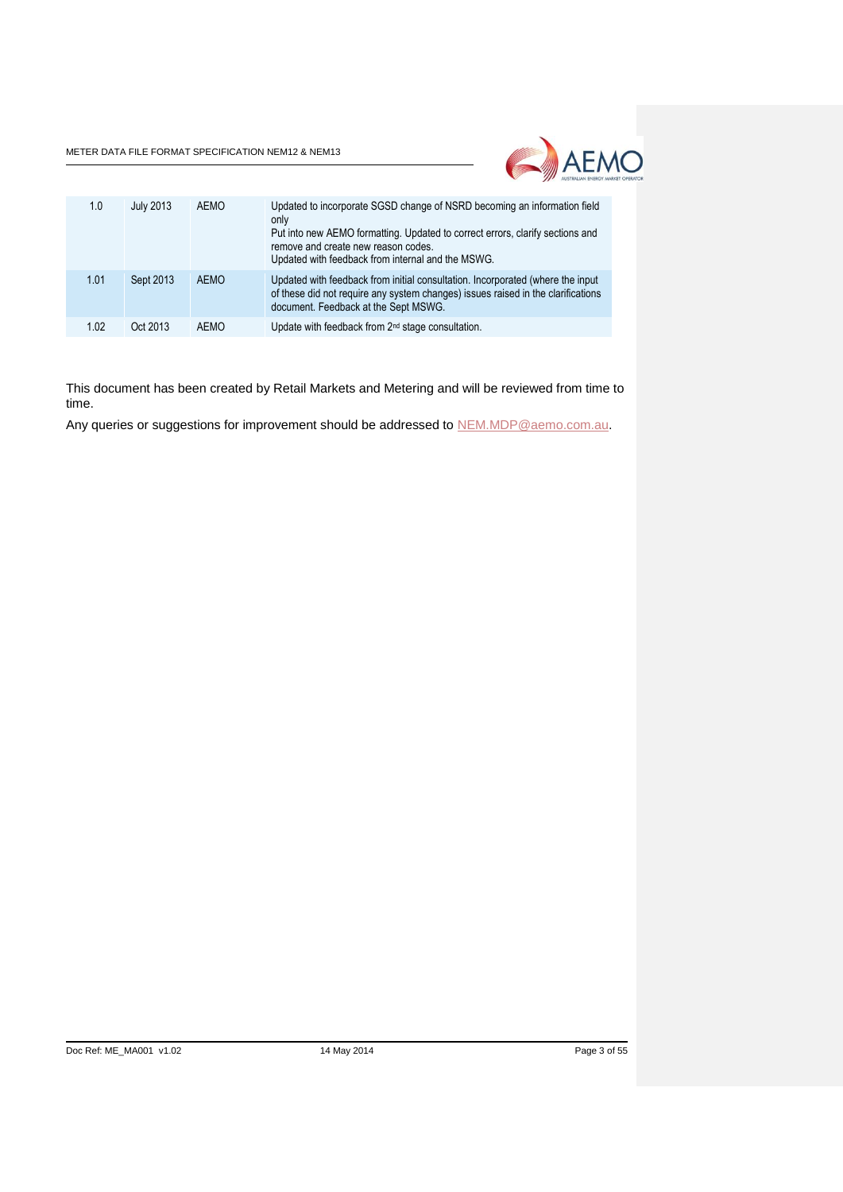| 1.0 | July 2013 | AEMO | Updated to incorporate SGSD change of NSRD becoming an information field only<br>Put into new AEMO formatting. Updated to correct errors, clarify sections and remove and create new reason codes.<br>Updated with feedback from internal and the MSWG. |
|---|---|---|---|
| 1.01 | Sept 2013 | AEMO | Updated with feedback from initial consultation. Incorporated (where the input of these did not require any system changes) issues raised in the clarifications document. Feedback at the Sept MSWG. |
| 1.02 | Oct 2013 | AEMO | Update with feedback from 2nd stage consultation. |

This document has been created by Retail Markets and Metering and will be reviewed from time to time.

Any queries or suggestions for improvement should be addressed to NEM.MDP@aemo.com.au.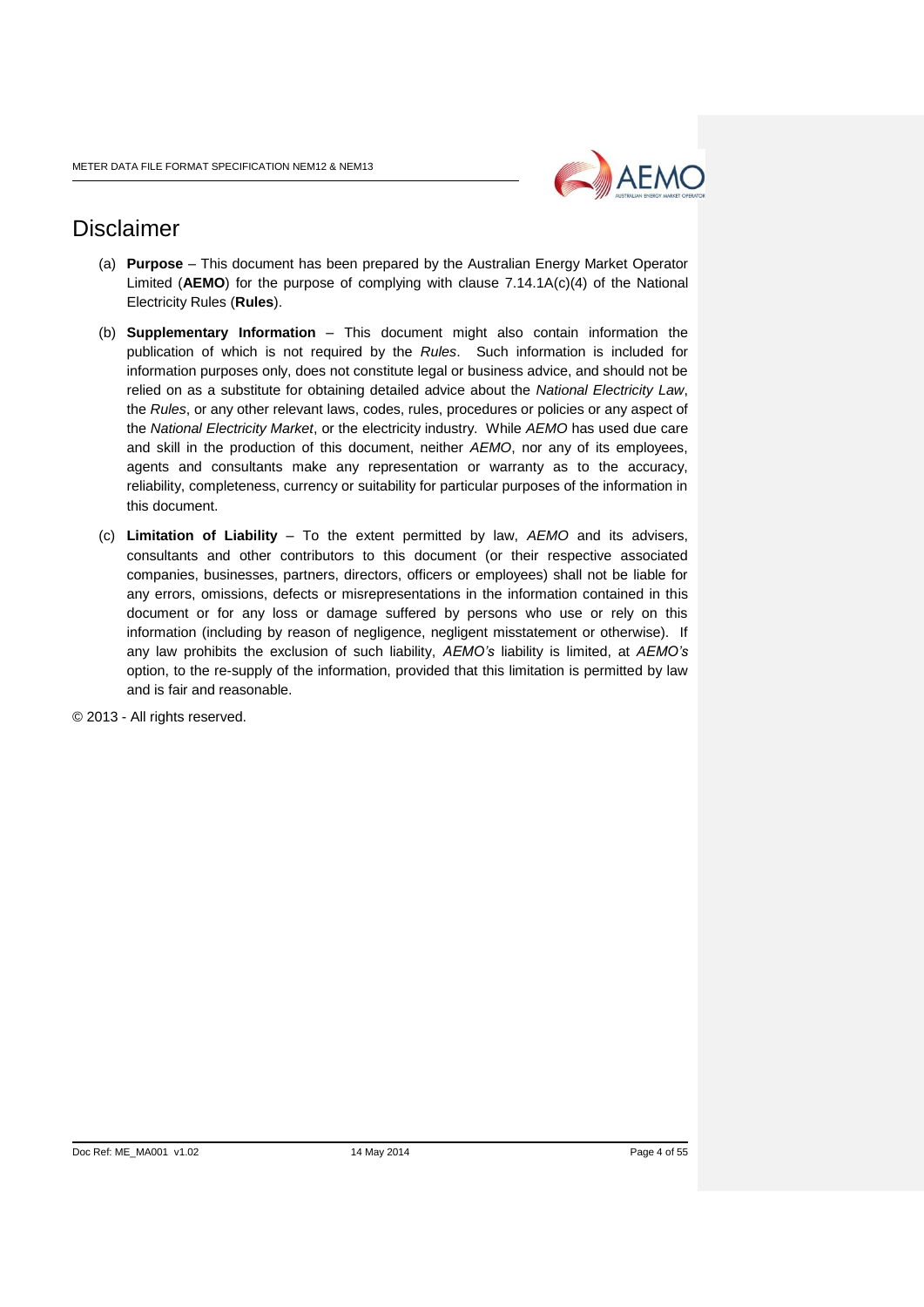# Disclaimer

(a) **Purpose** – This document has been prepared by the Australian Energy Market Operator Limited (**AEMO**) for the purpose of complying with clause 7.14.1A(c)(4) of the National Electricity Rules (**Rules**).

(b) **Supplementary Information** – This document might also contain information the publication of which is not required by the *Rules*. Such information is included for information purposes only, does not constitute legal or business advice, and should not be relied on as a substitute for obtaining detailed advice about the *National Electricity Law*, the *Rules*, or any other relevant laws, codes, rules, procedures or policies or any aspect of the *National Electricity Market*, or the electricity industry. While *AEMO* has used due care and skill in the production of this document, neither *AEMO*, nor any of its employees, agents and consultants make any representation or warranty as to the accuracy, reliability, completeness, currency or suitability for particular purposes of the information in this document.

(c) **Limitation of Liability** – To the extent permitted by law, *AEMO* and its advisers, consultants and other contributors to this document (or their respective associated companies, businesses, partners, directors, officers or employees) shall not be liable for any errors, omissions, defects or misrepresentations in the information contained in this document or for any loss or damage suffered by persons who use or rely on this information (including by reason of negligence, negligent misstatement or otherwise). If any law prohibits the exclusion of such liability, *AEMO's* liability is limited, at *AEMO's* option, to the re-supply of the information, provided that this limitation is permitted by law and is fair and reasonable.

© 2013 - All rights reserved.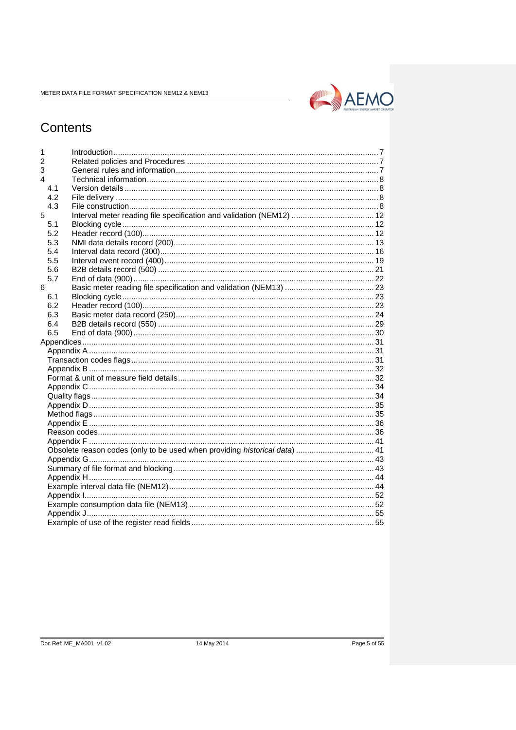# Contents

| | | |
|---|---|---|
| 1 | Introduction | 7 |
| 2 | Related policies and Procedures | 7 |
| 3 | General rules and information | 7 |
| 4 | Technical information | 8 |
| 4.1 | Version details | 8 |
| 4.2 | File delivery | 8 |
| 4.3 | File construction | 8 |
| 5 | Interval meter reading file specification and validation (NEM12) | 12 |
| 5.1 | Blocking cycle | 12 |
| 5.2 | Header record (100) | 12 |
| 5.3 | NMI data details record (200) | 13 |
| 5.4 | Interval data record (300) | 16 |
| 5.5 | Interval event record (400) | 19 |
| 5.6 | B2B details record (500) | 21 |
| 5.7 | End of data (900) | 22 |
| 6 | Basic meter reading file specification and validation (NEM13) | 23 |
| 6.1 | Blocking cycle | 23 |
| 6.2 | Header record (100) | 23 |
| 6.3 | Basic meter data record (250) | 24 |
| 6.4 | B2B details record (550) | 29 |
| 6.5 | End of data (900) | 30 |
| Appendices | | 31 |
| Appendix A | | 31 |
| Transaction codes flags | | 31 |
| Appendix B | | 32 |
| Format & unit of measure field details | | 32 |
| Appendix C | | 34 |
| Quality flags | | 34 |
| Appendix D | | 35 |
| Method flags | | 35 |
| Appendix E | | 36 |
| Reason codes | | 36 |
| Appendix F | | 41 |
| Obsolete reason codes (only to be used when providing *historical data*) | | 41 |
| Appendix G | | 43 |
| Summary of file format and blocking | | 43 |
| Appendix H | | 44 |
| Example interval data file (NEM12) | | 44 |
| Appendix I | | 52 |
| Example consumption data file (NEM13) | | 52 |
| Appendix J | | 55 |
| Example of use of the register read fields | | 55 |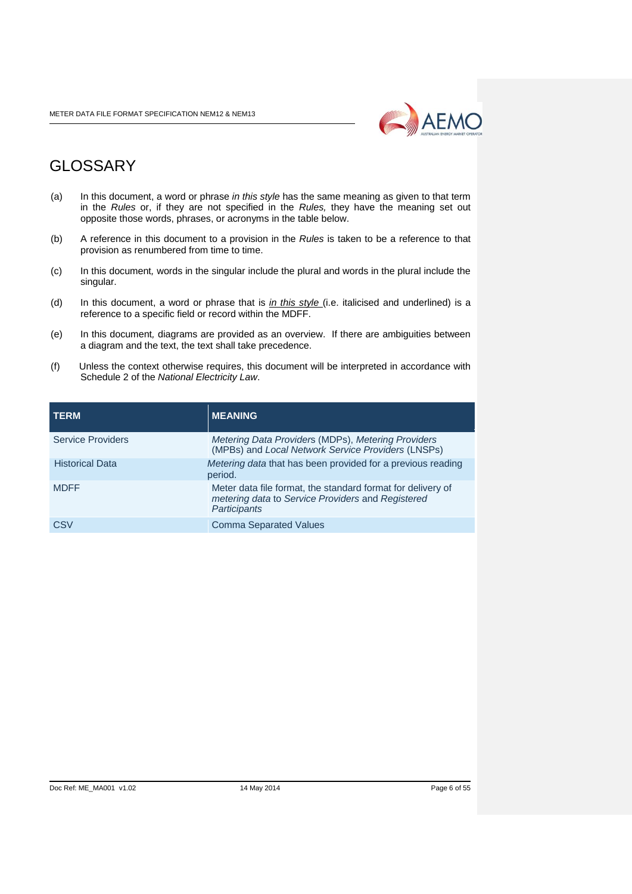# GLOSSARY

(a) In this document, a word or phrase *in this style* has the same meaning as given to that term in the *Rules* or, if they are not specified in the *Rules,* they have the meaning set out opposite those words, phrases, or acronyms in the table below.

(b) A reference in this document to a provision in the *Rules* is taken to be a reference to that provision as renumbered from time to time.

(c) In this document, words in the singular include the plural and words in the plural include the singular.

(d) In this document, a word or phrase that is *<u>in this style</u>* (i.e. italicised and underlined) is a reference to a specific field or record within the MDFF.

(e) In this document, diagrams are provided as an overview. If there are ambiguities between a diagram and the text, the text shall take precedence.

(f) Unless the context otherwise requires, this document will be interpreted in accordance with Schedule 2 of the *National Electricity Law*.

| TERM | MEANING |
| --- | --- |
| Service Providers | *Metering Data Providers* (MDPs), *Metering Providers* (MPBs) and *Local Network Service Providers* (LNSPs) |
| Historical Data | *Metering data* that has been provided for a previous reading period. |
| MDFF | Meter data file format, the standard format for delivery of *metering data* to *Service Providers* and *Registered Participants* |
| CSV | Comma Separated Values |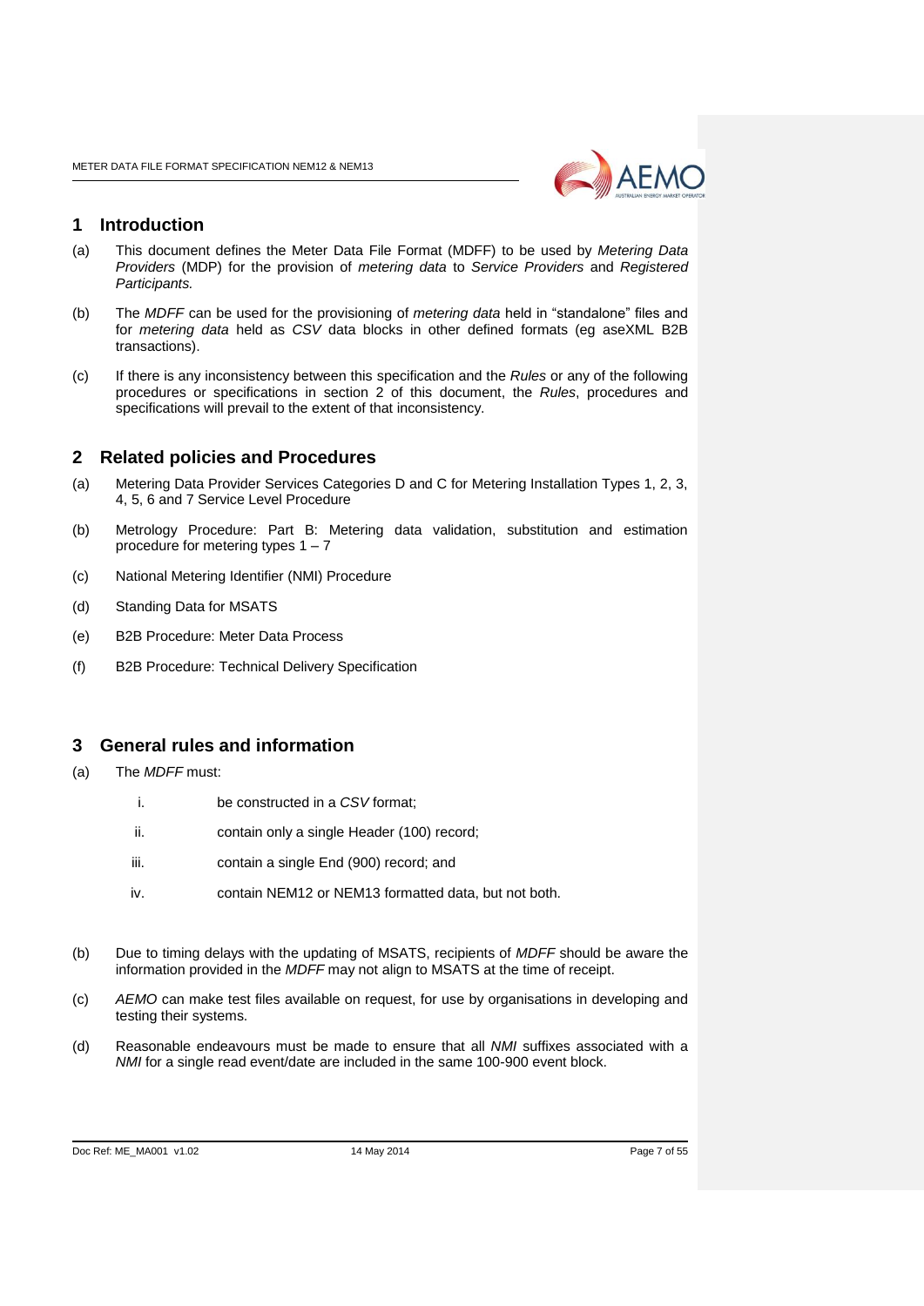# 1 Introduction

(a) This document defines the Meter Data File Format (MDFF) to be used by *Metering Data Providers* (MDP) for the provision of *metering data* to *Service Providers* and *Registered Participants.*

(b) The *MDFF* can be used for the provisioning of *metering data* held in "standalone" files and for *metering data* held as *CSV* data blocks in other defined formats (eg aseXML B2B transactions).

(c) If there is any inconsistency between this specification and the *Rules* or any of the following procedures or specifications in section 2 of this document, the *Rules*, procedures and specifications will prevail to the extent of that inconsistency.

# 2 Related policies and Procedures

(a) Metering Data Provider Services Categories D and C for Metering Installation Types 1, 2, 3, 4, 5, 6 and 7 Service Level Procedure

(b) Metrology Procedure: Part B: Metering data validation, substitution and estimation procedure for metering types 1 – 7

(c) National Metering Identifier (NMI) Procedure

(d) Standing Data for MSATS

(e) B2B Procedure: Meter Data Process

(f) B2B Procedure: Technical Delivery Specification

# 3 General rules and information

(a) The *MDFF* must:

i. be constructed in a *CSV* format;

ii. contain only a single Header (100) record;

iii. contain a single End (900) record; and

iv. contain NEM12 or NEM13 formatted data, but not both.

(b) Due to timing delays with the updating of MSATS, recipients of *MDFF* should be aware the information provided in the *MDFF* may not align to MSATS at the time of receipt.

(c) *AEMO* can make test files available on request, for use by organisations in developing and testing their systems.

(d) Reasonable endeavours must be made to ensure that all *NMI* suffixes associated with a *NMI* for a single read event/date are included in the same 100-900 event block.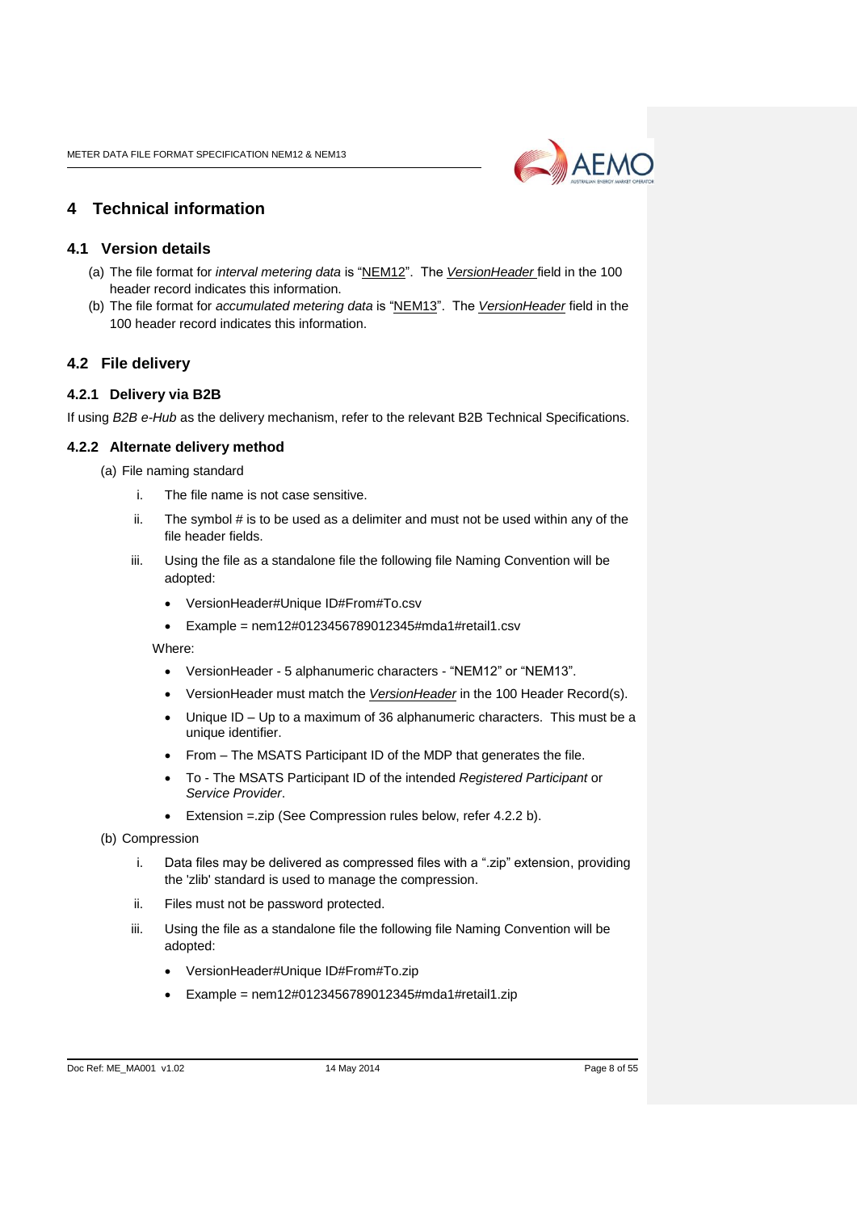# 4 Technical information

## 4.1 Version details

(a) The file format for *interval metering data* is "NEM12". The *VersionHeader* field in the 100 header record indicates this information.

(b) The file format for *accumulated metering data* is "NEM13". The *VersionHeader* field in the 100 header record indicates this information.

## 4.2 File delivery

### 4.2.1 Delivery via B2B

If using *B2B e-Hub* as the delivery mechanism, refer to the relevant B2B Technical Specifications.

### 4.2.2 Alternate delivery method

(a) File naming standard

i. The file name is not case sensitive.

ii. The symbol # is to be used as a delimiter and must not be used within any of the file header fields.

iii. Using the file as a standalone file the following file Naming Convention will be adopted:

- VersionHeader#Unique ID#From#To.csv
- Example = nem12#0123456789012345#mda1#retail1.csv

Where:

- VersionHeader - 5 alphanumeric characters - "NEM12" or "NEM13".
- VersionHeader must match the *VersionHeader* in the 100 Header Record(s).
- Unique ID – Up to a maximum of 36 alphanumeric characters. This must be a unique identifier.
- From – The MSATS Participant ID of the MDP that generates the file.
- To - The MSATS Participant ID of the intended *Registered Participant* or *Service Provider*.
- Extension =.zip (See Compression rules below, refer 4.2.2 b).

(b) Compression

i. Data files may be delivered as compressed files with a ".zip" extension, providing the 'zlib' standard is used to manage the compression.

ii. Files must not be password protected.

iii. Using the file as a standalone file the following file Naming Convention will be adopted:

- VersionHeader#Unique ID#From#To.zip
- Example = nem12#0123456789012345#mda1#retail1.zip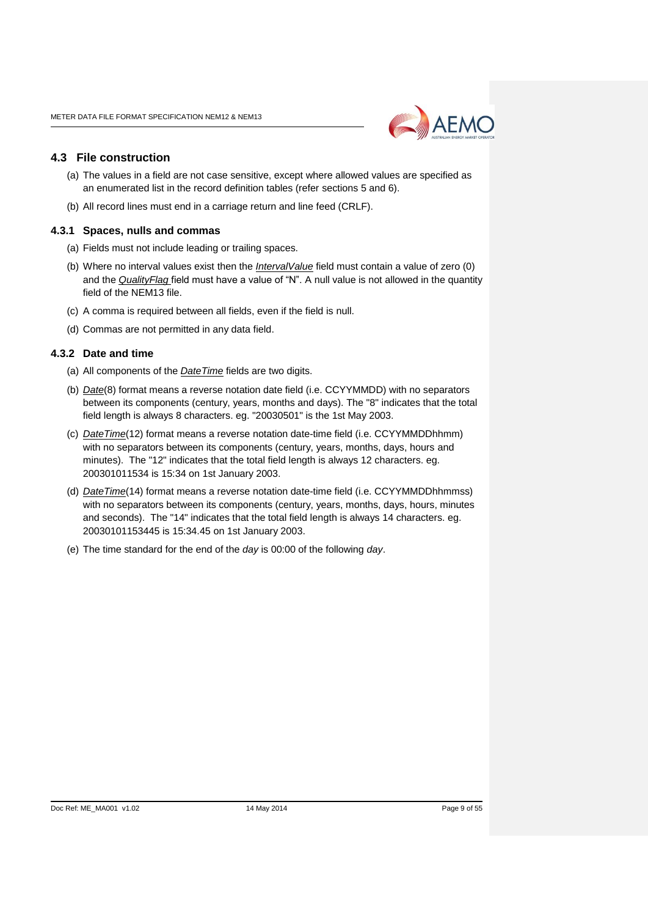## 4.3 File construction

(a) The values in a field are not case sensitive, except where allowed values are specified as an enumerated list in the record definition tables (refer sections 5 and 6).

(b) All record lines must end in a carriage return and line feed (CRLF).

### 4.3.1 Spaces, nulls and commas

(a) Fields must not include leading or trailing spaces.

(b) Where no interval values exist then the *IntervalValue* field must contain a value of zero (0) and the *QualityFlag* field must have a value of "N". A null value is not allowed in the quantity field of the NEM13 file.

(c) A comma is required between all fields, even if the field is null.

(d) Commas are not permitted in any data field.

### 4.3.2 Date and time

(a) All components of the *DateTime* fields are two digits.

(b) *Date*(8) format means a reverse notation date field (i.e. CCYYMMDD) with no separators between its components (century, years, months and days). The "8" indicates that the total field length is always 8 characters. eg. "20030501" is the 1st May 2003.

(c) *DateTime*(12) format means a reverse notation date-time field (i.e. CCYYMMDDhhmm) with no separators between its components (century, years, months, days, hours and minutes). The "12" indicates that the total field length is always 12 characters. eg. 200301011534 is 15:34 on 1st January 2003.

(d) *DateTime*(14) format means a reverse notation date-time field (i.e. CCYYMMDDhhmmss) with no separators between its components (century, years, months, days, hours, minutes and seconds). The "14" indicates that the total field length is always 14 characters. eg. 20030101153445 is 15:34.45 on 1st January 2003.

(e) The time standard for the end of the *day* is 00:00 of the following *day*.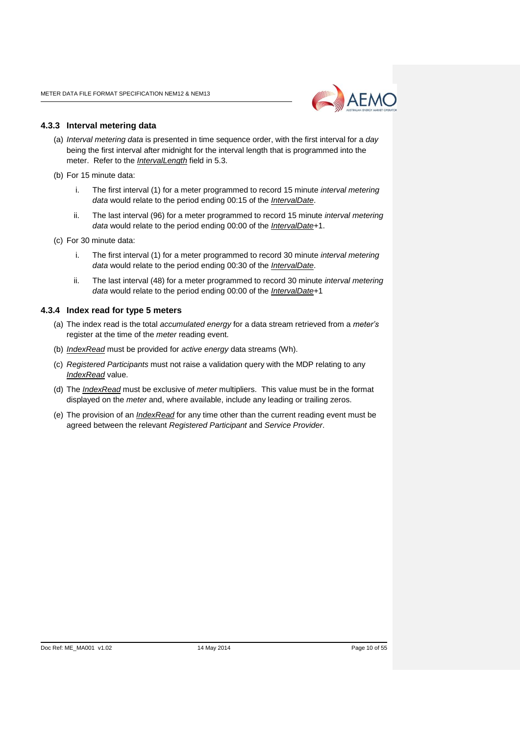### 4.3.3 Interval metering data

(a) *Interval metering data* is presented in time sequence order, with the first interval for a *day* being the first interval after midnight for the interval length that is programmed into the meter. Refer to the ***IntervalLength*** field in 5.3.

(b) For 15 minute data:

  i. The first interval (1) for a meter programmed to record 15 minute *interval metering data* would relate to the period ending 00:15 of the ***IntervalDate***.

  ii. The last interval (96) for a meter programmed to record 15 minute *interval metering data* would relate to the period ending 00:00 of the ***IntervalDate***+1.

(c) For 30 minute data:

  i. The first interval (1) for a meter programmed to record 30 minute *interval metering data* would relate to the period ending 00:30 of the ***IntervalDate***.

  ii. The last interval (48) for a meter programmed to record 30 minute *interval metering data* would relate to the period ending 00:00 of the ***IntervalDate***+1

### 4.3.4 Index read for type 5 meters

(a) The index read is the total *accumulated energy* for a data stream retrieved from a *meter's* register at the time of the *meter* reading event.

(b) ***IndexRead*** must be provided for *active energy* data streams (Wh).

(c) *Registered Participants* must not raise a validation query with the MDP relating to any ***IndexRead*** value.

(d) The ***IndexRead*** must be exclusive of *meter* multipliers. This value must be in the format displayed on the *meter* and, where available, include any leading or trailing zeros.

(e) The provision of an ***IndexRead*** for any time other than the current reading event must be agreed between the relevant *Registered Participant* and *Service Provider*.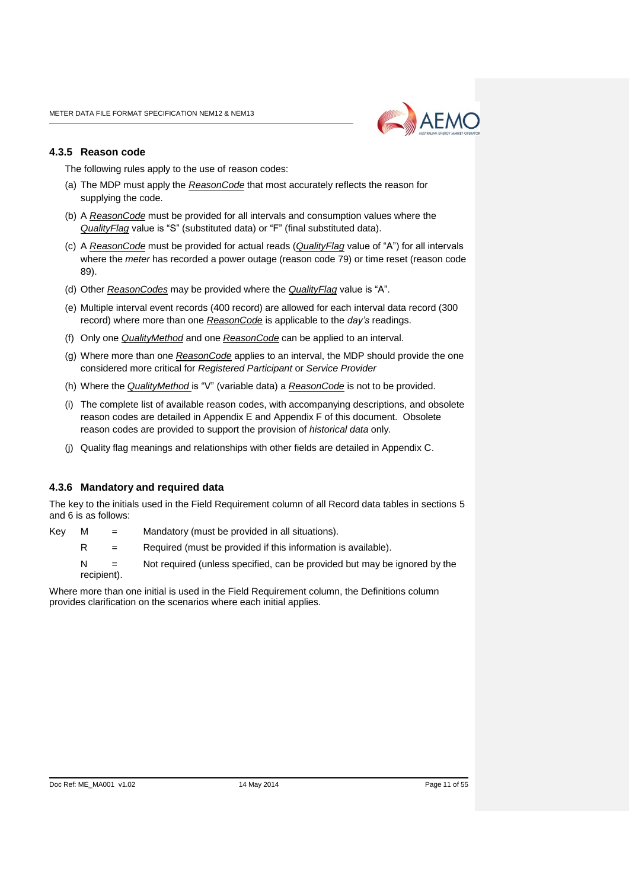### 4.3.5 Reason code

The following rules apply to the use of reason codes:

(a) The MDP must apply the *ReasonCode* that most accurately reflects the reason for supplying the code.

(b) A *ReasonCode* must be provided for all intervals and consumption values where the *QualityFlag* value is "S" (substituted data) or "F" (final substituted data).

(c) A *ReasonCode* must be provided for actual reads (*QualityFlag* value of "A") for all intervals where the *meter* has recorded a power outage (reason code 79) or time reset (reason code 89).

(d) Other *ReasonCodes* may be provided where the *QualityFlag* value is "A".

(e) Multiple interval event records (400 record) are allowed for each interval data record (300 record) where more than one *ReasonCode* is applicable to the *day's* readings.

(f) Only one *QualityMethod* and one *ReasonCode* can be applied to an interval.

(g) Where more than one *ReasonCode* applies to an interval, the MDP should provide the one considered more critical for *Registered Participant* or *Service Provider*

(h) Where the *QualityMethod* is "V" (variable data) a *ReasonCode* is not to be provided.

(i) The complete list of available reason codes, with accompanying descriptions, and obsolete reason codes are detailed in Appendix E and Appendix F of this document. Obsolete reason codes are provided to support the provision of *historical data* only.

(j) Quality flag meanings and relationships with other fields are detailed in Appendix C.

### 4.3.6 Mandatory and required data

The key to the initials used in the Field Requirement column of all Record data tables in sections 5 and 6 is as follows:

Key M = Mandatory (must be provided in all situations).

R = Required (must be provided if this information is available).

N = Not required (unless specified, can be provided but may be ignored by the recipient).

Where more than one initial is used in the Field Requirement column, the Definitions column provides clarification on the scenarios where each initial applies.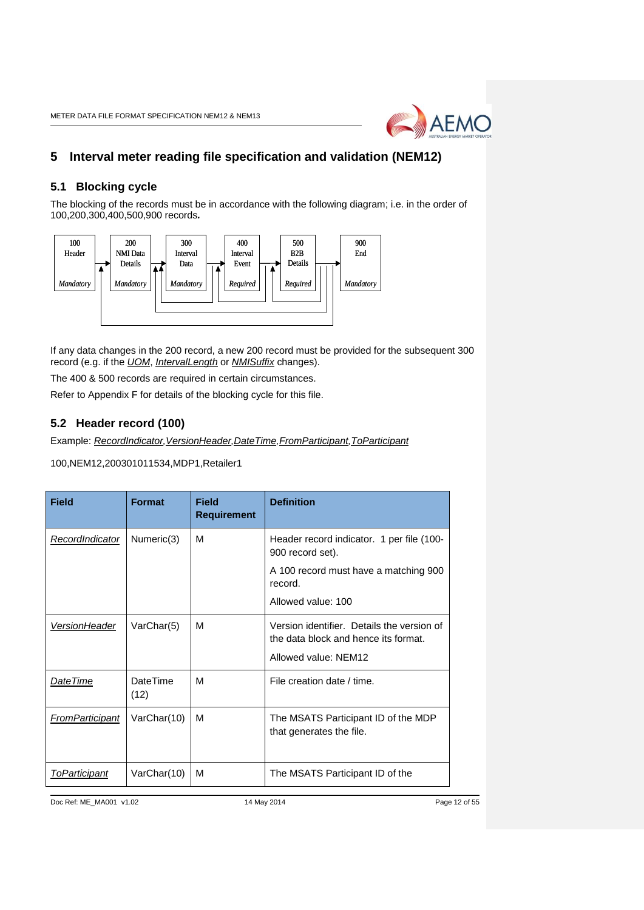# 5 Interval meter reading file specification and validation (NEM12)

## 5.1 Blocking cycle

The blocking of the records must be in accordance with the following diagram; i.e. in the order of 100,200,300,400,500,900 records**.**

| 100 Header | 200 NMI Data Details | 300 Interval Data | 400 Interval Event | 500 B2B Details | 900 End |
|---|---|---|---|---|---|
| *Mandatory* | *Mandatory* | *Mandatory* | *Required* | *Required* | *Mandatory* |

If any data changes in the 200 record, a new 200 record must be provided for the subsequent 300 record (e.g. if the *UOM*, *IntervalLength* or *NMISuffix* changes).

The 400 & 500 records are required in certain circumstances.

Refer to Appendix F for details of the blocking cycle for this file.

## 5.2 Header record (100)

Example: *RecordIndicator,VersionHeader,DateTime,FromParticipant,ToParticipant*

100,NEM12,200301011534,MDP1,Retailer1

| Field | Format | Field Requirement | Definition |
|---|---|---|---|
| *RecordIndicator* | Numeric(3) | M | Header record indicator. 1 per file (100-900 record set).<br>A 100 record must have a matching 900 record.<br>Allowed value: 100 |
| *VersionHeader* | VarChar(5) | M | Version identifier. Details the version of the data block and hence its format.<br>Allowed value: NEM12 |
| *DateTime* | DateTime (12) | M | File creation date / time. |
| *FromParticipant* | VarChar(10) | M | The MSATS Participant ID of the MDP that generates the file. |
| *ToParticipant* | VarChar(10) | M | The MSATS Participant ID of the |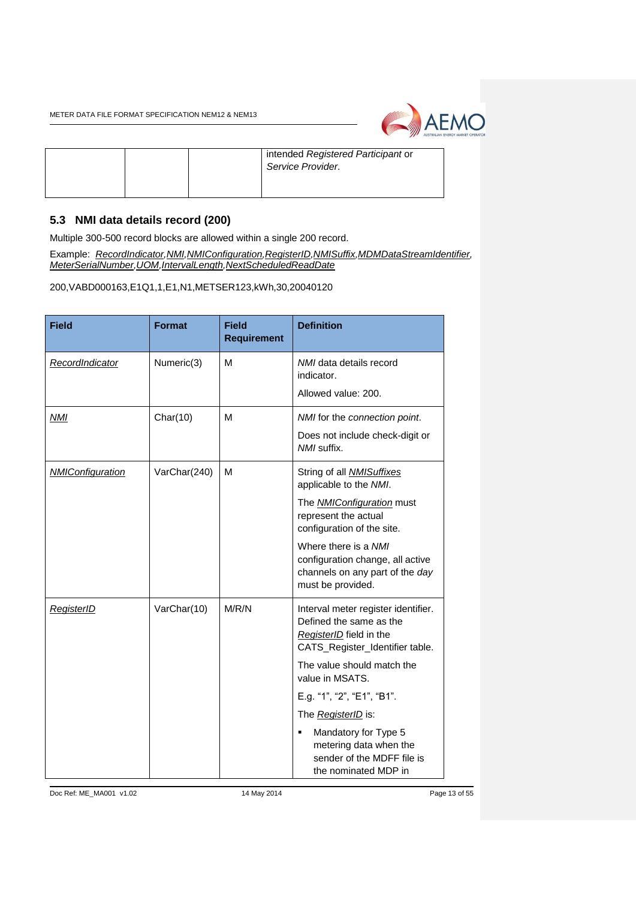| | | | intended *Registered Participant* or *Service Provider*. |
|---|---|---|---|

## 5.3 NMI data details record (200)

Multiple 300-500 record blocks are allowed within a single 200 record.

Example: *RecordIndicator,NMI,NMIConfiguration,RegisterID,NMISuffix,MDMDataStreamIdentifier, MeterSerialNumber,UOM,IntervalLength,NextScheduledReadDate*

200,VABD000163,E1Q1,1,E1,N1,METSER123,kWh,30,20040120

| Field | Format | Field Requirement | Definition |
|---|---|---|---|
| *RecordIndicator* | Numeric(3) | M | *NMI* data details record indicator.<br><br>Allowed value: 200. |
| *NMI* | Char(10) | M | *NMI* for the *connection point*.<br><br>Does not include check-digit or *NMI* suffix. |
| *NMIConfiguration* | VarChar(240) | M | String of all *NMISuffixes* applicable to the *NMI*.<br><br>The *NMIConfiguration* must represent the actual configuration of the site.<br><br>Where there is a *NMI* configuration change, all active channels on any part of the *day* must be provided. |
| *RegisterID* | VarChar(10) | M/R/N | Interval meter register identifier. Defined the same as the *RegisterID* field in the CATS_Register_Identifier table.<br><br>The value should match the value in MSATS.<br><br>E.g. "1", "2", "E1", "B1".<br><br>The *RegisterID* is:<br><br>▪ Mandatory for Type 5 metering data when the sender of the MDFF file is the nominated MDP in |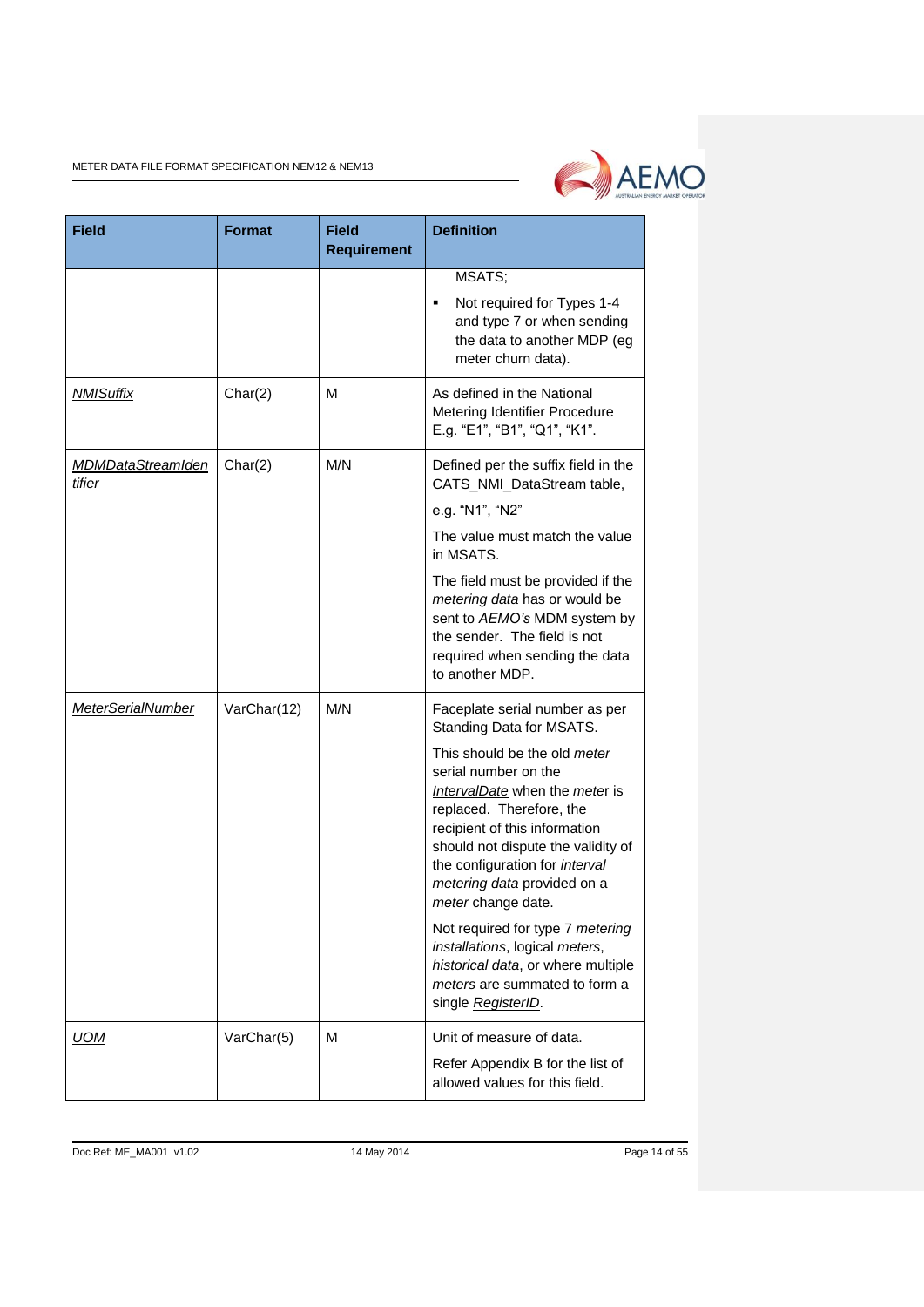| Field | Format | Field Requirement | Definition |
|---|---|---|---|
| | | | MSATS;<br>▪ Not required for Types 1-4 and type 7 or when sending the data to another MDP (eg meter churn data). |
| *NMISuffix* | Char(2) | M | As defined in the National Metering Identifier Procedure E.g. "E1", "B1", "Q1", "K1". |
| *MDMDataStreamIdentifier* | Char(2) | M/N | Defined per the suffix field in the CATS_NMI_DataStream table,<br>e.g. "N1", "N2"<br>The value must match the value in MSATS.<br>The field must be provided if the *metering data* has or would be sent to *AEMO's* MDM system by the sender. The field is not required when sending the data to another MDP. |
| *MeterSerialNumber* | VarChar(12) | M/N | Faceplate serial number as per Standing Data for MSATS.<br>This should be the old *meter* serial number on the *IntervalDate* when the *meter* is replaced. Therefore, the recipient of this information should not dispute the validity of the configuration for *interval metering data* provided on a *meter* change date.<br>Not required for type 7 *metering installations*, logical *meters*, *historical data*, or where multiple *meters* are summated to form a single *RegisterID*. |
| *UOM* | VarChar(5) | M | Unit of measure of data.<br>Refer Appendix B for the list of allowed values for this field. |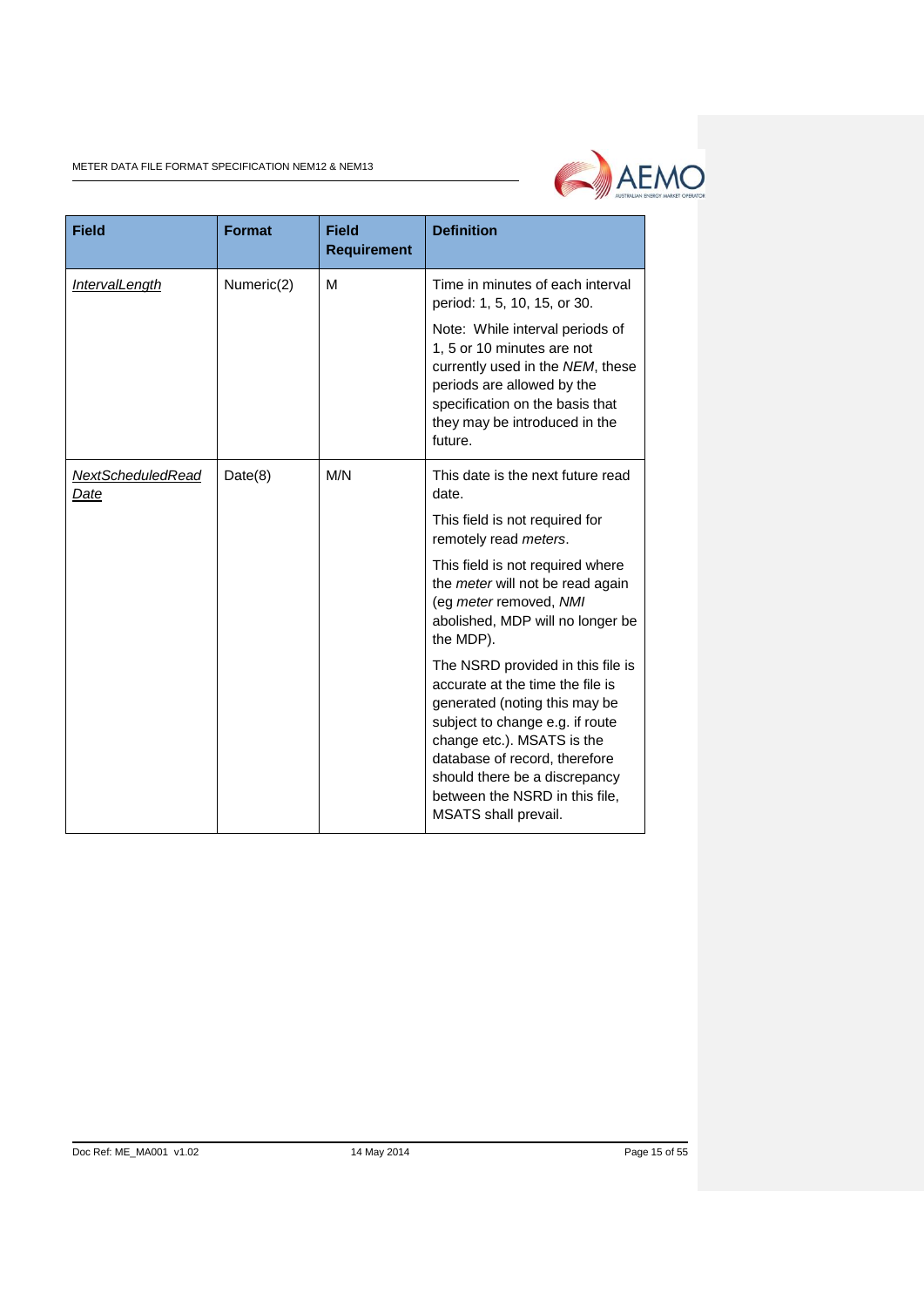| Field | Format | Field Requirement | Definition |
|---|---|---|---|
| *IntervalLength* | Numeric(2) | M | Time in minutes of each interval period: 1, 5, 10, 15, or 30.<br><br>Note: While interval periods of 1, 5 or 10 minutes are not currently used in the *NEM*, these periods are allowed by the specification on the basis that they may be introduced in the future. |
| *NextScheduledRead Date* | Date(8) | M/N | This date is the next future read date.<br><br>This field is not required for remotely read *meters*.<br><br>This field is not required where the *meter* will not be read again (eg *meter* removed, *NMI* abolished, MDP will no longer be the MDP).<br><br>The NSRD provided in this file is accurate at the time the file is generated (noting this may be subject to change e.g. if route change etc.). MSATS is the database of record, therefore should there be a discrepancy between the NSRD in this file, MSATS shall prevail. |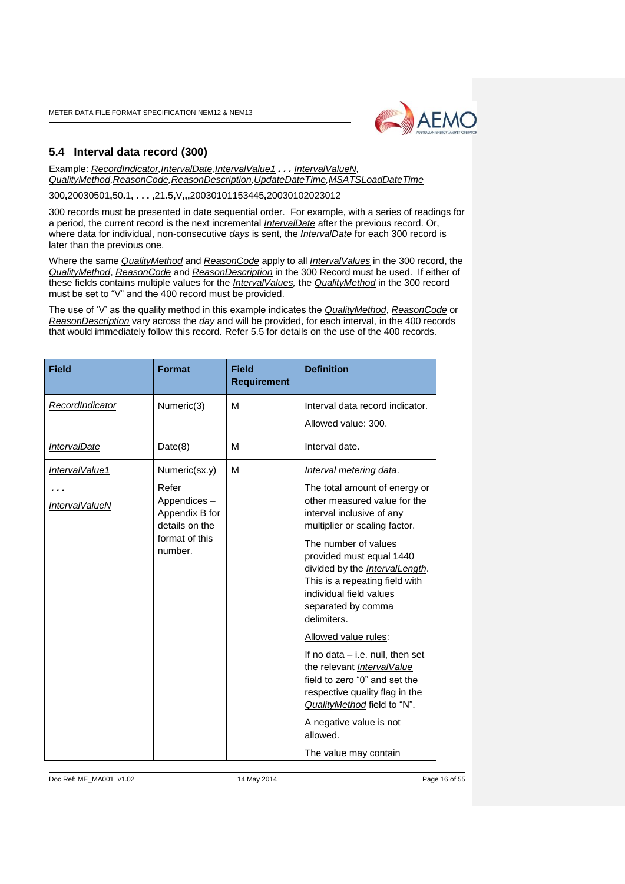## 5.4 Interval data record (300)

Example: *RecordIndicator,IntervalDate,IntervalValue1* **. . .** *IntervalValueN, QualityMethod,ReasonCode,ReasonDescription,UpdateDateTime,MSATSLoadDateTime*

300**,**20030501**,**50.1**, . . . ,**21.5**,**V**,,,**20030101153445**,**20030102023012

300 records must be presented in date sequential order. For example, with a series of readings for a period, the current record is the next incremental *IntervalDate* after the previous record. Or, where data for individual, non-consecutive *days* is sent, the *IntervalDate* for each 300 record is later than the previous one.

Where the same *QualityMethod* and *ReasonCode* apply to all *IntervalValues* in the 300 record, the *QualityMethod*, *ReasonCode* and *ReasonDescription* in the 300 Record must be used. If either of these fields contains multiple values for the *IntervalValues,* the *QualityMethod* in the 300 record must be set to "V" and the 400 record must be provided.

The use of 'V' as the quality method in this example indicates the *QualityMethod*, *ReasonCode* or *ReasonDescription* vary across the *day* and will be provided, for each interval, in the 400 records that would immediately follow this record. Refer 5.5 for details on the use of the 400 records.

| Field | Format | Field Requirement | Definition |
|---|---|---|---|
| *RecordIndicator* | Numeric(3) | M | Interval data record indicator.<br>Allowed value: 300. |
| *IntervalDate* | Date(8) | M | Interval date. |
| *IntervalValue1*<br>**. . .**<br>*IntervalValueN* | Numeric(sx.y)<br>Refer Appendices – Appendix B for details on the format of this number. | M | *Interval metering data.*<br>The total amount of energy or other measured value for the interval inclusive of any multiplier or scaling factor.<br>The number of values provided must equal 1440 divided by the *IntervalLength*. This is a repeating field with individual field values separated by comma delimiters.<br>Allowed value rules:<br>If no data – i.e. null, then set the relevant *IntervalValue* field to zero "0" and set the respective quality flag in the *QualityMethod* field to "N".<br>A negative value is not allowed.<br>The value may contain |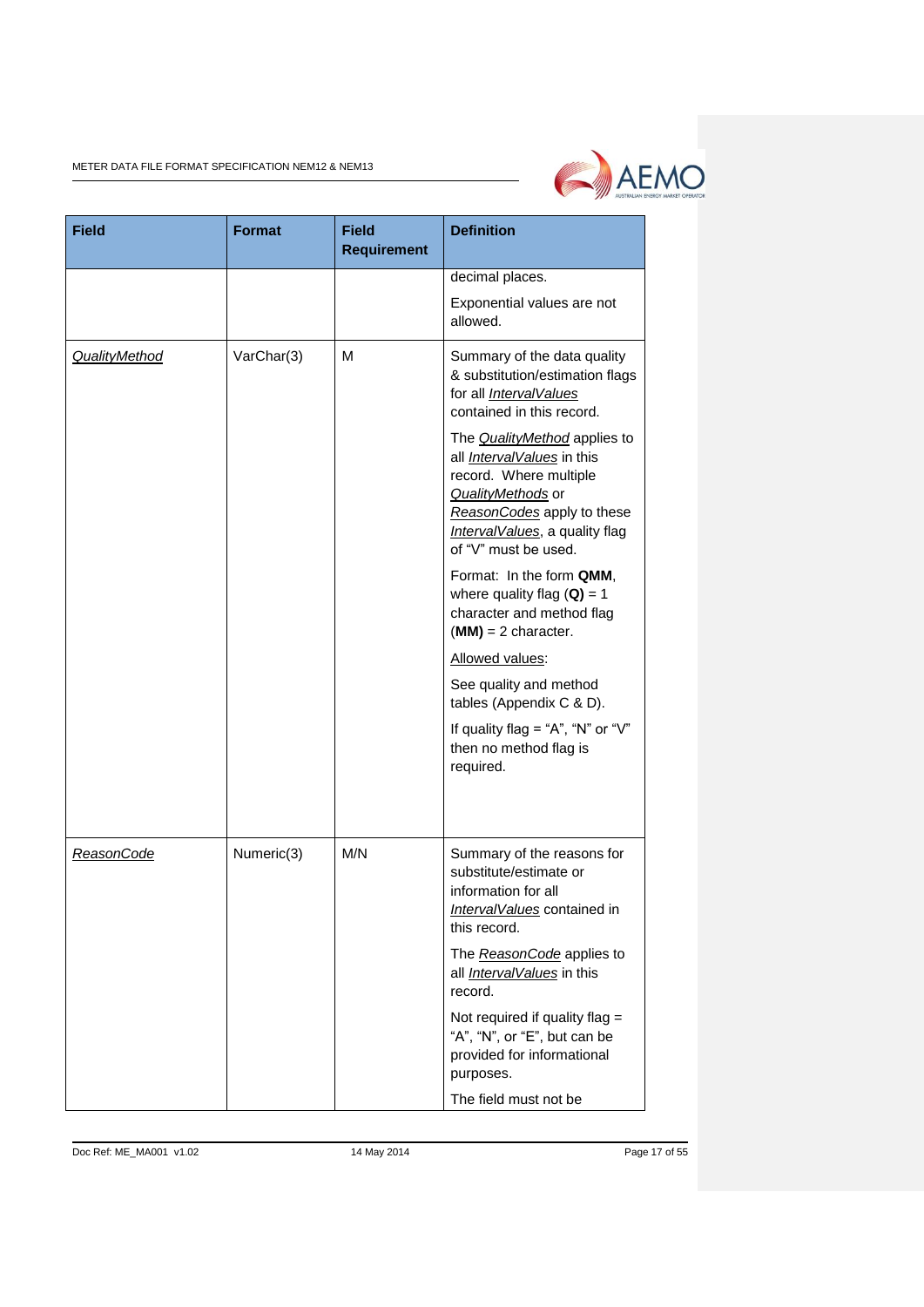| Field | Format | Field Requirement | Definition |
|---|---|---|---|
| | | | decimal places.<br><br>Exponential values are not allowed. |
| *QualityMethod* | VarChar(3) | M | Summary of the data quality & substitution/estimation flags for all *IntervalValues* contained in this record.<br><br>The *QualityMethod* applies to all *IntervalValues* in this record. Where multiple *QualityMethods* or *ReasonCodes* apply to these *IntervalValues*, a quality flag of "V" must be used.<br><br>Format: In the form **QMM**, where quality flag (**Q)** = 1 character and method flag (**MM)** = 2 character.<br><br>Allowed values:<br><br>See quality and method tables (Appendix C & D).<br><br>If quality flag = "A", "N" or "V" then no method flag is required. |
| *ReasonCode* | Numeric(3) | M/N | Summary of the reasons for substitute/estimate or information for all *IntervalValues* contained in this record.<br><br>The *ReasonCode* applies to all *IntervalValues* in this record.<br><br>Not required if quality flag = "A", "N", or "E", but can be provided for informational purposes.<br><br>The field must not be |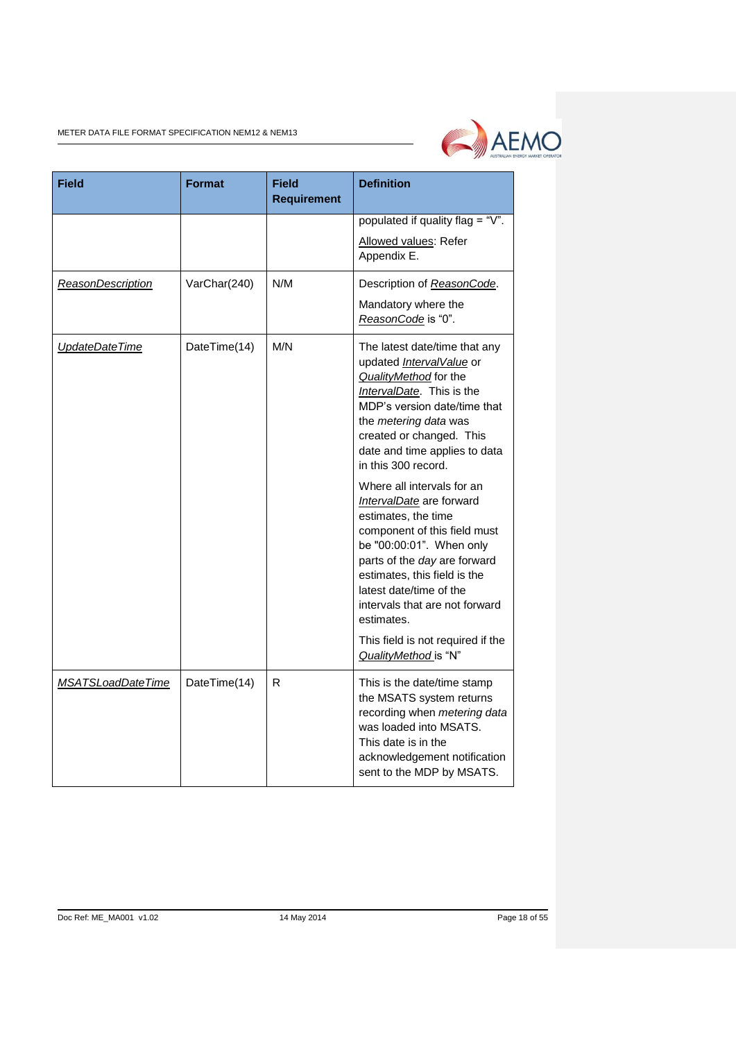| Field | Format | Field Requirement | Definition |
|---|---|---|---|
| | | | populated if quality flag = "V".<br><br>Allowed values: Refer Appendix E. |
| *ReasonDescription* | VarChar(240) | N/M | Description of *ReasonCode*.<br><br>Mandatory where the *ReasonCode* is "0". |
| *UpdateDateTime* | DateTime(14) | M/N | The latest date/time that any updated *IntervalValue* or *QualityMethod* for the *IntervalDate*. This is the MDP's version date/time that the *metering data* was created or changed. This date and time applies to data in this 300 record.<br><br>Where all intervals for an *IntervalDate* are forward estimates, the time component of this field must be "00:00:01". When only parts of the *day* are forward estimates, this field is the latest date/time of the intervals that are not forward estimates.<br><br>This field is not required if the *QualityMethod* is "N" |
| *MSATSLoadDateTime* | DateTime(14) | R | This is the date/time stamp the MSATS system returns recording when *metering data* was loaded into MSATS. This date is in the acknowledgement notification sent to the MDP by MSATS. |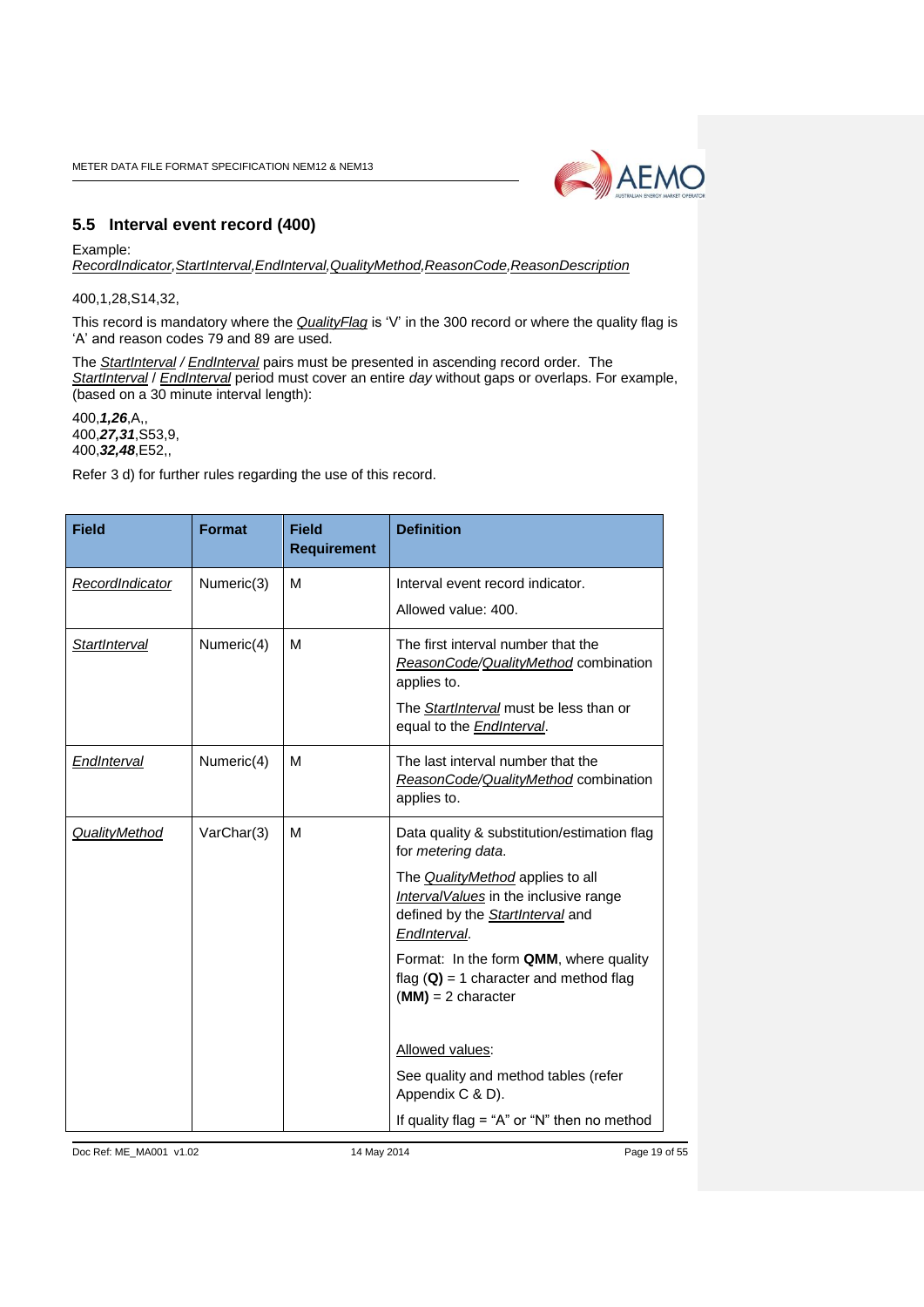## 5.5 Interval event record (400)

Example:
*RecordIndicator,StartInterval,EndInterval,QualityMethod,ReasonCode,ReasonDescription*

400,1,28,S14,32,

This record is mandatory where the *QualityFlag* is 'V' in the 300 record or where the quality flag is 'A' and reason codes 79 and 89 are used.

The *StartInterval* / *EndInterval* pairs must be presented in ascending record order. The *StartInterval* / *EndInterval* period must cover an entire *day* without gaps or overlaps. For example, (based on a 30 minute interval length):

400,***1,26***,A,,
400,***27,31***,S53,9,
400,***32,48***,E52,,

Refer 3 d) for further rules regarding the use of this record.

| Field | Format | Field Requirement | Definition |
|---|---|---|---|
| *RecordIndicator* | Numeric(3) | M | Interval event record indicator.<br><br>Allowed value: 400. |
| *StartInterval* | Numeric(4) | M | The first interval number that the *ReasonCode/QualityMethod* combination applies to.<br><br>The *StartInterval* must be less than or equal to the *EndInterval*. |
| *EndInterval* | Numeric(4) | M | The last interval number that the *ReasonCode/QualityMethod* combination applies to. |
| *QualityMethod* | VarChar(3) | M | Data quality & substitution/estimation flag for *metering data*.<br><br>The *QualityMethod* applies to all *IntervalValues* in the inclusive range defined by the *StartInterval* and *EndInterval*.<br><br>Format: In the form **QMM**, where quality flag (**Q**) = 1 character and method flag (**MM**) = 2 character<br><br>Allowed values:<br><br>See quality and method tables (refer Appendix C & D).<br><br>If quality flag = "A" or "N" then no method |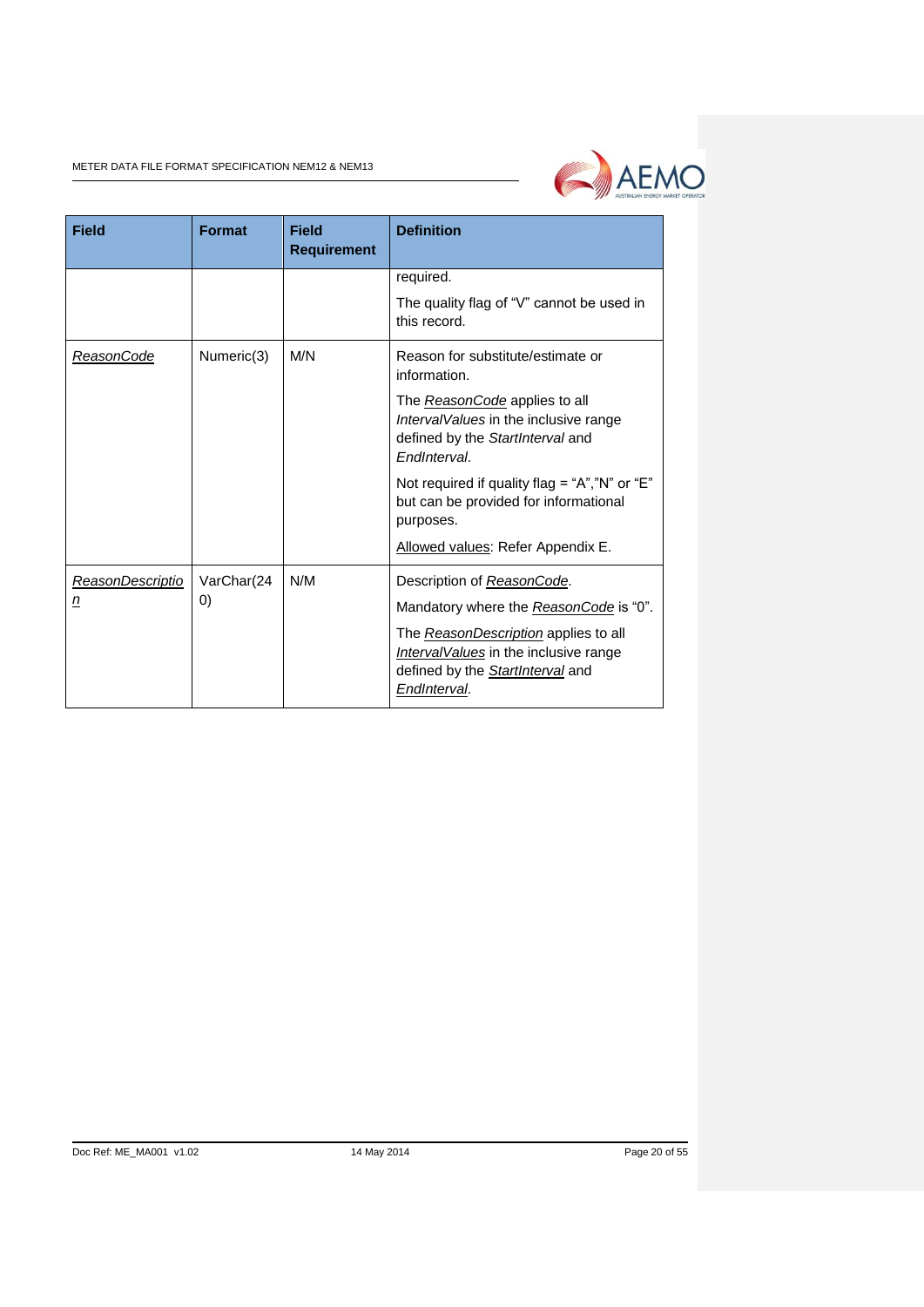| Field | Format | Field Requirement | Definition |
|---|---|---|---|
| | | | required.<br><br>The quality flag of "V" cannot be used in this record. |
| *ReasonCode* | Numeric(3) | M/N | Reason for substitute/estimate or information.<br><br>The *ReasonCode* applies to all *IntervalValues* in the inclusive range defined by the *StartInterval* and *EndInterval*.<br><br>Not required if quality flag = "A","N" or "E" but can be provided for informational purposes.<br><br>Allowed values: Refer Appendix E. |
| *ReasonDescription* | VarChar(240) | N/M | Description of *ReasonCode*.<br><br>Mandatory where the *ReasonCode* is "0".<br><br>The *ReasonDescription* applies to all *IntervalValues* in the inclusive range defined by the *StartInterval* and *EndInterval*. |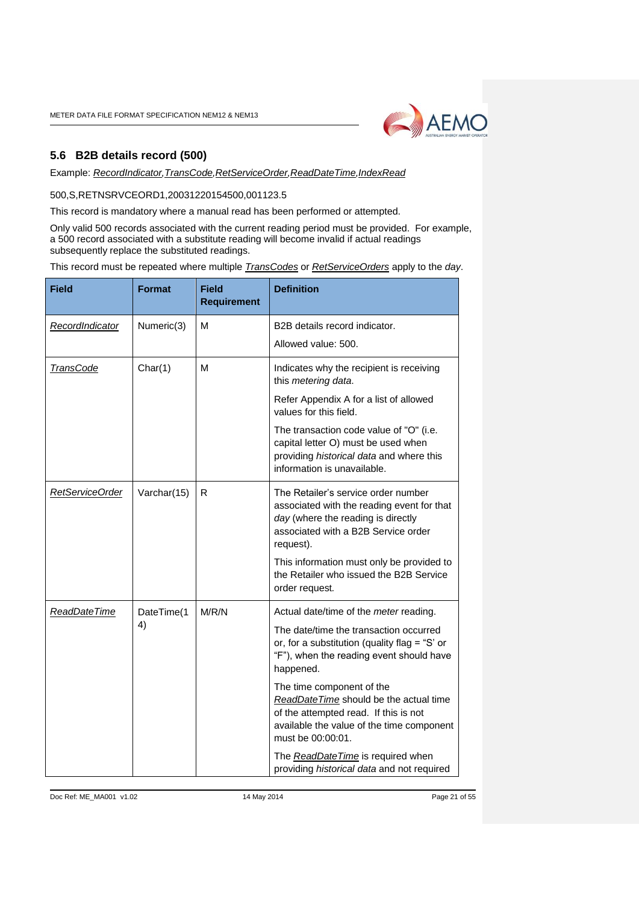## 5.6 B2B details record (500)

Example: *RecordIndicator,TransCode,RetServiceOrder,ReadDateTime,IndexRead*

500,S,RETNSRVCEORD1,20031220154500,001123.5

This record is mandatory where a manual read has been performed or attempted.

Only valid 500 records associated with the current reading period must be provided. For example, a 500 record associated with a substitute reading will become invalid if actual readings subsequently replace the substituted readings.

This record must be repeated where multiple *TransCodes* or *RetServiceOrders* apply to the *day*.

| Field | Format | Field Requirement | Definition |
|---|---|---|---|
| *RecordIndicator* | Numeric(3) | M | B2B details record indicator.<br><br>Allowed value: 500. |
| *TransCode* | Char(1) | M | Indicates why the recipient is receiving this *metering data*.<br><br>Refer Appendix A for a list of allowed values for this field.<br><br>The transaction code value of "O" (i.e. capital letter O) must be used when providing *historical data* and where this information is unavailable. |
| *RetServiceOrder* | Varchar(15) | R | The Retailer's service order number associated with the reading event for that *day* (where the reading is directly associated with a B2B Service order request).<br><br>This information must only be provided to the Retailer who issued the B2B Service order request. |
| *ReadDateTime* | DateTime(14) | M/R/N | Actual date/time of the *meter* reading.<br><br>The date/time the transaction occurred or, for a substitution (quality flag = "S' or "F"), when the reading event should have happened.<br><br>The time component of the *ReadDateTime* should be the actual time of the attempted read. If this is not available the value of the time component must be 00:00:01.<br><br>The *ReadDateTime* is required when providing *historical data* and not required |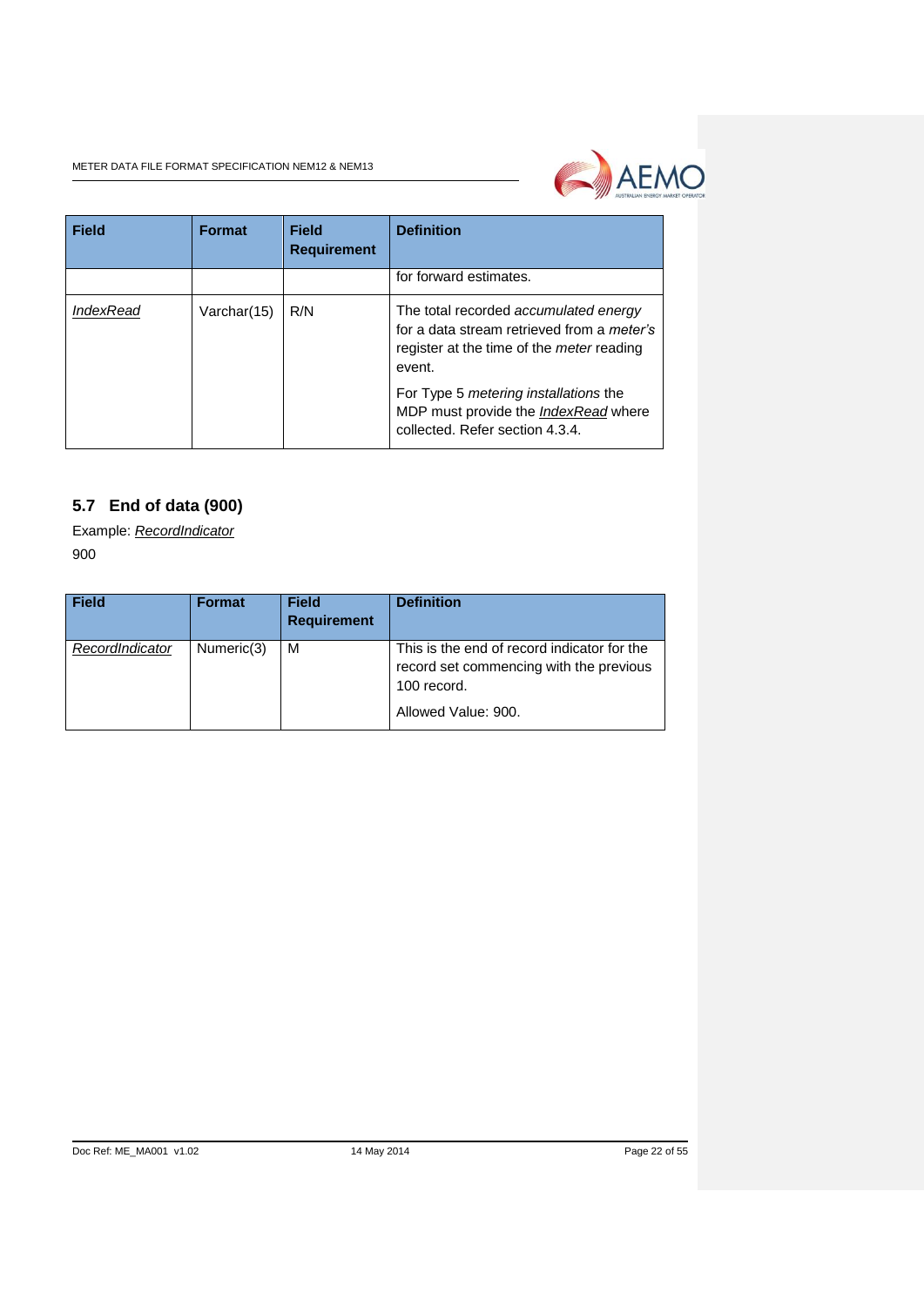| Field | Format | Field Requirement | Definition |
|---|---|---|---|
| | | | for forward estimates. |
| *IndexRead* | Varchar(15) | R/N | The total recorded *accumulated energy* for a data stream retrieved from a *meter's* register at the time of the *meter* reading event.<br><br>For Type 5 *metering installations* the MDP must provide the *IndexRead* where collected. Refer section 4.3.4. |

## 5.7 End of data (900)

Example: *RecordIndicator*

900

| Field | Format | Field Requirement | Definition |
|---|---|---|---|
| *RecordIndicator* | Numeric(3) | M | This is the end of record indicator for the record set commencing with the previous 100 record.<br><br>Allowed Value: 900. |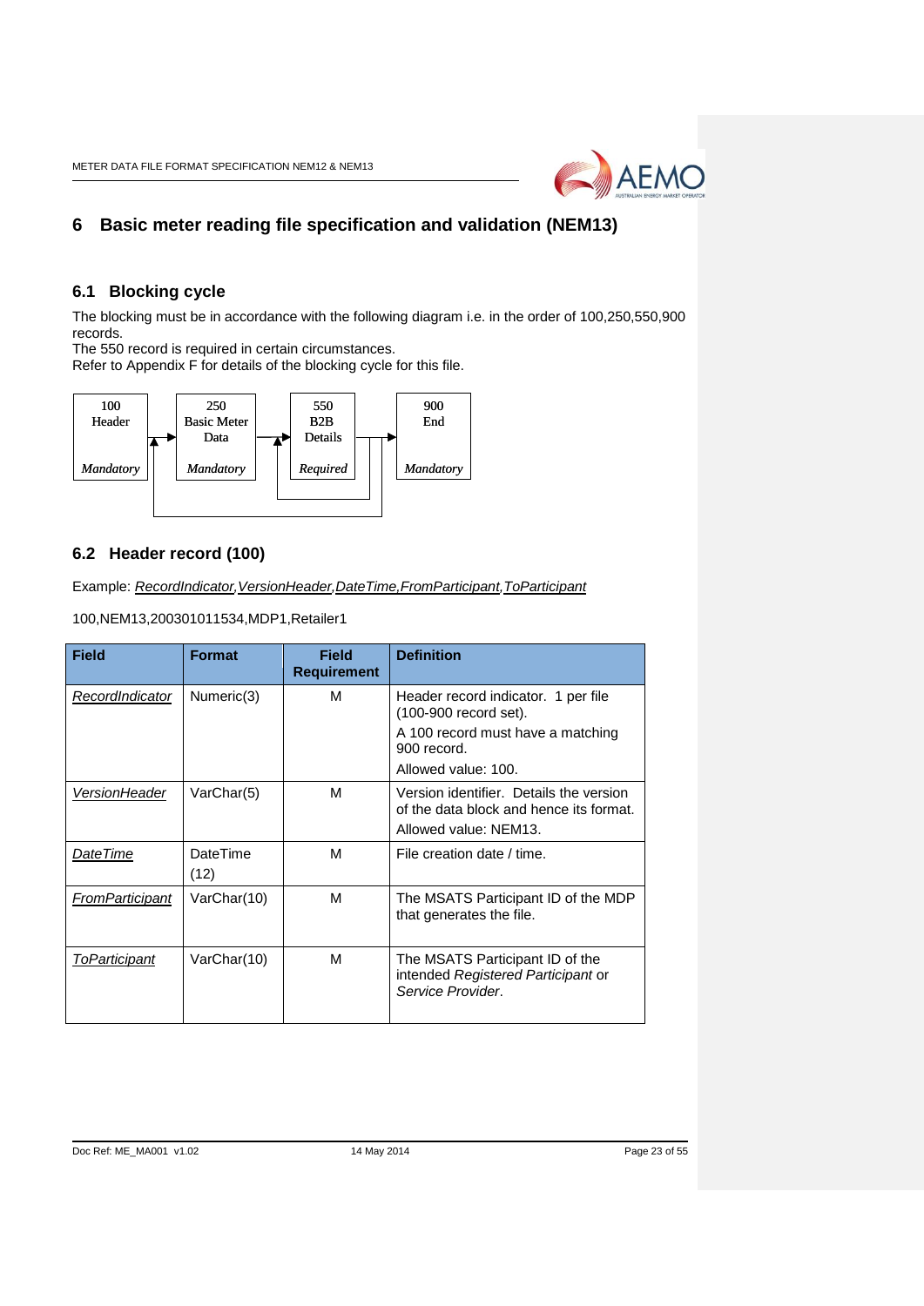# 6 Basic meter reading file specification and validation (NEM13)

## 6.1 Blocking cycle

The blocking must be in accordance with the following diagram i.e. in the order of 100,250,550,900 records.
The 550 record is required in certain circumstances.
Refer to Appendix F for details of the blocking cycle for this file.

| 100 Header | 250 Basic Meter Data | 550 B2B Details | 900 End |
|---|---|---|---|
| *Mandatory* | *Mandatory* | *Required* | *Mandatory* |

## 6.2 Header record (100)

Example: *RecordIndicator,VersionHeader,DateTime,FromParticipant,ToParticipant*

100,NEM13,200301011534,MDP1,Retailer1

| Field | Format | Field Requirement | Definition |
|---|---|---|---|
| *RecordIndicator* | Numeric(3) | M | Header record indicator. 1 per file (100-900 record set).<br>A 100 record must have a matching 900 record.<br>Allowed value: 100. |
| *VersionHeader* | VarChar(5) | M | Version identifier. Details the version of the data block and hence its format.<br>Allowed value: NEM13. |
| *DateTime* | DateTime (12) | M | File creation date / time. |
| *FromParticipant* | VarChar(10) | M | The MSATS Participant ID of the MDP that generates the file. |
| *ToParticipant* | VarChar(10) | M | The MSATS Participant ID of the intended *Registered Participant* or *Service Provider*. |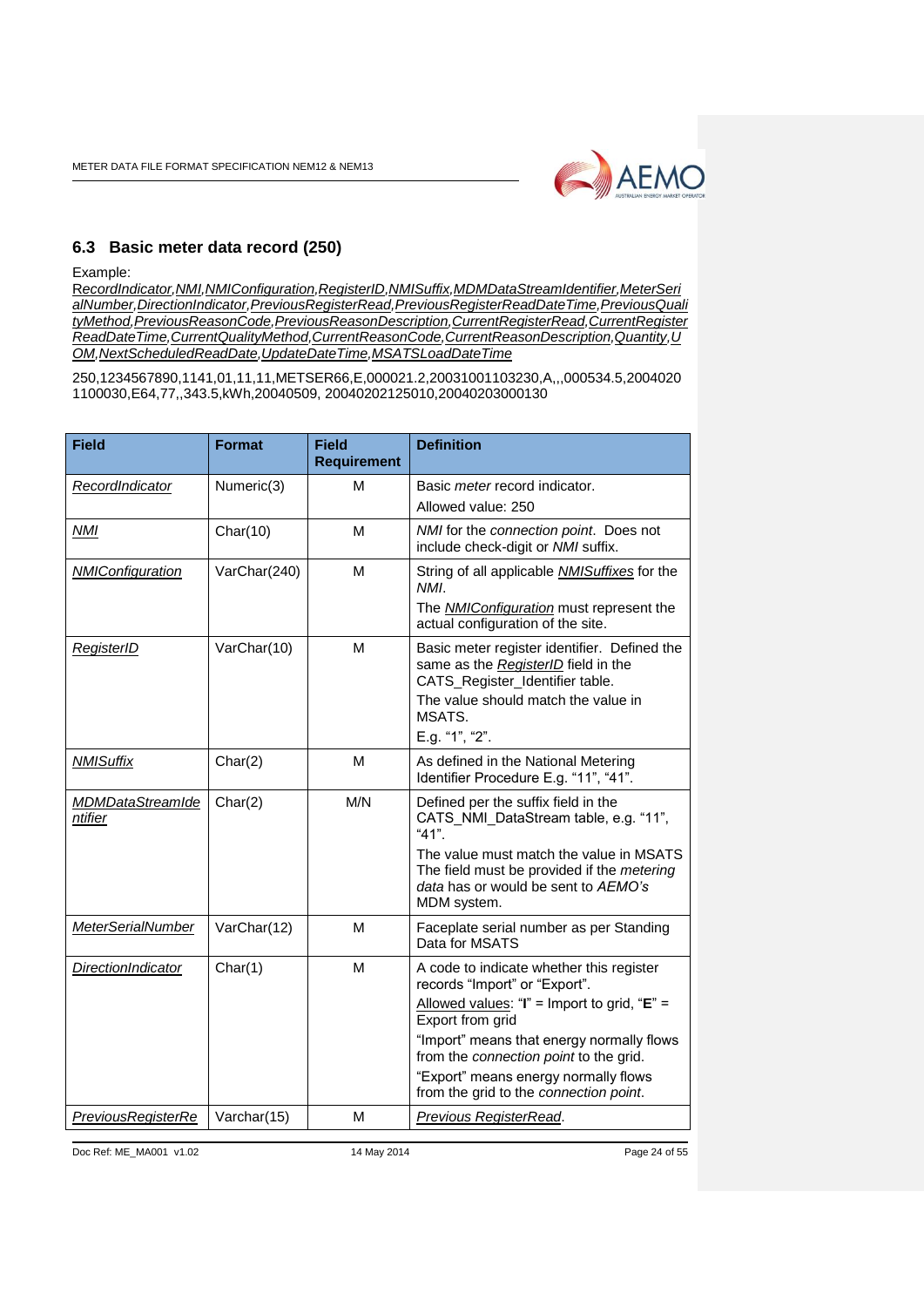## 6.3 Basic meter data record (250)

Example:
*RecordIndicator,NMI,NMIConfiguration,RegisterID,NMISuffix,MDMDataStreamIdentifier,MeterSerialNumber,DirectionIndicator,PreviousRegisterRead,PreviousRegisterReadDateTime,PreviousQualityMethod,PreviousReasonCode,PreviousReasonDescription,CurrentRegisterRead,CurrentRegisterReadDateTime,CurrentQualityMethod,CurrentReasonCode,CurrentReasonDescription,Quantity,UOM,NextScheduledReadDate,UpdateDateTime,MSATSLoadDateTime*

250,1234567890,1141,01,11,11,METSER66,E,000021.2,20031001103230,A,,,000534.5,20040201100030,E64,77,,343.5,kWh,20040509, 20040202125010,20040203000130

| Field | Format | Field Requirement | Definition |
|---|---|---|---|
| *RecordIndicator* | Numeric(3) | M | Basic *meter* record indicator.<br>Allowed value: 250 |
| *NMI* | Char(10) | M | *NMI* for the *connection point*. Does not include check-digit or *NMI* suffix. |
| *NMIConfiguration* | VarChar(240) | M | String of all applicable *NMISuffixes* for the *NMI*.<br>The *NMIConfiguration* must represent the actual configuration of the site. |
| *RegisterID* | VarChar(10) | M | Basic meter register identifier. Defined the same as the *RegisterID* field in the CATS_Register_Identifier table.<br>The value should match the value in MSATS.<br>E.g. "1", "2". |
| *NMISuffix* | Char(2) | M | As defined in the National Metering Identifier Procedure E.g. "11", "41". |
| *MDMDataStreamIdentifier* | Char(2) | M/N | Defined per the suffix field in the CATS_NMI_DataStream table, e.g. "11", "41".<br>The value must match the value in MSATS The field must be provided if the *metering data* has or would be sent to *AEMO's* MDM system. |
| *MeterSerialNumber* | VarChar(12) | M | Faceplate serial number as per Standing Data for MSATS |
| *DirectionIndicator* | Char(1) | M | A code to indicate whether this register records "Import" or "Export".<br>Allowed values: "**I**" = Import to grid, "**E**" = Export from grid<br>"Import" means that energy normally flows from the *connection point* to the grid.<br>"Export" means energy normally flows from the grid to the *connection point*. |
| *PreviousRegisterRe* | Varchar(15) | M | *Previous RegisterRead*. |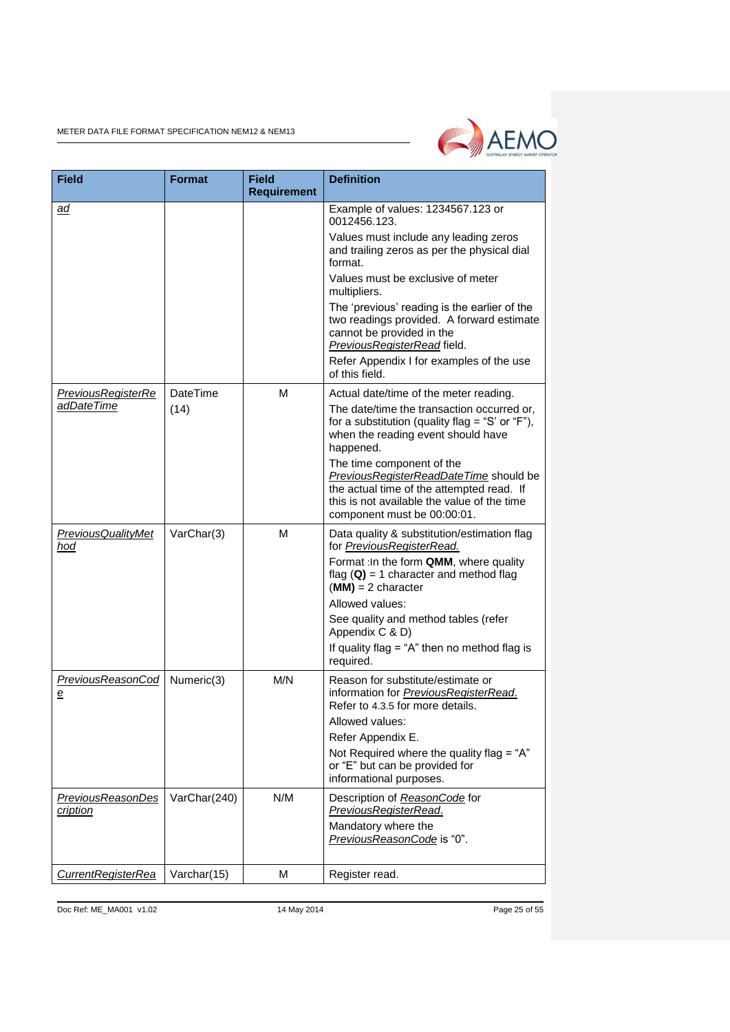| Field | Format | Field Requirement | Definition |
|---|---|---|---|
| *ad* | | | Example of values: 1234567.123 or 0012456.123.<br>Values must include any leading zeros and trailing zeros as per the physical dial format.<br>Values must be exclusive of meter multipliers.<br>The 'previous' reading is the earlier of the two readings provided. A forward estimate cannot be provided in the *PreviousRegisterRead* field.<br>Refer Appendix I for examples of the use of this field. |
| *PreviousRegisterReadDateTime* | DateTime (14) | M | Actual date/time of the meter reading.<br>The date/time the transaction occurred or, for a substitution (quality flag = "S' or "F"), when the reading event should have happened.<br>The time component of the *PreviousRegisterReadDateTime* should be the actual time of the attempted read. If this is not available the value of the time component must be 00:00:01. |
| *PreviousQualityMethod* | VarChar(3) | M | Data quality & substitution/estimation flag for *PreviousRegisterRead.*<br>Format :In the form **QMM**, where quality flag (**Q**) = 1 character and method flag (**MM**) = 2 character<br>Allowed values:<br>See quality and method tables (refer Appendix C & D)<br>If quality flag = "A" then no method flag is required. |
| *PreviousReasonCode* | Numeric(3) | M/N | Reason for substitute/estimate or information for *PreviousRegisterRead.* Refer to 4.3.5 for more details.<br>Allowed values:<br>Refer Appendix E.<br>Not Required where the quality flag = "A" or "E" but can be provided for informational purposes. |
| *PreviousReasonDescription* | VarChar(240) | N/M | Description of *ReasonCode* for *PreviousRegisterRead.*<br>Mandatory where the *PreviousReasonCode* is "0". |
| *CurrentRegisterRea* | Varchar(15) | M | Register read. |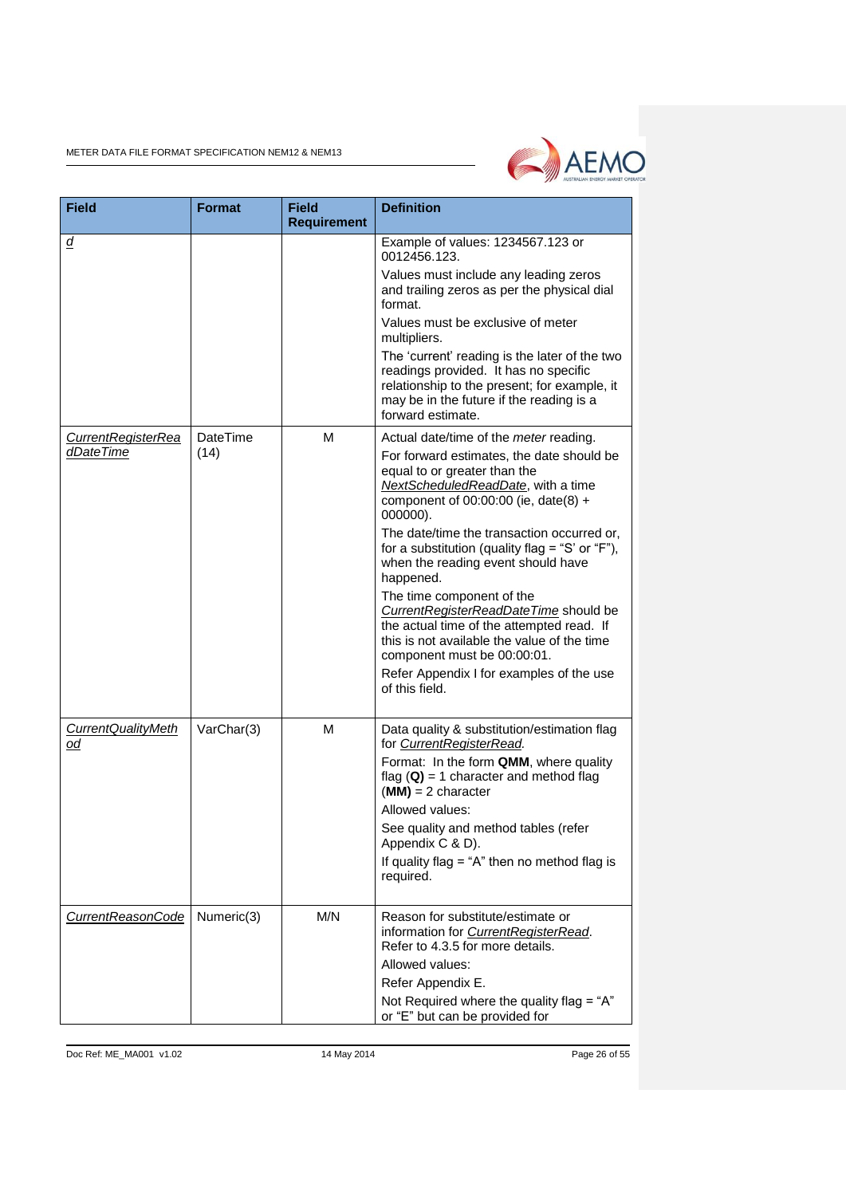| Field | Format | Field Requirement | Definition |
|---|---|---|---|
| *d* | | | Example of values: 1234567.123 or 0012456.123.<br>Values must include any leading zeros and trailing zeros as per the physical dial format.<br>Values must be exclusive of meter multipliers.<br>The 'current' reading is the later of the two readings provided. It has no specific relationship to the present; for example, it may be in the future if the reading is a forward estimate. |
| *CurrentRegisterReadDateTime* | DateTime (14) | M | Actual date/time of the *meter* reading.<br>For forward estimates, the date should be equal to or greater than the *NextScheduledReadDate*, with a time component of 00:00:00 (ie, date(8) + 000000).<br>The date/time the transaction occurred or, for a substitution (quality flag = "S' or "F"), when the reading event should have happened.<br>The time component of the *CurrentRegisterReadDateTime* should be the actual time of the attempted read. If this is not available the value of the time component must be 00:00:01.<br>Refer Appendix I for examples of the use of this field. |
| *CurrentQualityMethod* | VarChar(3) | M | Data quality & substitution/estimation flag for *CurrentRegisterRead.*<br>Format: In the form **QMM**, where quality flag (**Q**) = 1 character and method flag (**MM**) = 2 character<br>Allowed values:<br>See quality and method tables (refer Appendix C & D).<br>If quality flag = "A" then no method flag is required. |
| *CurrentReasonCode* | Numeric(3) | M/N | Reason for substitute/estimate or information for *CurrentRegisterRead*. Refer to 4.3.5 for more details.<br>Allowed values:<br>Refer Appendix E.<br>Not Required where the quality flag = "A" or "E" but can be provided for |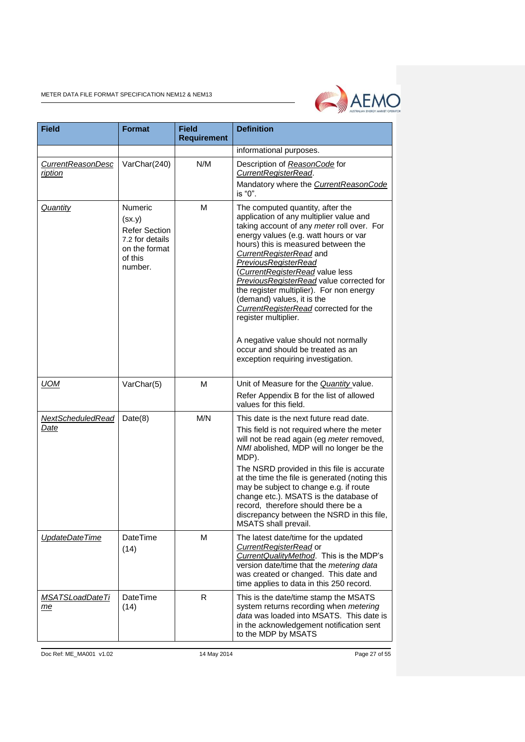| Field | Format | Field Requirement | Definition |
|---|---|---|---|
| | | | informational purposes. |
| *CurrentReasonDescription* | VarChar(240) | N/M | Description of *ReasonCode* for *CurrentRegisterRead*.<br>Mandatory where the *CurrentReasonCode* is "0". |
| *Quantity* | Numeric (sx.y) Refer Section 7.2 for details on the format of this number. | M | The computed quantity, after the application of any multiplier value and taking account of any *meter* roll over. For energy values (e.g. watt hours or var hours) this is measured between the *CurrentRegisterRead* and *PreviousRegisterRead* (*CurrentRegisterRead* value less *PreviousRegisterRead* value corrected for the register multiplier). For non energy (demand) values, it is the *CurrentRegisterRead* corrected for the register multiplier.<br><br>A negative value should not normally occur and should be treated as an exception requiring investigation. |
| *UOM* | VarChar(5) | M | Unit of Measure for the *Quantity* value.<br>Refer Appendix B for the list of allowed values for this field. |
| *NextScheduledReadDate* | Date(8) | M/N | This date is the next future read date.<br>This field is not required where the meter will not be read again (eg *meter* removed, *NMI* abolished, MDP will no longer be the MDP).<br>The NSRD provided in this file is accurate at the time the file is generated (noting this may be subject to change e.g. if route change etc.). MSATS is the database of record, therefore should there be a discrepancy between the NSRD in this file, MSATS shall prevail. |
| *UpdateDateTime* | DateTime (14) | M | The latest date/time for the updated *CurrentRegisterRead* or *CurrentQualityMethod*. This is the MDP's version date/time that the *metering data* was created or changed. This date and time applies to data in this 250 record. |
| *MSATSLoadDateTime* | DateTime (14) | R | This is the date/time stamp the MSATS system returns recording when *metering data* was loaded into MSATS. This date is in the acknowledgement notification sent to the MDP by MSATS |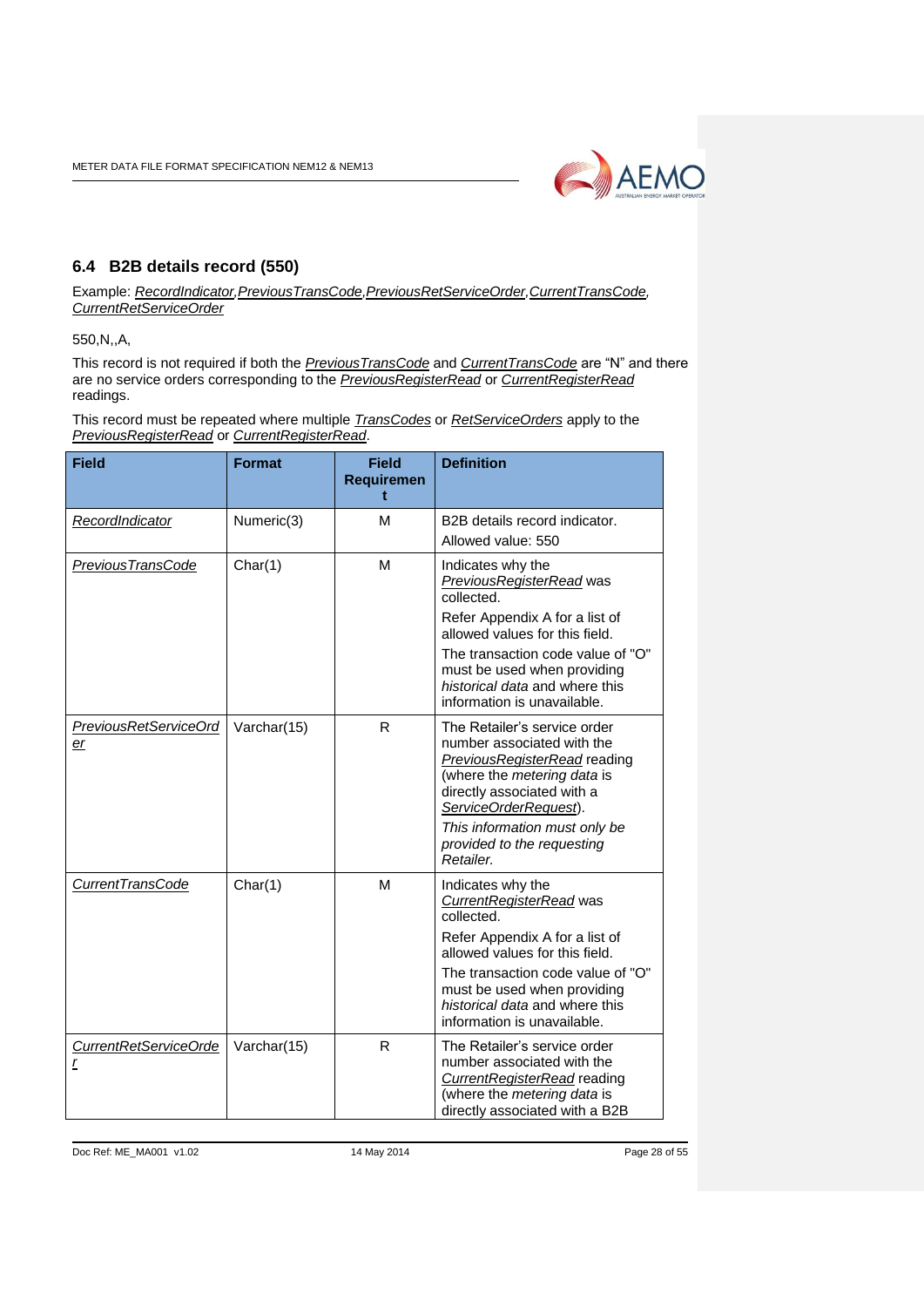## 6.4 B2B details record (550)

Example: *RecordIndicator*,*PreviousTransCode*,*PreviousRetServiceOrder*,*CurrentTransCode*, *CurrentRetServiceOrder*

550,N,,A,

This record is not required if both the *PreviousTransCode* and *CurrentTransCode* are "N" and there are no service orders corresponding to the *PreviousRegisterRead* or *CurrentRegisterRead* readings.

This record must be repeated where multiple *TransCodes* or *RetServiceOrders* apply to the *PreviousRegisterRead* or *CurrentRegisterRead*.

| Field | Format | Field Requirement | Definition |
|---|---|---|---|
| *RecordIndicator* | Numeric(3) | M | B2B details record indicator.<br>Allowed value: 550 |
| *PreviousTransCode* | Char(1) | M | Indicates why the *PreviousRegisterRead* was collected.<br>Refer Appendix A for a list of allowed values for this field.<br>The transaction code value of "O" must be used when providing *historical data* and where this information is unavailable. |
| *PreviousRetServiceOrder* | Varchar(15) | R | The Retailer's service order number associated with the *PreviousRegisterRead* reading (where the *metering data* is directly associated with a *ServiceOrderRequest*).<br>*This information must only be provided to the requesting Retailer.* |
| *CurrentTransCode* | Char(1) | M | Indicates why the *CurrentRegisterRead* was collected.<br>Refer Appendix A for a list of allowed values for this field.<br>The transaction code value of "O" must be used when providing *historical data* and where this information is unavailable. |
| *CurrentRetServiceOrder* | Varchar(15) | R | The Retailer's service order number associated with the *CurrentRegisterRead* reading (where the *metering data* is directly associated with a B2B |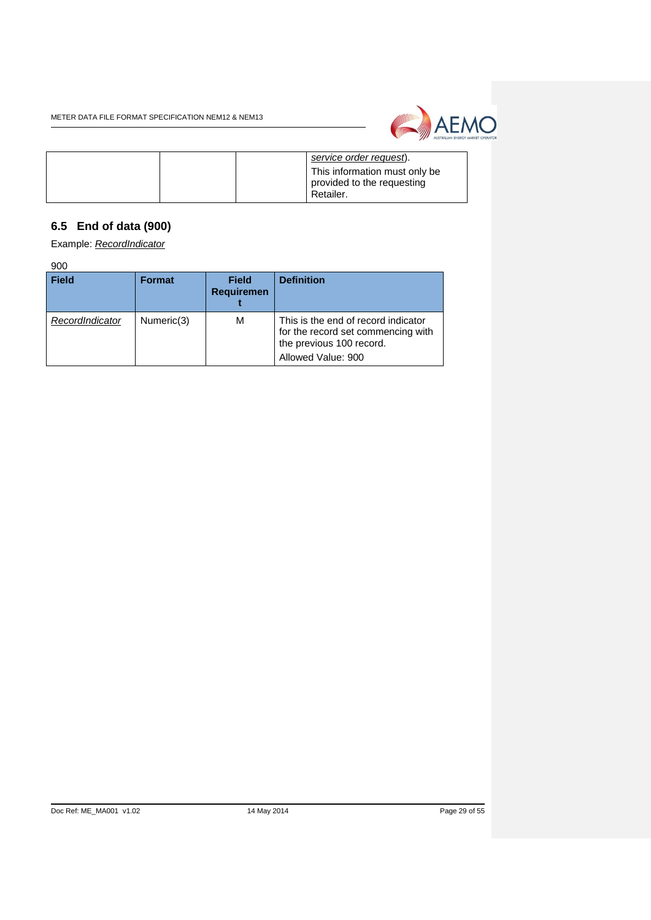| | | | *service order request*). This information must only be provided to the requesting Retailer. |
|---|---|---|---|

## 6.5 End of data (900)

Example: *RecordIndicator*

900

| Field | Format | Field Requirement | Definition |
|---|---|---|---|
| *RecordIndicator* | Numeric(3) | M | This is the end of record indicator for the record set commencing with the previous 100 record.<br>Allowed Value: 900 |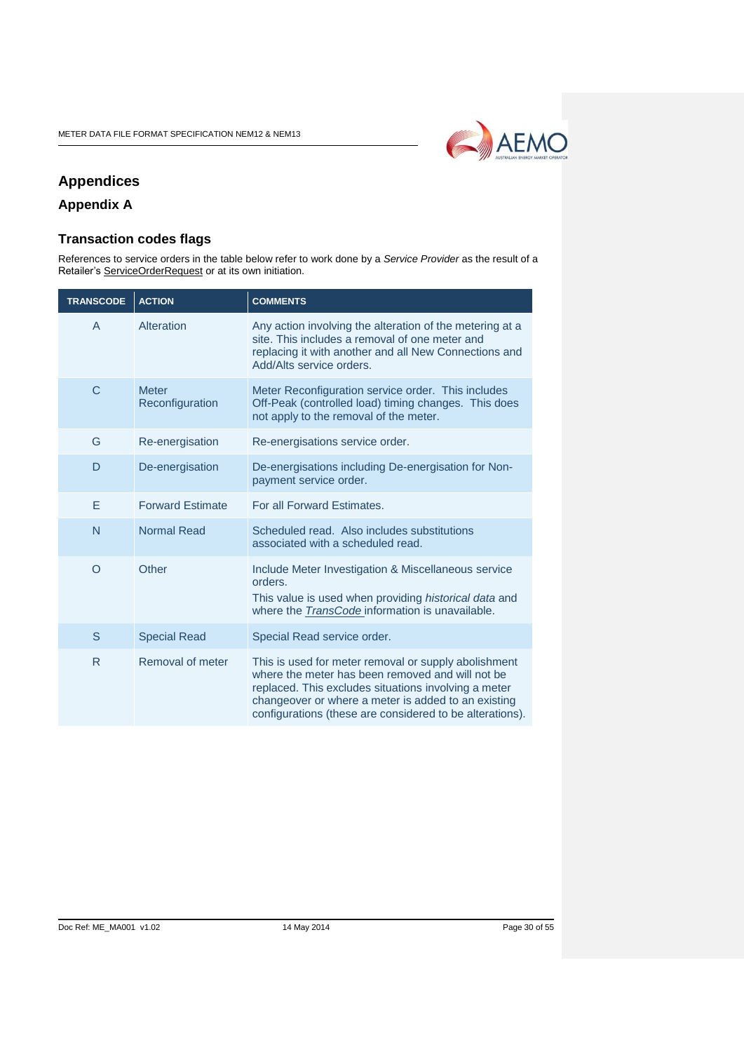# Appendices

## Appendix A

### Transaction codes flags

References to service orders in the table below refer to work done by a *Service Provider* as the result of a Retailer's ServiceOrderRequest or at its own initiation.

| TRANSCODE | ACTION | COMMENTS |
|---|---|---|
| A | Alteration | Any action involving the alteration of the metering at a site. This includes a removal of one meter and replacing it with another and all New Connections and Add/Alts service orders. |
| C | Meter Reconfiguration | Meter Reconfiguration service order. This includes Off-Peak (controlled load) timing changes. This does not apply to the removal of the meter. |
| G | Re-energisation | Re-energisations service order. |
| D | De-energisation | De-energisations including De-energisation for Non-payment service order. |
| E | Forward Estimate | For all Forward Estimates. |
| N | Normal Read | Scheduled read. Also includes substitutions associated with a scheduled read. |
| O | Other | Include Meter Investigation & Miscellaneous service orders.<br>This value is used when providing *historical data* and where the *TransCode* information is unavailable. |
| S | Special Read | Special Read service order. |
| R | Removal of meter | This is used for meter removal or supply abolishment where the meter has been removed and will not be replaced. This excludes situations involving a meter changeover or where a meter is added to an existing configurations (these are considered to be alterations). |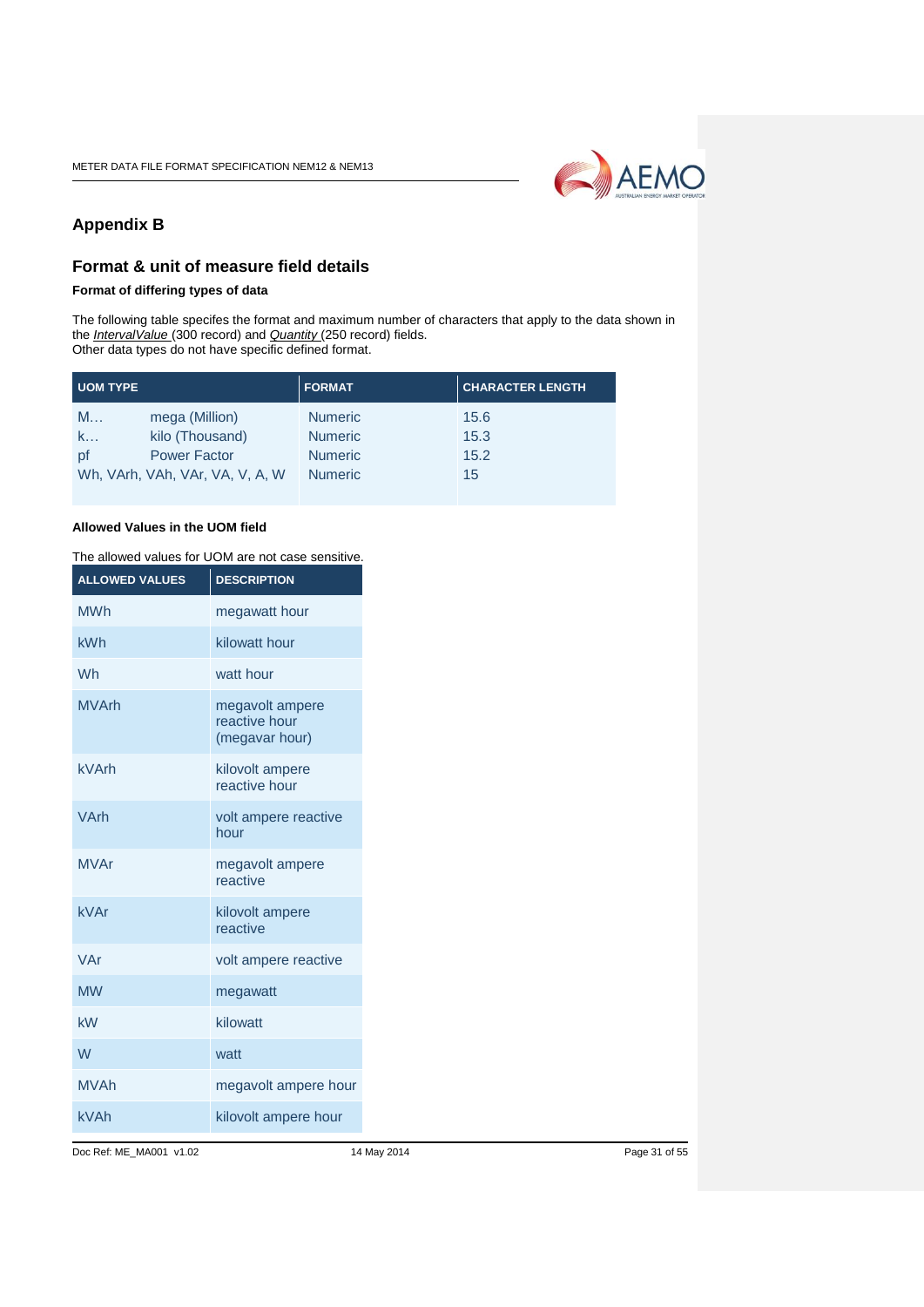## Appendix B

## Format & unit of measure field details

### Format of differing types of data

The following table specifes the format and maximum number of characters that apply to the data shown in the *IntervalValue* (300 record) and *Quantity* (250 record) fields.
Other data types do not have specific defined format.

| UOM TYPE | | FORMAT | CHARACTER LENGTH |
|---|---|---|---|
| M… | mega (Million) | Numeric | 15.6 |
| k… | kilo (Thousand) | Numeric | 15.3 |
| pf | Power Factor | Numeric | 15.2 |
| Wh, VArh, VAh, VAr, VA, V, A, W | | Numeric | 15 |

### Allowed Values in the UOM field

The allowed values for UOM are not case sensitive.

| ALLOWED VALUES | DESCRIPTION |
|---|---|
| MWh | megawatt hour |
| kWh | kilowatt hour |
| Wh | watt hour |
| MVArh | megavolt ampere reactive hour (megavar hour) |
| kVArh | kilovolt ampere reactive hour |
| VArh | volt ampere reactive hour |
| MVAr | megavolt ampere reactive |
| kVAr | kilovolt ampere reactive |
| VAr | volt ampere reactive |
| MW | megawatt |
| kW | kilowatt |
| W | watt |
| MVAh | megavolt ampere hour |
| kVAh | kilovolt ampere hour |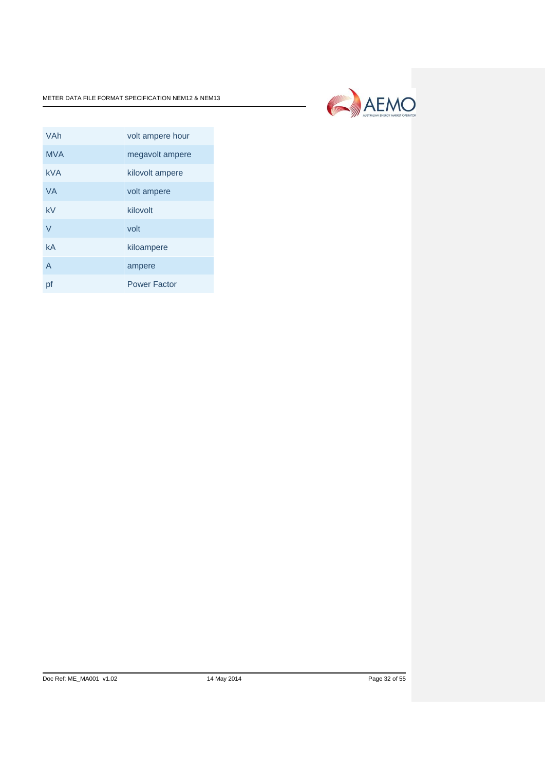| | |
|---|---|
| VAh | volt ampere hour |
| MVA | megavolt ampere |
| kVA | kilovolt ampere |
| VA | volt ampere |
| kV | kilovolt |
| V | volt |
| kA | kiloampere |
| A | ampere |
| pf | Power Factor |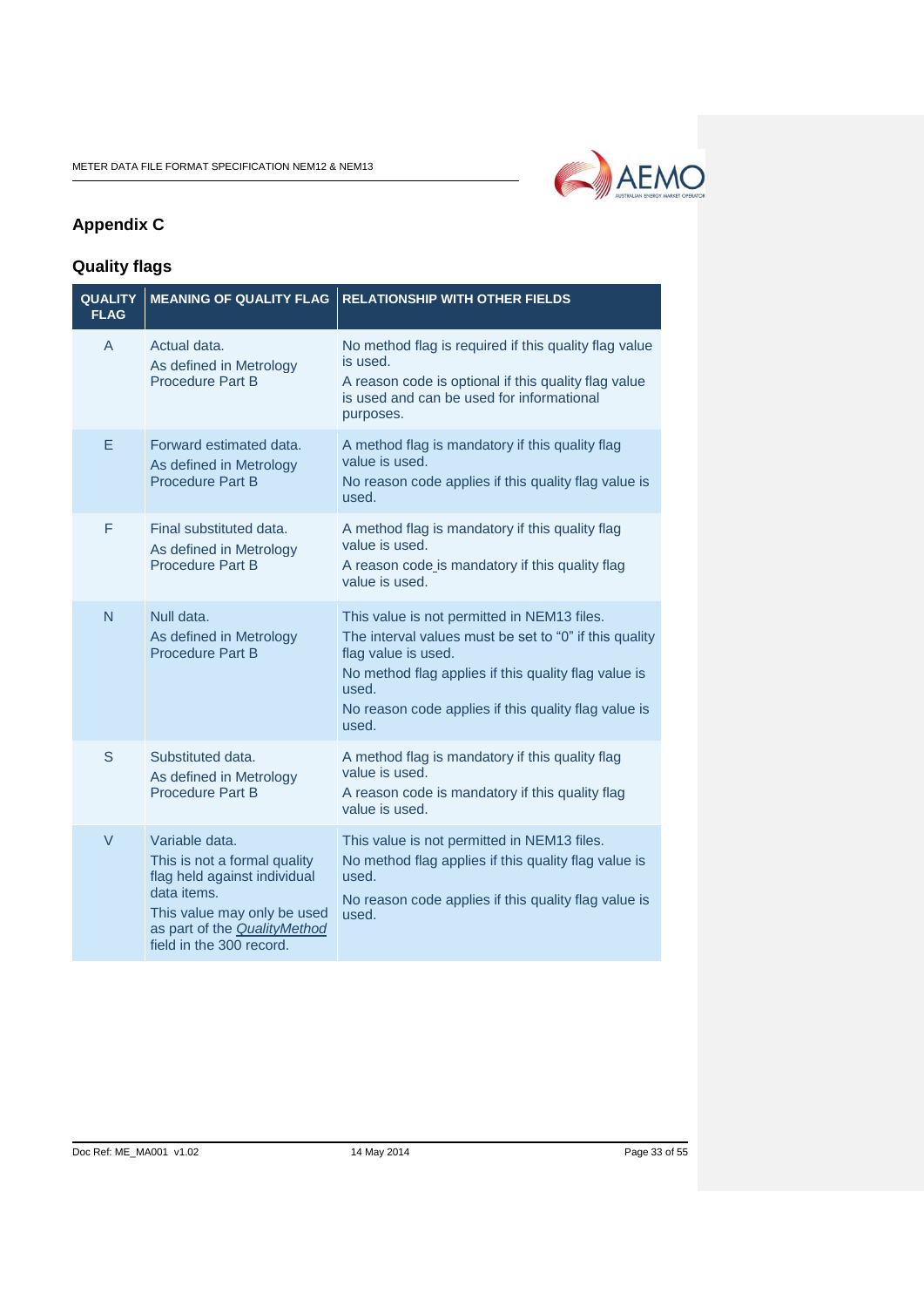# Appendix C

## Quality flags

| QUALITY FLAG | MEANING OF QUALITY FLAG | RELATIONSHIP WITH OTHER FIELDS |
|---|---|---|
| A | Actual data.<br>As defined in Metrology Procedure Part B | No method flag is required if this quality flag value is used.<br>A reason code is optional if this quality flag value is used and can be used for informational purposes. |
| E | Forward estimated data.<br>As defined in Metrology Procedure Part B | A method flag is mandatory if this quality flag value is used.<br>No reason code applies if this quality flag value is used. |
| F | Final substituted data.<br>As defined in Metrology Procedure Part B | A method flag is mandatory if this quality flag value is used.<br>A reason code is mandatory if this quality flag value is used. |
| N | Null data.<br>As defined in Metrology Procedure Part B | This value is not permitted in NEM13 files.<br>The interval values must be set to "0" if this quality flag value is used.<br>No method flag applies if this quality flag value is used.<br>No reason code applies if this quality flag value is used. |
| S | Substituted data.<br>As defined in Metrology Procedure Part B | A method flag is mandatory if this quality flag value is used.<br>A reason code is mandatory if this quality flag value is used. |
| V | Variable data.<br>This is not a formal quality flag held against individual data items.<br>This value may only be used as part of the *QualityMethod* field in the 300 record. | This value is not permitted in NEM13 files.<br>No method flag applies if this quality flag value is used.<br>No reason code applies if this quality flag value is used. |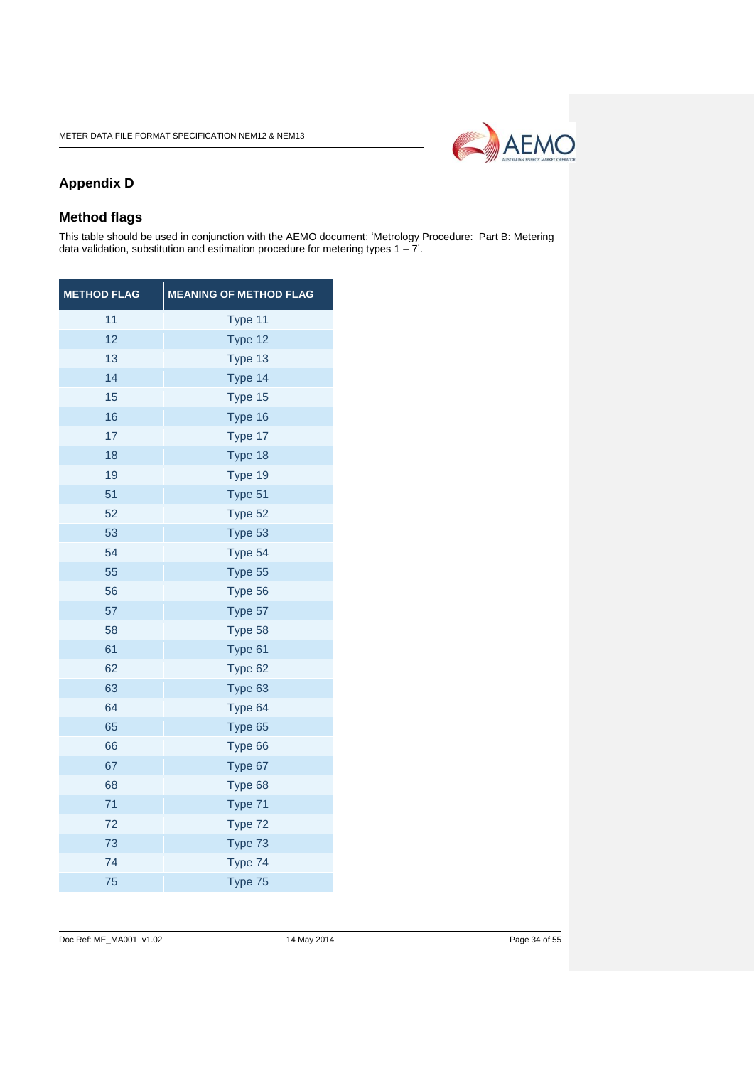## Appendix D

## Method flags

This table should be used in conjunction with the AEMO document: 'Metrology Procedure: Part B: Metering data validation, substitution and estimation procedure for metering types 1 – 7'.

| METHOD FLAG | MEANING OF METHOD FLAG |
|---|---|
| 11 | Type 11 |
| 12 | Type 12 |
| 13 | Type 13 |
| 14 | Type 14 |
| 15 | Type 15 |
| 16 | Type 16 |
| 17 | Type 17 |
| 18 | Type 18 |
| 19 | Type 19 |
| 51 | Type 51 |
| 52 | Type 52 |
| 53 | Type 53 |
| 54 | Type 54 |
| 55 | Type 55 |
| 56 | Type 56 |
| 57 | Type 57 |
| 58 | Type 58 |
| 61 | Type 61 |
| 62 | Type 62 |
| 63 | Type 63 |
| 64 | Type 64 |
| 65 | Type 65 |
| 66 | Type 66 |
| 67 | Type 67 |
| 68 | Type 68 |
| 71 | Type 71 |
| 72 | Type 72 |
| 73 | Type 73 |
| 74 | Type 74 |
| 75 | Type 75 |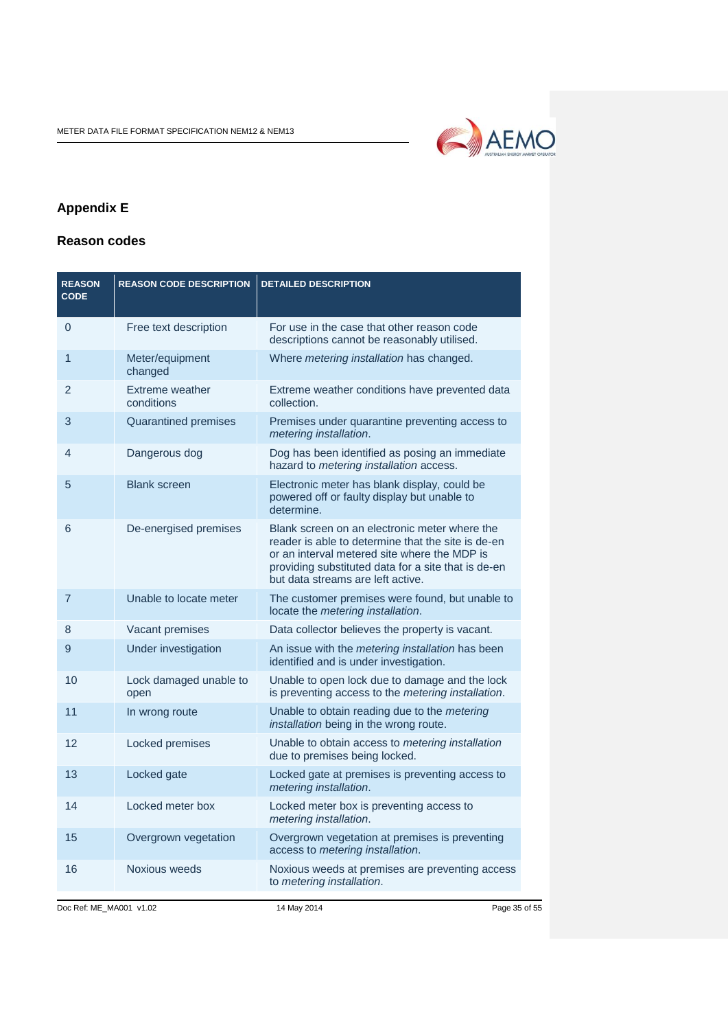## Appendix E

### Reason codes

| REASON CODE | REASON CODE DESCRIPTION | DETAILED DESCRIPTION |
|---|---|---|
| 0 | Free text description | For use in the case that other reason code descriptions cannot be reasonably utilised. |
| 1 | Meter/equipment changed | Where *metering installation* has changed. |
| 2 | Extreme weather conditions | Extreme weather conditions have prevented data collection. |
| 3 | Quarantined premises | Premises under quarantine preventing access to *metering installation*. |
| 4 | Dangerous dog | Dog has been identified as posing an immediate hazard to *metering installation* access. |
| 5 | Blank screen | Electronic meter has blank display, could be powered off or faulty display but unable to determine. |
| 6 | De-energised premises | Blank screen on an electronic meter where the reader is able to determine that the site is de-en or an interval metered site where the MDP is providing substituted data for a site that is de-en but data streams are left active. |
| 7 | Unable to locate meter | The customer premises were found, but unable to locate the *metering installation*. |
| 8 | Vacant premises | Data collector believes the property is vacant. |
| 9 | Under investigation | An issue with the *metering installation* has been identified and is under investigation. |
| 10 | Lock damaged unable to open | Unable to open lock due to damage and the lock is preventing access to the *metering installation*. |
| 11 | In wrong route | Unable to obtain reading due to the *metering installation* being in the wrong route. |
| 12 | Locked premises | Unable to obtain access to *metering installation* due to premises being locked. |
| 13 | Locked gate | Locked gate at premises is preventing access to *metering installation*. |
| 14 | Locked meter box | Locked meter box is preventing access to *metering installation*. |
| 15 | Overgrown vegetation | Overgrown vegetation at premises is preventing access to *metering installation*. |
| 16 | Noxious weeds | Noxious weeds at premises are preventing access to *metering installation*. |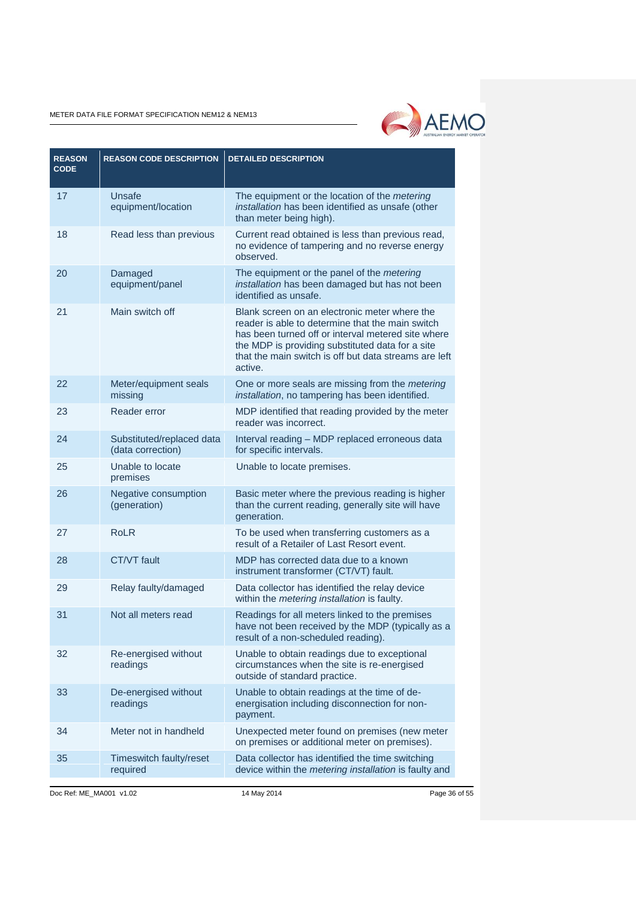| REASON CODE | REASON CODE DESCRIPTION | DETAILED DESCRIPTION |
|---|---|---|
| 17 | Unsafe equipment/location | The equipment or the location of the *metering installation* has been identified as unsafe (other than meter being high). |
| 18 | Read less than previous | Current read obtained is less than previous read, no evidence of tampering and no reverse energy observed. |
| 20 | Damaged equipment/panel | The equipment or the panel of the *metering installation* has been damaged but has not been identified as unsafe. |
| 21 | Main switch off | Blank screen on an electronic meter where the reader is able to determine that the main switch has been turned off or interval metered site where the MDP is providing substituted data for a site that the main switch is off but data streams are left active. |
| 22 | Meter/equipment seals missing | One or more seals are missing from the *metering installation*, no tampering has been identified. |
| 23 | Reader error | MDP identified that reading provided by the meter reader was incorrect. |
| 24 | Substituted/replaced data (data correction) | Interval reading – MDP replaced erroneous data for specific intervals. |
| 25 | Unable to locate premises | Unable to locate premises. |
| 26 | Negative consumption (generation) | Basic meter where the previous reading is higher than the current reading, generally site will have generation. |
| 27 | RoLR | To be used when transferring customers as a result of a Retailer of Last Resort event. |
| 28 | CT/VT fault | MDP has corrected data due to a known instrument transformer (CT/VT) fault. |
| 29 | Relay faulty/damaged | Data collector has identified the relay device within the *metering installation* is faulty. |
| 31 | Not all meters read | Readings for all meters linked to the premises have not been received by the MDP (typically as a result of a non-scheduled reading). |
| 32 | Re-energised without readings | Unable to obtain readings due to exceptional circumstances when the site is re-energised outside of standard practice. |
| 33 | De-energised without readings | Unable to obtain readings at the time of de-energisation including disconnection for non-payment. |
| 34 | Meter not in handheld | Unexpected meter found on premises (new meter on premises or additional meter on premises). |
| 35 | Timeswitch faulty/reset required | Data collector has identified the time switching device within the *metering installation* is faulty and |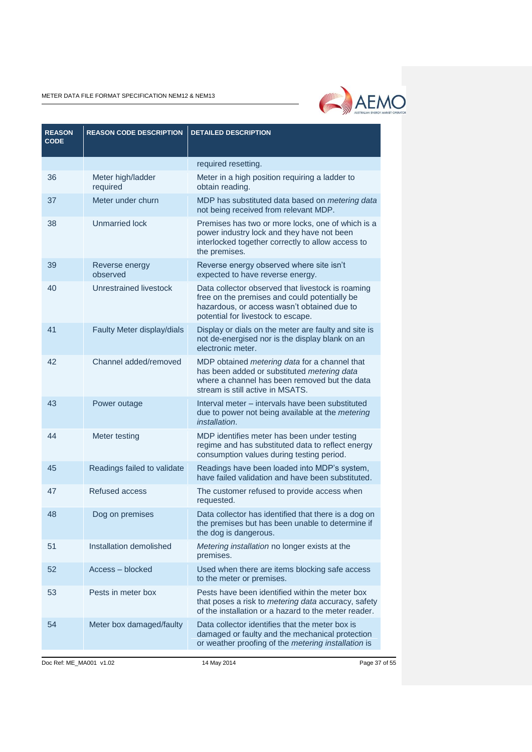| REASON CODE | REASON CODE DESCRIPTION | DETAILED DESCRIPTION |
|---|---|---|
| | | required resetting. |
| 36 | Meter high/ladder required | Meter in a high position requiring a ladder to obtain reading. |
| 37 | Meter under churn | MDP has substituted data based on *metering data* not being received from relevant MDP. |
| 38 | Unmarried lock | Premises has two or more locks, one of which is a power industry lock and they have not been interlocked together correctly to allow access to the premises. |
| 39 | Reverse energy observed | Reverse energy observed where site isn't expected to have reverse energy. |
| 40 | Unrestrained livestock | Data collector observed that livestock is roaming free on the premises and could potentially be hazardous, or access wasn't obtained due to potential for livestock to escape. |
| 41 | Faulty Meter display/dials | Display or dials on the meter are faulty and site is not de-energised nor is the display blank on an electronic meter. |
| 42 | Channel added/removed | MDP obtained *metering data* for a channel that has been added or substituted *metering data* where a channel has been removed but the data stream is still active in MSATS. |
| 43 | Power outage | Interval meter – intervals have been substituted due to power not being available at the *metering installation*. |
| 44 | Meter testing | MDP identifies meter has been under testing regime and has substituted data to reflect energy consumption values during testing period. |
| 45 | Readings failed to validate | Readings have been loaded into MDP's system, have failed validation and have been substituted. |
| 47 | Refused access | The customer refused to provide access when requested. |
| 48 | Dog on premises | Data collector has identified that there is a dog on the premises but has been unable to determine if the dog is dangerous. |
| 51 | Installation demolished | *Metering installation* no longer exists at the premises. |
| 52 | Access – blocked | Used when there are items blocking safe access to the meter or premises. |
| 53 | Pests in meter box | Pests have been identified within the meter box that poses a risk to *metering data* accuracy, safety of the installation or a hazard to the meter reader. |
| 54 | Meter box damaged/faulty | Data collector identifies that the meter box is damaged or faulty and the mechanical protection or weather proofing of the *metering installation* is |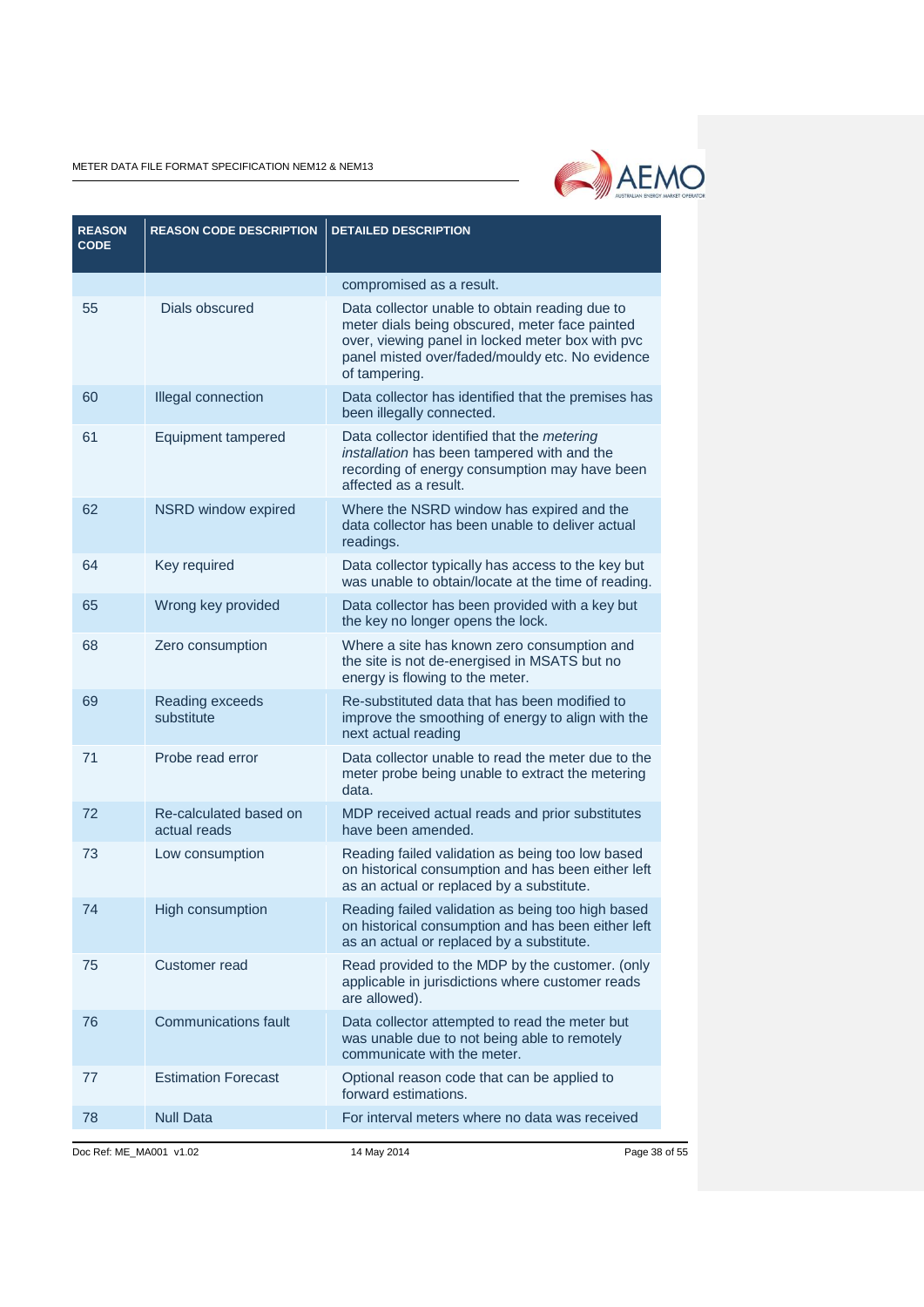| REASON CODE | REASON CODE DESCRIPTION | DETAILED DESCRIPTION |
|---|---|---|
| | | compromised as a result. |
| 55 | Dials obscured | Data collector unable to obtain reading due to meter dials being obscured, meter face painted over, viewing panel in locked meter box with pvc panel misted over/faded/mouldy etc. No evidence of tampering. |
| 60 | Illegal connection | Data collector has identified that the premises has been illegally connected. |
| 61 | Equipment tampered | Data collector identified that the *metering installation* has been tampered with and the recording of energy consumption may have been affected as a result. |
| 62 | NSRD window expired | Where the NSRD window has expired and the data collector has been unable to deliver actual readings. |
| 64 | Key required | Data collector typically has access to the key but was unable to obtain/locate at the time of reading. |
| 65 | Wrong key provided | Data collector has been provided with a key but the key no longer opens the lock. |
| 68 | Zero consumption | Where a site has known zero consumption and the site is not de-energised in MSATS but no energy is flowing to the meter. |
| 69 | Reading exceeds substitute | Re-substituted data that has been modified to improve the smoothing of energy to align with the next actual reading |
| 71 | Probe read error | Data collector unable to read the meter due to the meter probe being unable to extract the metering data. |
| 72 | Re-calculated based on actual reads | MDP received actual reads and prior substitutes have been amended. |
| 73 | Low consumption | Reading failed validation as being too low based on historical consumption and has been either left as an actual or replaced by a substitute. |
| 74 | High consumption | Reading failed validation as being too high based on historical consumption and has been either left as an actual or replaced by a substitute. |
| 75 | Customer read | Read provided to the MDP by the customer. (only applicable in jurisdictions where customer reads are allowed). |
| 76 | Communications fault | Data collector attempted to read the meter but was unable due to not being able to remotely communicate with the meter. |
| 77 | Estimation Forecast | Optional reason code that can be applied to forward estimations. |
| 78 | Null Data | For interval meters where no data was received |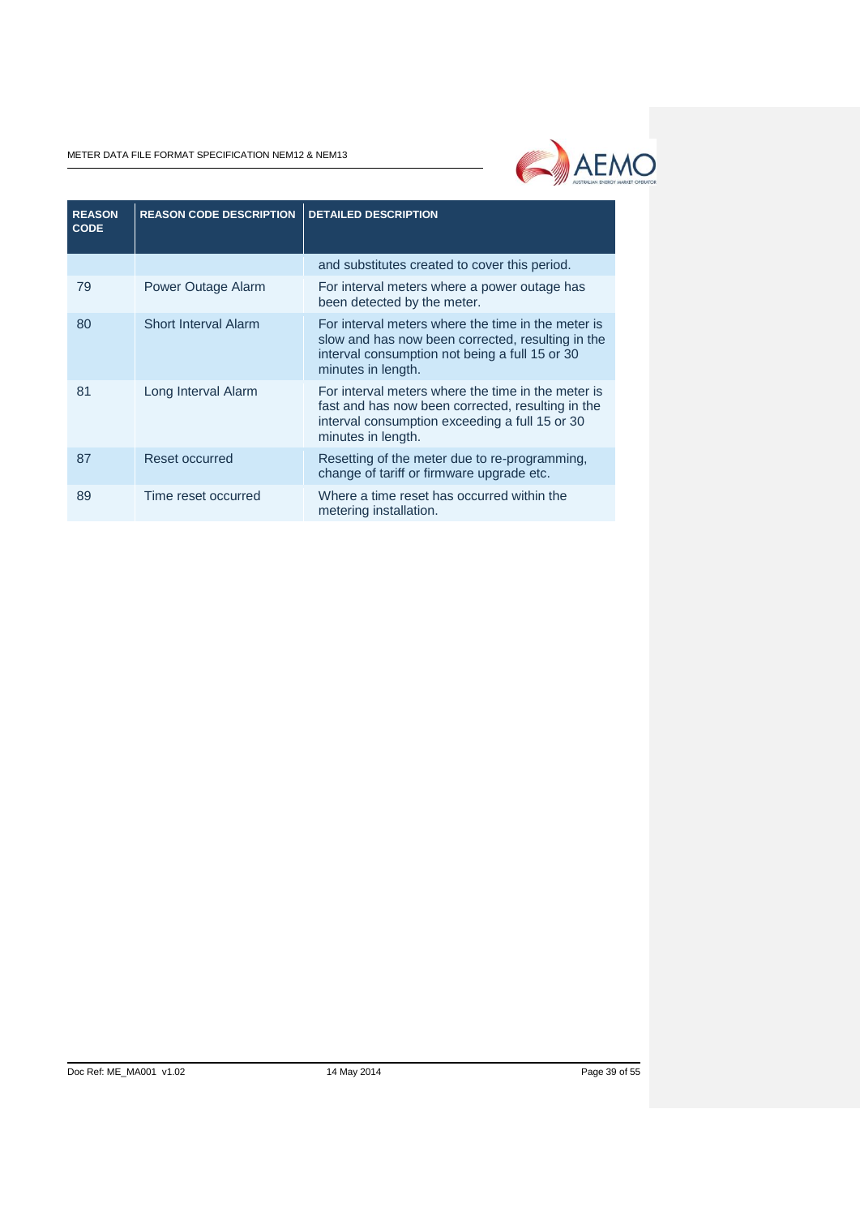| REASON CODE | REASON CODE DESCRIPTION | DETAILED DESCRIPTION |
| --- | --- | --- |
| | | and substitutes created to cover this period. |
| 79 | Power Outage Alarm | For interval meters where a power outage has been detected by the meter. |
| 80 | Short Interval Alarm | For interval meters where the time in the meter is slow and has now been corrected, resulting in the interval consumption not being a full 15 or 30 minutes in length. |
| 81 | Long Interval Alarm | For interval meters where the time in the meter is fast and has now been corrected, resulting in the interval consumption exceeding a full 15 or 30 minutes in length. |
| 87 | Reset occurred | Resetting of the meter due to re-programming, change of tariff or firmware upgrade etc. |
| 89 | Time reset occurred | Where a time reset has occurred within the metering installation. |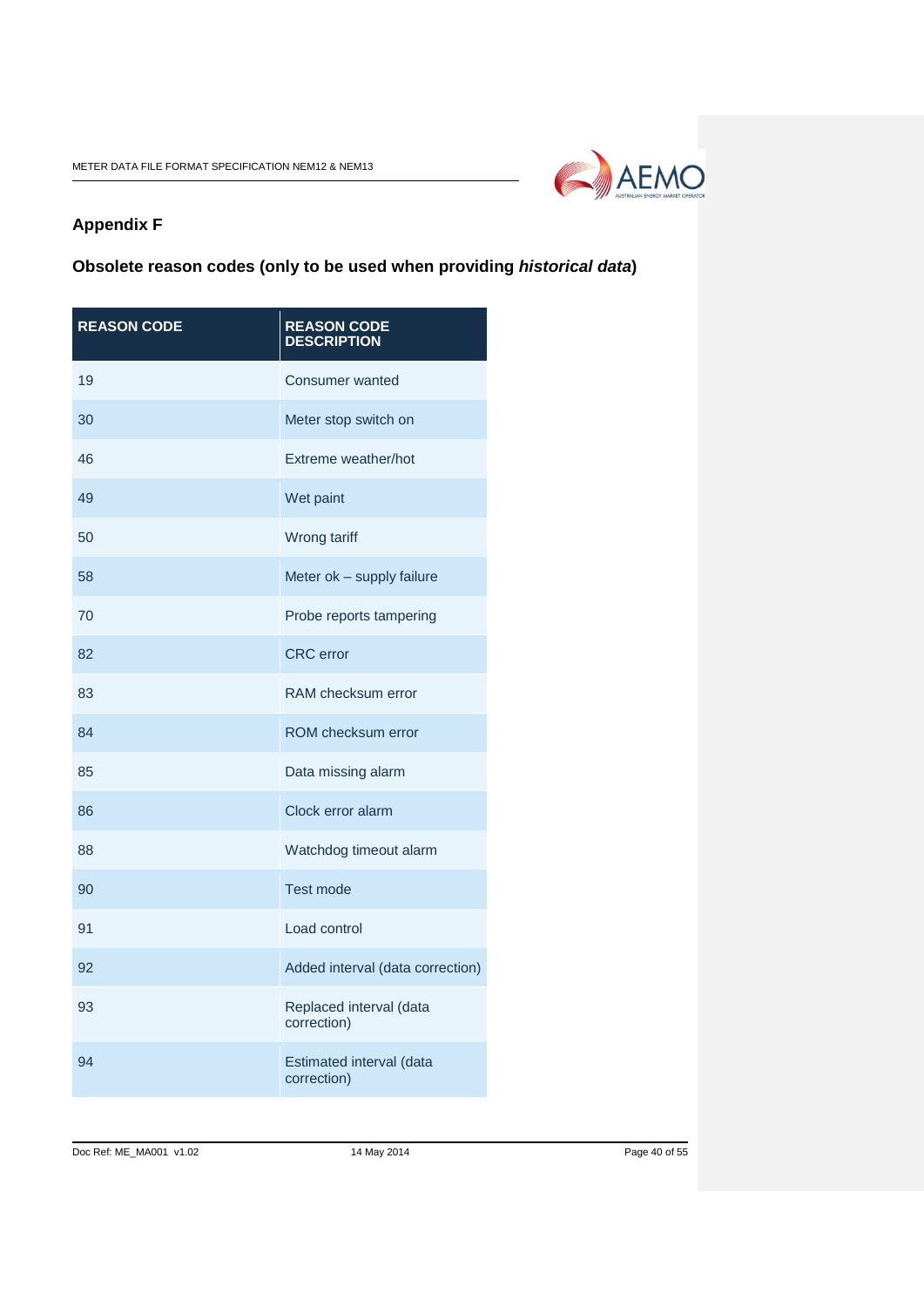# Appendix F

## Obsolete reason codes (only to be used when providing *historical data*)

| REASON CODE | REASON CODE DESCRIPTION |
|---|---|
| 19 | Consumer wanted |
| 30 | Meter stop switch on |
| 46 | Extreme weather/hot |
| 49 | Wet paint |
| 50 | Wrong tariff |
| 58 | Meter ok – supply failure |
| 70 | Probe reports tampering |
| 82 | CRC error |
| 83 | RAM checksum error |
| 84 | ROM checksum error |
| 85 | Data missing alarm |
| 86 | Clock error alarm |
| 88 | Watchdog timeout alarm |
| 90 | Test mode |
| 91 | Load control |
| 92 | Added interval (data correction) |
| 93 | Replaced interval (data correction) |
| 94 | Estimated interval (data correction) |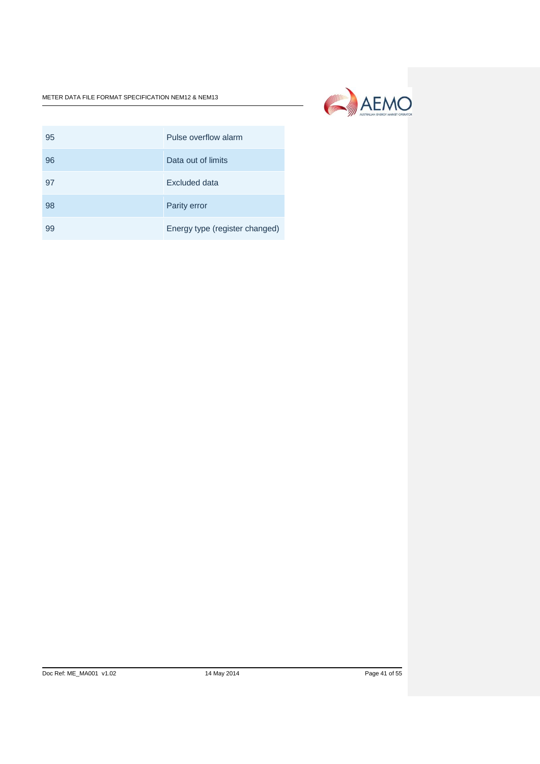| | |
|---|---|
| 95 | Pulse overflow alarm |
| 96 | Data out of limits |
| 97 | Excluded data |
| 98 | Parity error |
| 99 | Energy type (register changed) |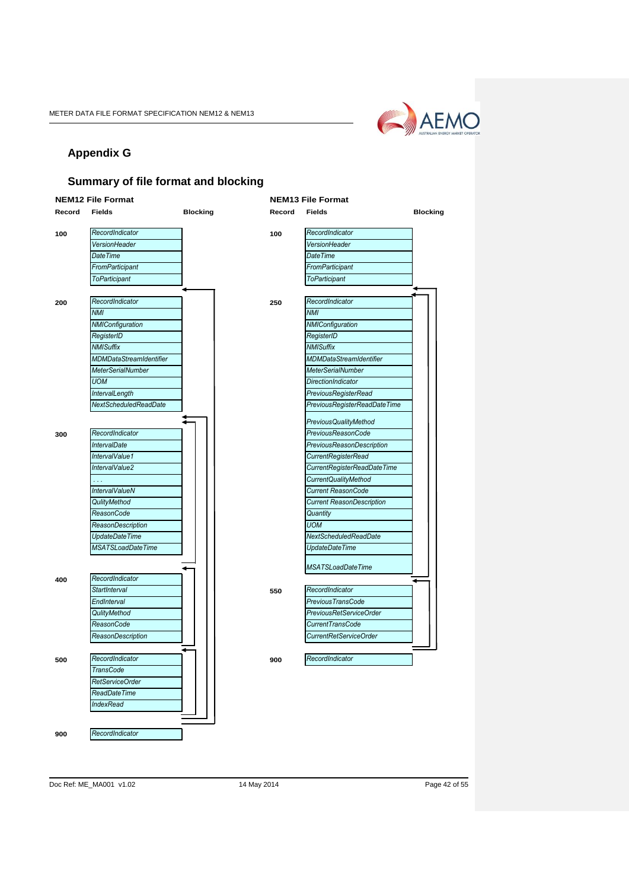## Appendix G

## Summary of file format and blocking

### NEM12 File Format

| Record | Fields | Blocking |
|---|---|---|
| 100 | *RecordIndicator* | |
| | *VersionHeader* | |
| | *DateTime* | |
| | *FromParticipant* | |
| | *ToParticipant* | |
| 200 | *RecordIndicator* | |
| | *NMI* | |
| | *NMIConfiguration* | |
| | *RegisterID* | |
| | *NMISuffix* | |
| | *MDMDataStreamIdentifier* | |
| | *MeterSerialNumber* | |
| | *UOM* | |
| | *IntervalLength* | |
| | *NextScheduledReadDate* | |
| 300 | *RecordIndicator* | |
| | *IntervalDate* | |
| | *IntervalValue1* | |
| | *IntervalValue2* | |
| | *. . .* | |
| | *IntervalValueN* | |
| | *QulityMethod* | |
| | *ReasonCode* | |
| | *ReasonDescription* | |
| | *UpdateDateTime* | |
| | *MSATSLoadDateTime* | |
| 400 | *RecordIndicator* | |
| | *StartInterval* | |
| | *EndInterval* | |
| | *QulityMethod* | |
| | *ReasonCode* | |
| | *ReasonDescription* | |
| 500 | *RecordIndicator* | |
| | *TransCode* | |
| | *RetServiceOrder* | |
| | *ReadDateTime* | |
| | *IndexRead* | |
| 900 | *RecordIndicator* | |

### NEM13 File Format

| Record | Fields | Blocking |
|---|---|---|
| 100 | *RecordIndicator* | |
| | *VersionHeader* | |
| | *DateTime* | |
| | *FromParticipant* | |
| | *ToParticipant* | |
| 250 | *RecordIndicator* | |
| | *NMI* | |
| | *NMIConfiguration* | |
| | *RegisterID* | |
| | *NMISuffix* | |
| | *MDMDataStreamIdentifier* | |
| | *MeterSerialNumber* | |
| | *DirectionIndicator* | |
| | *PreviousRegisterRead* | |
| | *PreviousRegisterReadDateTime* | |
| | *PreviousQualityMethod* | |
| | *PreviousReasonCode* | |
| | *PreviousReasonDescription* | |
| | *CurrentRegisterRead* | |
| | *CurrentRegisterReadDateTime* | |
| | *CurrentQualityMethod* | |
| | *Current ReasonCode* | |
| | *Current ReasonDescription* | |
| | *Quantity* | |
| | *UOM* | |
| | *NextScheduledReadDate* | |
| | *UpdateDateTime* | |
| | *MSATSLoadDateTime* | |
| 550 | *RecordIndicator* | |
| | *PreviousTransCode* | |
| | *PreviousRetServiceOrder* | |
| | *CurrentTransCode* | |
| | *CurrentRetServiceOrder* | |
| 900 | *RecordIndicator* | |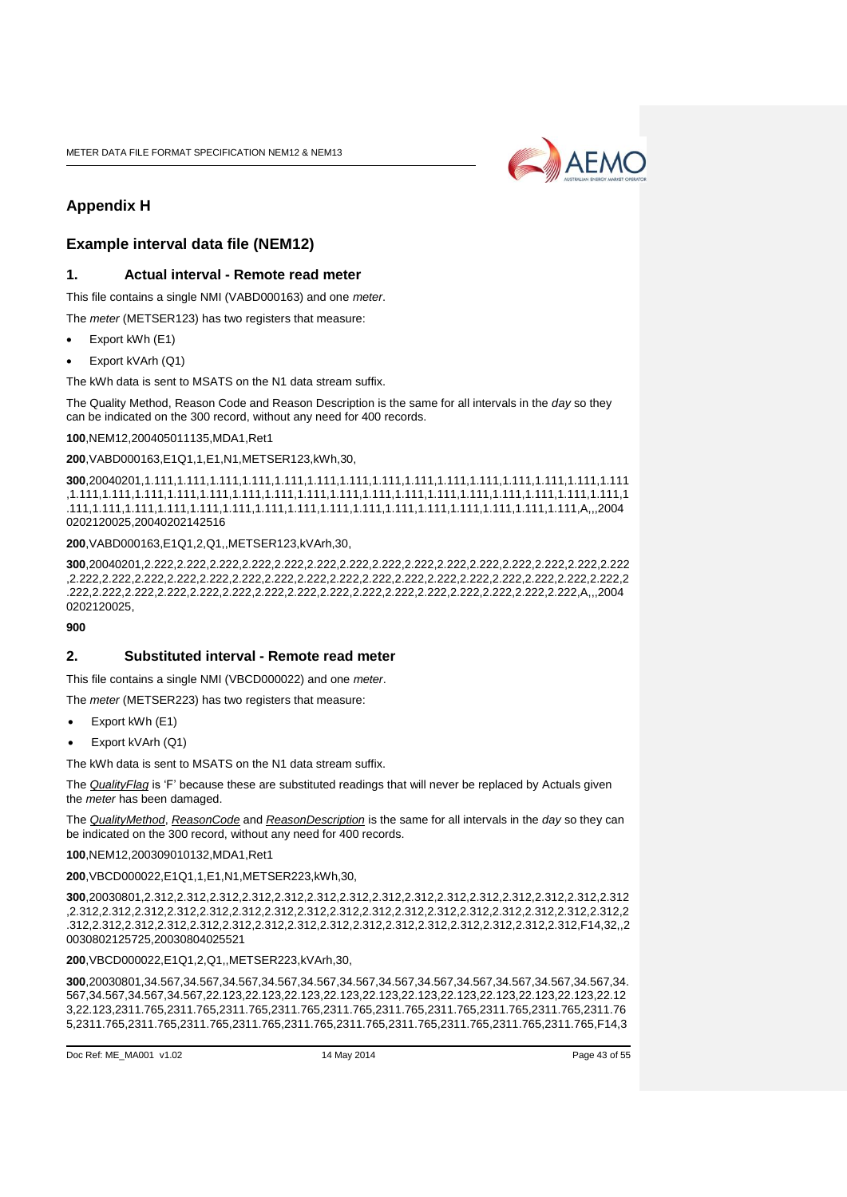# Appendix H

## Example interval data file (NEM12)

### 1. Actual interval - Remote read meter

This file contains a single NMI (VABD000163) and one *meter*.

The *meter* (METSER123) has two registers that measure:

- Export kWh (E1)
- Export kVArh (Q1)

The kWh data is sent to MSATS on the N1 data stream suffix.

The Quality Method, Reason Code and Reason Description is the same for all intervals in the *day* so they can be indicated on the 300 record, without any need for 400 records.

**100**,NEM12,200405011135,MDA1,Ret1

**200**,VABD000163,E1Q1,1,E1,N1,METSER123,kWh,30,

**300**,20040201,1.111,1.111,1.111,1.111,1.111,1.111,1.111,1.111,1.111,1.111,1.111,1.111,1.111,1.111,1.111,1.111,1.111,1.111,1.111,1.111,1.111,1.111,1.111,1.111,1.111,1.111,1.111,1.111,1.111,1.111,1.111,1.111,1.111,1.111,1.111,1.111,1.111,1.111,1.111,1.111,1.111,1.111,1.111,1.111,1.111,1.111,1.111,1.111,1.111,A,,,20040202120025,20040202142516

**200**,VABD000163,E1Q1,2,Q1,,METSER123,kVArh,30,

**300**,20040201,2.222,2.222,2.222,2.222,2.222,2.222,2.222,2.222,2.222,2.222,2.222,2.222,2.222,2.222,2.222,2.222,2.222,2.222,2.222,2.222,2.222,2.222,2.222,2.222,2.222,2.222,2.222,2.222,2.222,2.222,2.222,2.222,2.222,2.222,2.222,2.222,2.222,2.222,2.222,2.222,2.222,2.222,2.222,2.222,2.222,2.222,2.222,2.222,A,,,20040202120025,

**900**

### 2. Substituted interval - Remote read meter

This file contains a single NMI (VBCD000022) and one *meter*.

The *meter* (METSER223) has two registers that measure:

- Export kWh (E1)
- Export kVArh (Q1)

The kWh data is sent to MSATS on the N1 data stream suffix.

The *QualityFlag* is 'F' because these are substituted readings that will never be replaced by Actuals given the *meter* has been damaged.

The *QualityMethod*, *ReasonCode* and *ReasonDescription* is the same for all intervals in the *day* so they can be indicated on the 300 record, without any need for 400 records.

**100**,NEM12,200309010132,MDA1,Ret1

**200**,VBCD000022,E1Q1,1,E1,N1,METSER223,kWh,30,

**300**,20030801,2.312,2.312,2.312,2.312,2.312,2.312,2.312,2.312,2.312,2.312,2.312,2.312,2.312,2.312,2.312,2.312,2.312,2.312,2.312,2.312,2.312,2.312,2.312,2.312,2.312,2.312,2.312,2.312,2.312,2.312,2.312,2.312,2.312,2.312,2.312,2.312,2.312,2.312,2.312,2.312,2.312,2.312,2.312,2.312,2.312,2.312,2.312,2.312,F14,32,,20030802125725,20030804025521

**200**,VBCD000022,E1Q1,2,Q1,,METSER223,kVArh,30,

**300**,20030801,34.567,34.567,34.567,34.567,34.567,34.567,34.567,34.567,34.567,34.567,34.567,34.567,34.567,34.567,34.567,34.567,22.123,22.123,22.123,22.123,22.123,22.123,22.123,22.123,22.123,22.123,22.123,22.123,2311.765,2311.765,2311.765,2311.765,2311.765,2311.765,2311.765,2311.765,2311.765,2311.765,2311.765,2311.765,2311.765,2311.765,2311.765,2311.765,2311.765,2311.765,2311.765,2311.765,F14,3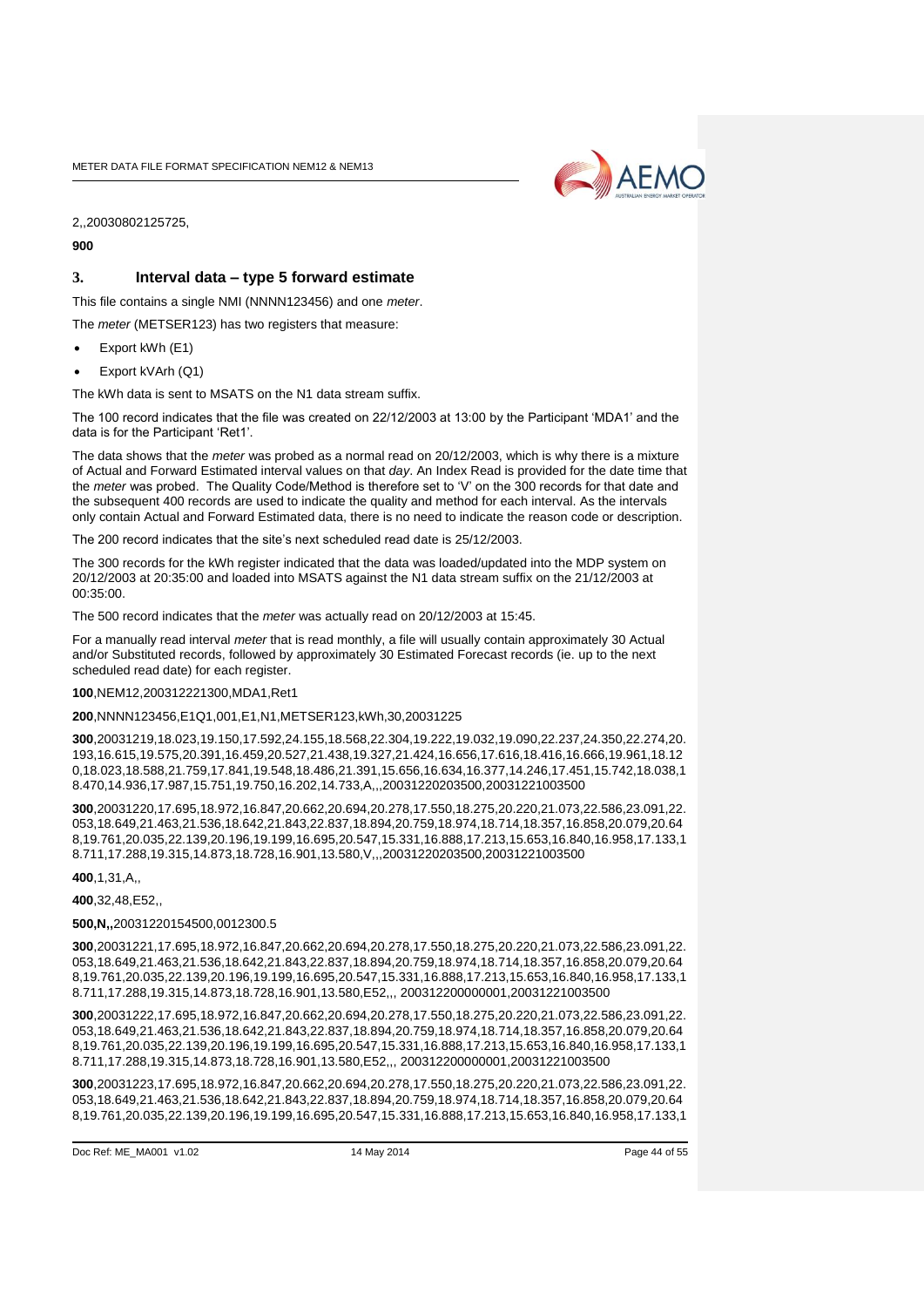2,,20030802125725,

**900**

# 3. Interval data – type 5 forward estimate

This file contains a single NMI (NNNN123456) and one *meter*.

The *meter* (METSER123) has two registers that measure:

- Export kWh (E1)
- Export kVArh (Q1)

The kWh data is sent to MSATS on the N1 data stream suffix.

The 100 record indicates that the file was created on 22/12/2003 at 13:00 by the Participant 'MDA1' and the data is for the Participant 'Ret1'.

The data shows that the *meter* was probed as a normal read on 20/12/2003, which is why there is a mixture of Actual and Forward Estimated interval values on that *day*. An Index Read is provided for the date time that the *meter* was probed. The Quality Code/Method is therefore set to 'V' on the 300 records for that date and the subsequent 400 records are used to indicate the quality and method for each interval. As the intervals only contain Actual and Forward Estimated data, there is no need to indicate the reason code or description.

The 200 record indicates that the site's next scheduled read date is 25/12/2003.

The 300 records for the kWh register indicated that the data was loaded/updated into the MDP system on 20/12/2003 at 20:35:00 and loaded into MSATS against the N1 data stream suffix on the 21/12/2003 at 00:35:00.

The 500 record indicates that the *meter* was actually read on 20/12/2003 at 15:45.

For a manually read interval *meter* that is read monthly, a file will usually contain approximately 30 Actual and/or Substituted records, followed by approximately 30 Estimated Forecast records (ie. up to the next scheduled read date) for each register.

**100**,NEM12,200312221300,MDA1,Ret1

**200**,NNNN123456,E1Q1,001,E1,N1,METSER123,kWh,30,20031225

**300**,20031219,18.023,19.150,17.592,24.155,18.568,22.304,19.222,19.032,19.090,22.237,24.350,22.274,20.193,16.615,19.575,20.391,16.459,20.527,21.438,19.327,21.424,16.656,17.616,18.416,16.666,19.961,18.120,18.023,18.588,21.759,17.841,19.548,18.486,21.391,15.656,16.634,16.377,14.246,17.451,15.742,18.038,18.470,14.936,17.987,15.751,19.750,16.202,14.733,A,,,20031220203500,20031221003500

**300**,20031220,17.695,18.972,16.847,20.662,20.694,20.278,17.550,18.275,20.220,21.073,22.586,23.091,22.053,18.649,21.463,21.536,18.642,21.843,22.837,18.894,20.759,18.974,18.714,18.357,16.858,20.079,20.648,19.761,20.035,22.139,20.196,19.199,16.695,20.547,15.331,16.888,17.213,15.653,16.840,16.958,17.133,18.711,17.288,19.315,14.873,18.728,16.901,13.580,V,,,20031220203500,20031221003500

**400**,1,31,A,,

**400**,32,48,E52,,

**500,N,,**20031220154500,0012300.5

**300**,20031221,17.695,18.972,16.847,20.662,20.694,20.278,17.550,18.275,20.220,21.073,22.586,23.091,22.053,18.649,21.463,21.536,18.642,21.843,22.837,18.894,20.759,18.974,18.714,18.357,16.858,20.079,20.648,19.761,20.035,22.139,20.196,19.199,16.695,20.547,15.331,16.888,17.213,15.653,16.840,16.958,17.133,18.711,17.288,19.315,14.873,18.728,16.901,13.580,E52,,, 200312200000001,20031221003500

**300**,20031222,17.695,18.972,16.847,20.662,20.694,20.278,17.550,18.275,20.220,21.073,22.586,23.091,22.053,18.649,21.463,21.536,18.642,21.843,22.837,18.894,20.759,18.974,18.714,18.357,16.858,20.079,20.648,19.761,20.035,22.139,20.196,19.199,16.695,20.547,15.331,16.888,17.213,15.653,16.840,16.958,17.133,18.711,17.288,19.315,14.873,18.728,16.901,13.580,E52,,, 200312200000001,20031221003500

**300**,20031223,17.695,18.972,16.847,20.662,20.694,20.278,17.550,18.275,20.220,21.073,22.586,23.091,22.053,18.649,21.463,21.536,18.642,21.843,22.837,18.894,20.759,18.974,18.714,18.357,16.858,20.079,20.648,19.761,20.035,22.139,20.196,19.199,16.695,20.547,15.331,16.888,17.213,15.653,16.840,16.958,17.133,1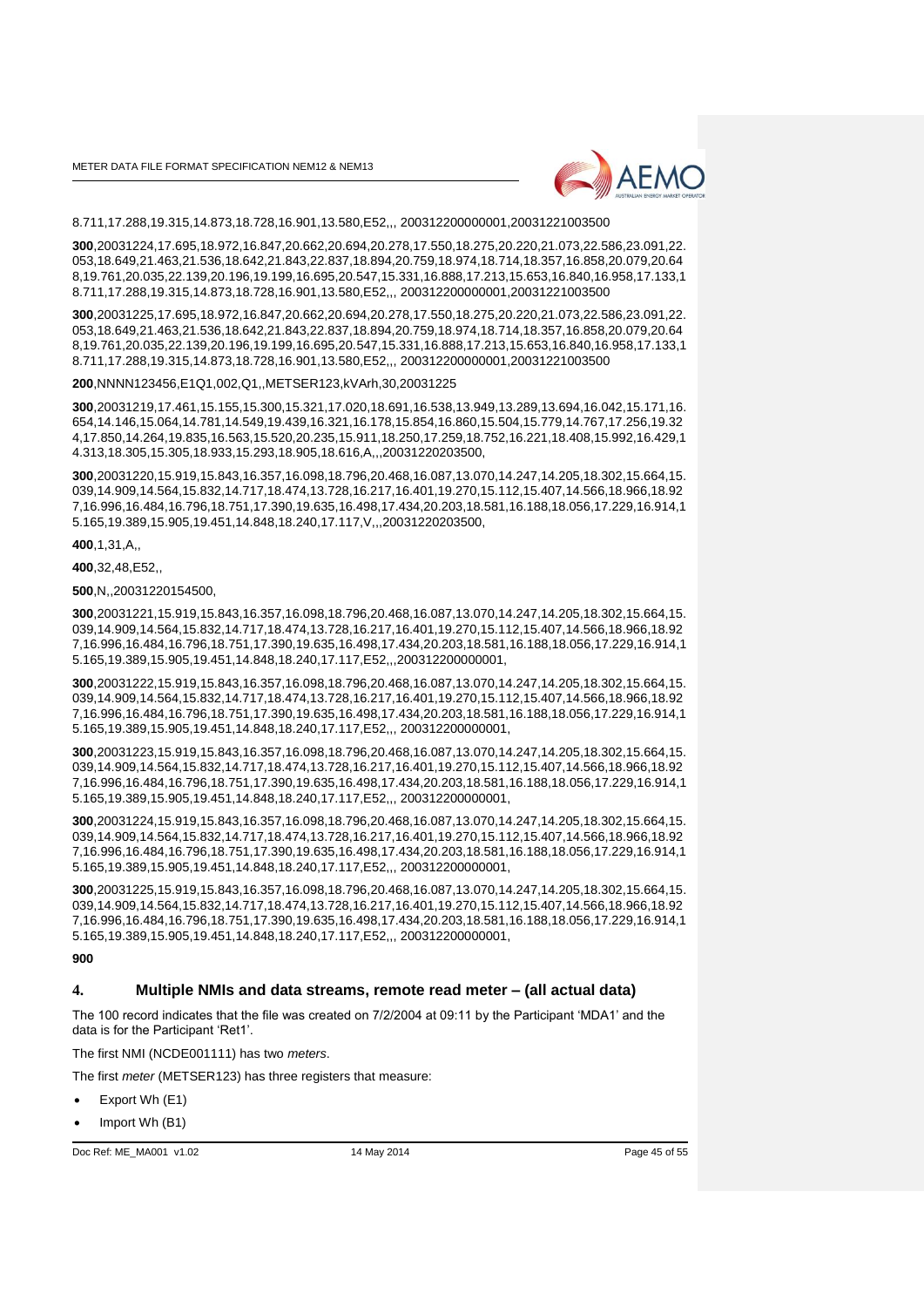8.711,17.288,19.315,14.873,18.728,16.901,13.580,E52,,, 200312200000001,20031221003500

**300**,20031224,17.695,18.972,16.847,20.662,20.694,20.278,17.550,18.275,20.220,21.073,22.586,23.091,22.053,18.649,21.463,21.536,18.642,21.843,22.837,18.894,20.759,18.974,18.714,18.357,16.858,20.079,20.648,19.761,20.035,22.139,20.196,19.199,16.695,20.547,15.331,16.888,17.213,15.653,16.840,16.958,17.133,18.711,17.288,19.315,14.873,18.728,16.901,13.580,E52,,, 200312200000001,20031221003500

**300**,20031225,17.695,18.972,16.847,20.662,20.694,20.278,17.550,18.275,20.220,21.073,22.586,23.091,22.053,18.649,21.463,21.536,18.642,21.843,22.837,18.894,20.759,18.974,18.714,18.357,16.858,20.079,20.648,19.761,20.035,22.139,20.196,19.199,16.695,20.547,15.331,16.888,17.213,15.653,16.840,16.958,17.133,18.711,17.288,19.315,14.873,18.728,16.901,13.580,E52,,, 200312200000001,20031221003500

**200**,NNNN123456,E1Q1,002,Q1,,METSER123,kVArh,30,20031225

**300**,20031219,17.461,15.155,15.300,15.321,17.020,18.691,16.538,13.949,13.289,13.694,16.042,15.171,16.654,14.146,15.064,14.781,14.549,19.439,16.321,16.178,15.854,16.860,15.504,15.779,14.767,17.256,19.324,17.850,14.264,19.835,16.563,15.520,20.235,15.911,18.250,17.259,18.752,16.221,18.408,15.992,16.429,14.313,18.305,15.305,18.933,15.293,18.905,18.616,A,,,20031220203500,

**300**,20031220,15.919,15.843,16.357,16.098,18.796,20.468,16.087,13.070,14.247,14.205,18.302,15.664,15.039,14.909,14.564,15.832,14.717,18.474,13.728,16.217,16.401,19.270,15.112,15.407,14.566,18.966,18.927,16.996,16.484,16.796,18.751,17.390,19.635,16.498,17.434,20.203,18.581,16.188,18.056,17.229,16.914,15.165,19.389,15.905,19.451,14.848,18.240,17.117,V,,,20031220203500,

**400**,1,31,A,,

**400**,32,48,E52,,

**500**,N,,20031220154500,

**300**,20031221,15.919,15.843,16.357,16.098,18.796,20.468,16.087,13.070,14.247,14.205,18.302,15.664,15.039,14.909,14.564,15.832,14.717,18.474,13.728,16.217,16.401,19.270,15.112,15.407,14.566,18.966,18.927,16.996,16.484,16.796,18.751,17.390,19.635,16.498,17.434,20.203,18.581,16.188,18.056,17.229,16.914,15.165,19.389,15.905,19.451,14.848,18.240,17.117,E52,,,200312200000001,

**300**,20031222,15.919,15.843,16.357,16.098,18.796,20.468,16.087,13.070,14.247,14.205,18.302,15.664,15.039,14.909,14.564,15.832,14.717,18.474,13.728,16.217,16.401,19.270,15.112,15.407,14.566,18.966,18.927,16.996,16.484,16.796,18.751,17.390,19.635,16.498,17.434,20.203,18.581,16.188,18.056,17.229,16.914,15.165,19.389,15.905,19.451,14.848,18.240,17.117,E52,,, 200312200000001,

**300**,20031223,15.919,15.843,16.357,16.098,18.796,20.468,16.087,13.070,14.247,14.205,18.302,15.664,15.039,14.909,14.564,15.832,14.717,18.474,13.728,16.217,16.401,19.270,15.112,15.407,14.566,18.966,18.927,16.996,16.484,16.796,18.751,17.390,19.635,16.498,17.434,20.203,18.581,16.188,18.056,17.229,16.914,15.165,19.389,15.905,19.451,14.848,18.240,17.117,E52,,, 200312200000001,

**300**,20031224,15.919,15.843,16.357,16.098,18.796,20.468,16.087,13.070,14.247,14.205,18.302,15.664,15.039,14.909,14.564,15.832,14.717,18.474,13.728,16.217,16.401,19.270,15.112,15.407,14.566,18.966,18.927,16.996,16.484,16.796,18.751,17.390,19.635,16.498,17.434,20.203,18.581,16.188,18.056,17.229,16.914,15.165,19.389,15.905,19.451,14.848,18.240,17.117,E52,,, 200312200000001,

**300**,20031225,15.919,15.843,16.357,16.098,18.796,20.468,16.087,13.070,14.247,14.205,18.302,15.664,15.039,14.909,14.564,15.832,14.717,18.474,13.728,16.217,16.401,19.270,15.112,15.407,14.566,18.966,18.927,16.996,16.484,16.796,18.751,17.390,19.635,16.498,17.434,20.203,18.581,16.188,18.056,17.229,16.914,15.165,19.389,15.905,19.451,14.848,18.240,17.117,E52,,, 200312200000001,

**900**

## 4. Multiple NMIs and data streams, remote read meter – (all actual data)

The 100 record indicates that the file was created on 7/2/2004 at 09:11 by the Participant 'MDA1' and the data is for the Participant 'Ret1'.

The first NMI (NCDE001111) has two *meters*.

The first *meter* (METSER123) has three registers that measure:

- Export Wh (E1)
- Import Wh (B1)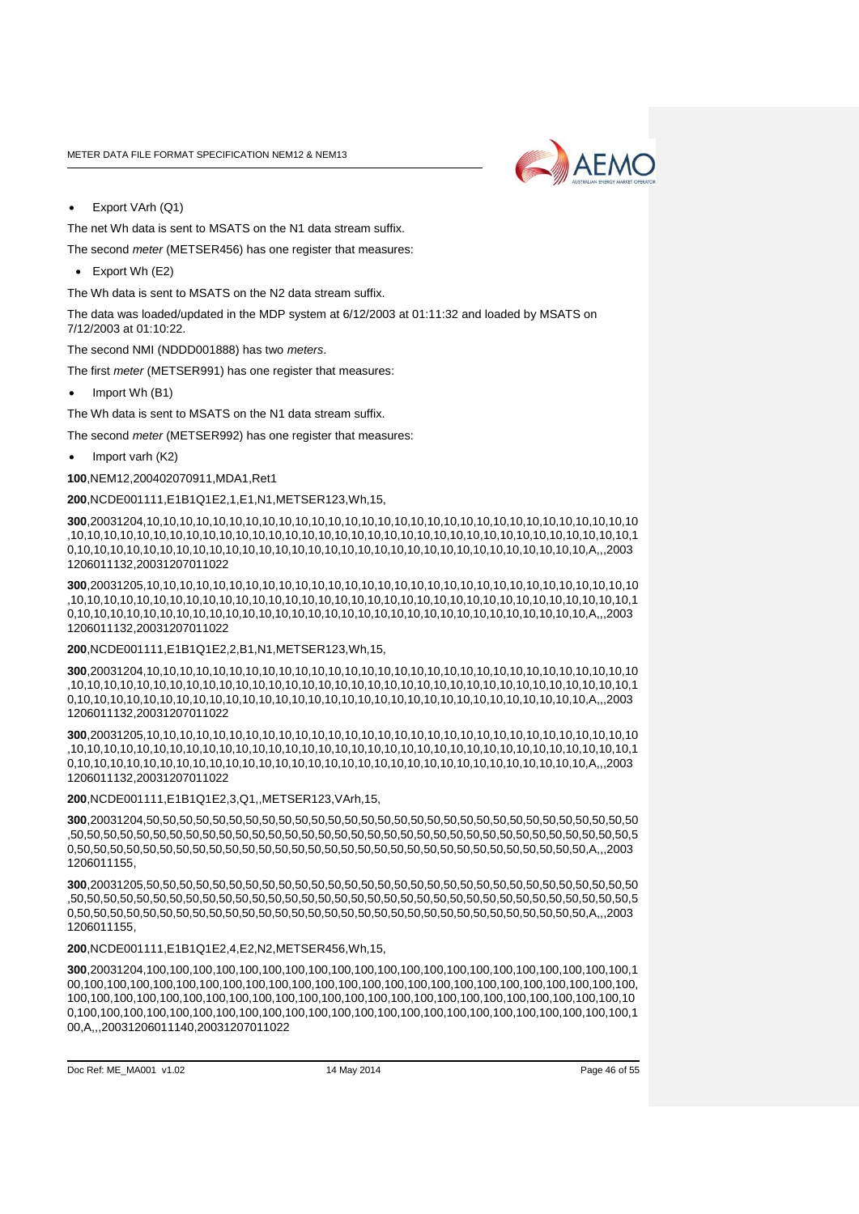- Export VArh (Q1)

The net Wh data is sent to MSATS on the N1 data stream suffix.

The second *meter* (METSER456) has one register that measures:

- Export Wh (E2)

The Wh data is sent to MSATS on the N2 data stream suffix.

The data was loaded/updated in the MDP system at 6/12/2003 at 01:11:32 and loaded by MSATS on 7/12/2003 at 01:10:22.

The second NMI (NDDD001888) has two *meters*.

The first *meter* (METSER991) has one register that measures:

- Import Wh (B1)

The Wh data is sent to MSATS on the N1 data stream suffix.

The second *meter* (METSER992) has one register that measures:

- Import varh (K2)

**100**,NEM12,200402070911,MDA1,Ret1

**200**,NCDE001111,E1B1Q1E2,1,E1,N1,METSER123,Wh,15,

**300**,20031204,10,10,10,10,10,10,10,10,10,10,10,10,10,10,10,10,10,10,10,10,10,10,10,10,10,10,10,10,10,10,10,10,10,10,10,10,10,10,10,10,10,10,10,10,10,10,10,10,10,10,10,10,10,10,10,10,10,10,10,10,10,10,10,10,10,10,10,10,10,10,10,10,10,10,10,10,10,10,10,10,10,10,10,10,10,10,10,10,10,10,10,10,10,10,10,10,A,,,20031206011132,20031207011022

**300**,20031205,10,10,10,10,10,10,10,10,10,10,10,10,10,10,10,10,10,10,10,10,10,10,10,10,10,10,10,10,10,10,10,10,10,10,10,10,10,10,10,10,10,10,10,10,10,10,10,10,10,10,10,10,10,10,10,10,10,10,10,10,10,10,10,10,10,10,10,10,10,10,10,10,10,10,10,10,10,10,10,10,10,10,10,10,10,10,10,10,10,10,10,10,10,10,10,10,A,,,20031206011132,20031207011022

**200**,NCDE001111,E1B1Q1E2,2,B1,N1,METSER123,Wh,15,

**300**,20031204,10,10,10,10,10,10,10,10,10,10,10,10,10,10,10,10,10,10,10,10,10,10,10,10,10,10,10,10,10,10,10,10,10,10,10,10,10,10,10,10,10,10,10,10,10,10,10,10,10,10,10,10,10,10,10,10,10,10,10,10,10,10,10,10,10,10,10,10,10,10,10,10,10,10,10,10,10,10,10,10,10,10,10,10,10,10,10,10,10,10,10,10,10,10,10,10,A,,,20031206011132,20031207011022

**300**,20031205,10,10,10,10,10,10,10,10,10,10,10,10,10,10,10,10,10,10,10,10,10,10,10,10,10,10,10,10,10,10,10,10,10,10,10,10,10,10,10,10,10,10,10,10,10,10,10,10,10,10,10,10,10,10,10,10,10,10,10,10,10,10,10,10,10,10,10,10,10,10,10,10,10,10,10,10,10,10,10,10,10,10,10,10,10,10,10,10,10,10,10,10,10,10,10,10,A,,,20031206011132,20031207011022

**200**,NCDE001111,E1B1Q1E2,3,Q1,,METSER123,VArh,15,

**300**,20031204,50,50,50,50,50,50,50,50,50,50,50,50,50,50,50,50,50,50,50,50,50,50,50,50,50,50,50,50,50,50,50,50,50,50,50,50,50,50,50,50,50,50,50,50,50,50,50,50,50,50,50,50,50,50,50,50,50,50,50,50,50,50,50,50,50,50,50,50,50,50,50,50,50,50,50,50,50,50,50,50,50,50,50,50,50,50,50,50,50,50,50,50,50,50,50,50,A,,,20031206011155,

**300**,20031205,50,50,50,50,50,50,50,50,50,50,50,50,50,50,50,50,50,50,50,50,50,50,50,50,50,50,50,50,50,50,50,50,50,50,50,50,50,50,50,50,50,50,50,50,50,50,50,50,50,50,50,50,50,50,50,50,50,50,50,50,50,50,50,50,50,50,50,50,50,50,50,50,50,50,50,50,50,50,50,50,50,50,50,50,50,50,50,50,50,50,50,50,50,50,50,50,A,,,20031206011155,

**200**,NCDE001111,E1B1Q1E2,4,E2,N2,METSER456,Wh,15,

**300**,20031204,100,100,100,100,100,100,100,100,100,100,100,100,100,100,100,100,100,100,100,100,100,100,100,100,100,100,100,100,100,100,100,100,100,100,100,100,100,100,100,100,100,100,100,100,100,100,100,100,100,100,100,100,100,100,100,100,100,100,100,100,100,100,100,100,100,100,100,100,100,100,100,100,100,100,100,100,100,100,100,100,100,100,100,100,100,100,100,100,100,100,100,100,100,100,100,100,A,,,20031206011140,20031207011022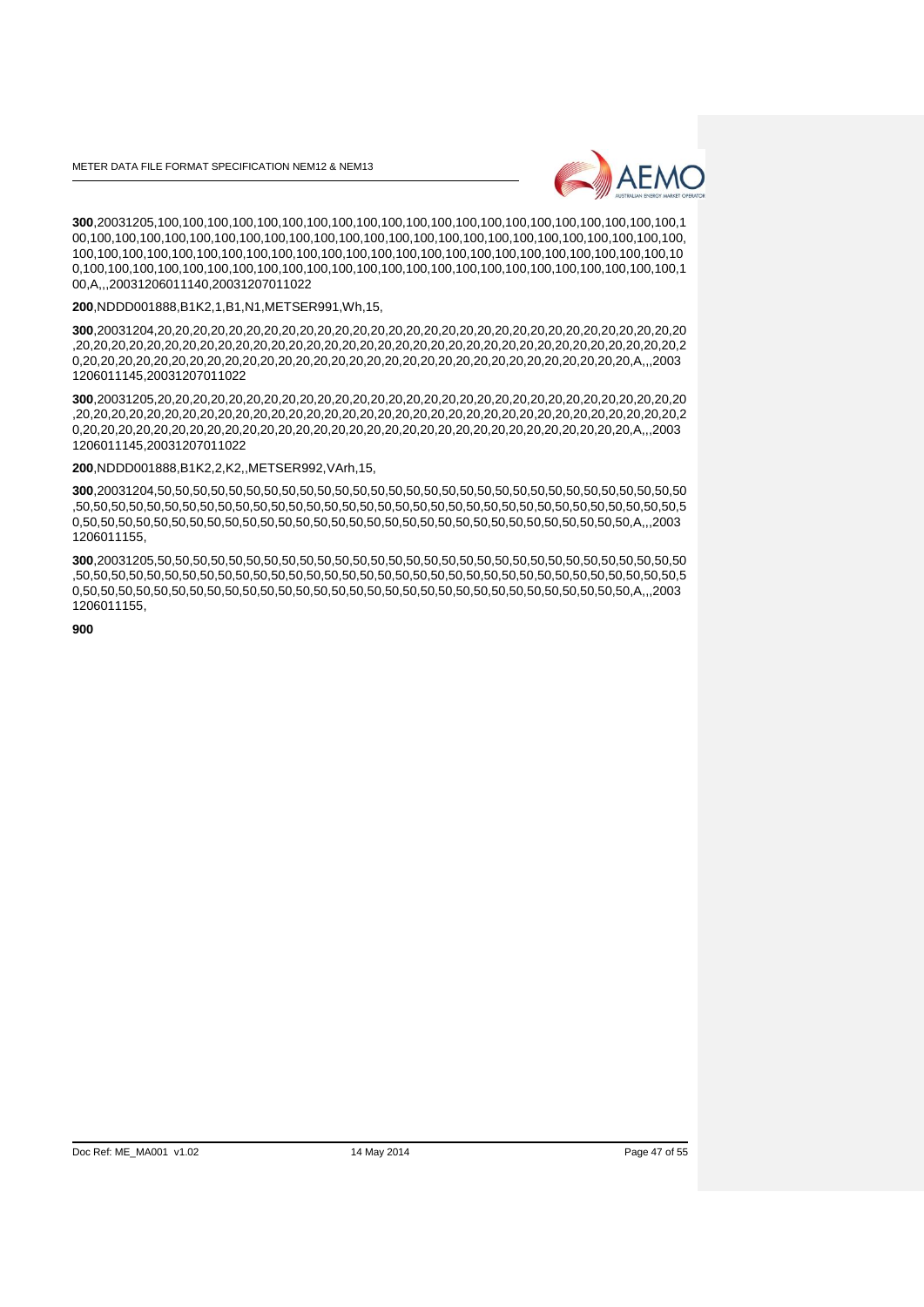**300**,20031205,100,100,100,100,100,100,100,100,100,100,100,100,100,100,100,100,100,100,100,100,100,100,100,100,100,100,100,100,100,100,100,100,100,100,100,100,100,100,100,100,100,100,100,100,100,100,100,100,100,100,100,100,100,100,100,100,100,100,100,100,100,100,100,100,100,100,100,100,100,100,100,100,100,100,100,100,100,100,100,100,100,100,100,100,100,100,100,100,100,100,100,100,100,100,100,100,A,,,20031206011140,20031207011022

**200**,NDDD001888,B1K2,1,B1,N1,METSER991,Wh,15,

**300**,20031204,20,20,20,20,20,20,20,20,20,20,20,20,20,20,20,20,20,20,20,20,20,20,20,20,20,20,20,20,20,20,20,20,20,20,20,20,20,20,20,20,20,20,20,20,20,20,20,20,20,20,20,20,20,20,20,20,20,20,20,20,20,20,20,20,20,20,20,20,20,20,20,20,20,20,20,20,20,20,20,20,20,20,20,20,20,20,20,20,20,20,20,20,20,20,20,20,A,,,20031206011145,20031207011022

**300**,20031205,20,20,20,20,20,20,20,20,20,20,20,20,20,20,20,20,20,20,20,20,20,20,20,20,20,20,20,20,20,20,20,20,20,20,20,20,20,20,20,20,20,20,20,20,20,20,20,20,20,20,20,20,20,20,20,20,20,20,20,20,20,20,20,20,20,20,20,20,20,20,20,20,20,20,20,20,20,20,20,20,20,20,20,20,20,20,20,20,20,20,20,20,20,20,20,20,A,,,20031206011145,20031207011022

**200**,NDDD001888,B1K2,2,K2,,METSER992,VArh,15,

**300**,20031204,50,50,50,50,50,50,50,50,50,50,50,50,50,50,50,50,50,50,50,50,50,50,50,50,50,50,50,50,50,50,50,50,50,50,50,50,50,50,50,50,50,50,50,50,50,50,50,50,50,50,50,50,50,50,50,50,50,50,50,50,50,50,50,50,50,50,50,50,50,50,50,50,50,50,50,50,50,50,50,50,50,50,50,50,50,50,50,50,50,50,50,50,50,50,50,50,A,,,20031206011155,

**300**,20031205,50,50,50,50,50,50,50,50,50,50,50,50,50,50,50,50,50,50,50,50,50,50,50,50,50,50,50,50,50,50,50,50,50,50,50,50,50,50,50,50,50,50,50,50,50,50,50,50,50,50,50,50,50,50,50,50,50,50,50,50,50,50,50,50,50,50,50,50,50,50,50,50,50,50,50,50,50,50,50,50,50,50,50,50,50,50,50,50,50,50,50,50,50,50,50,50,A,,,20031206011155,

**900**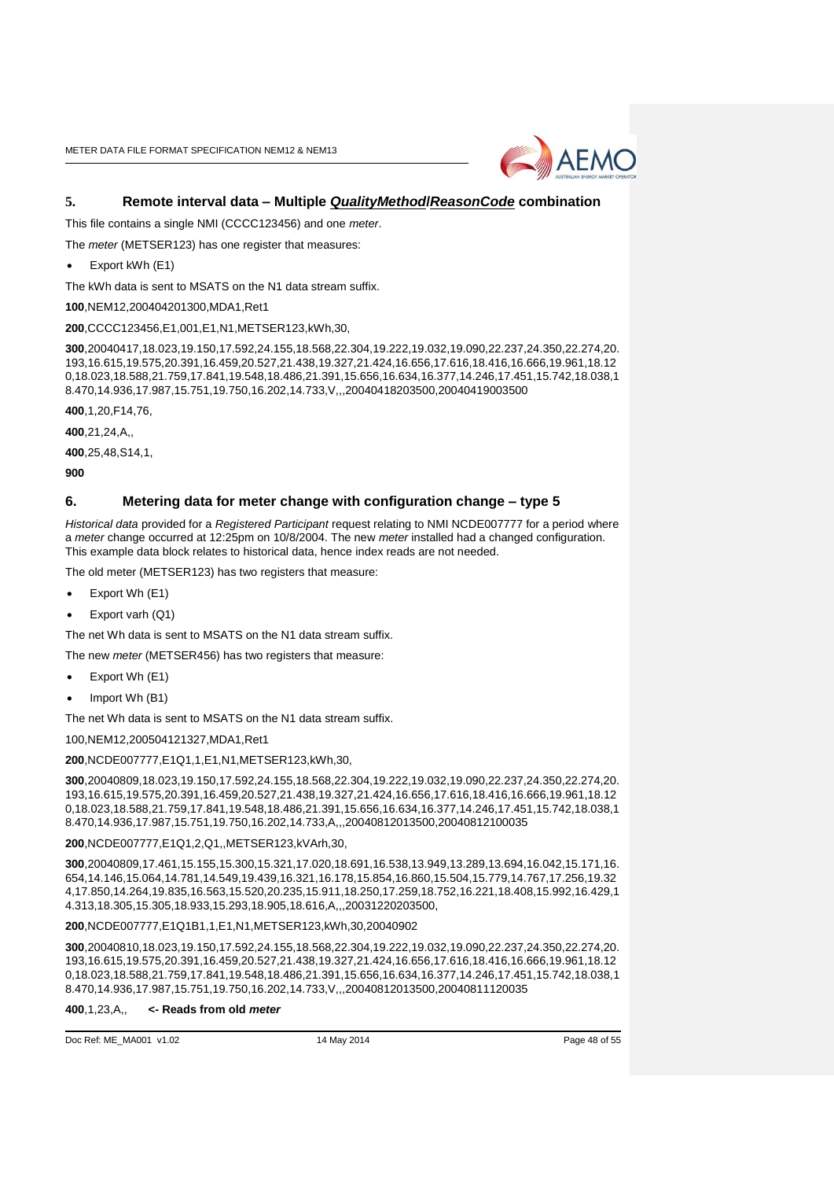## 5. Remote interval data – Multiple *QualityMethod*/*ReasonCode* combination

This file contains a single NMI (CCCC123456) and one *meter*.

The *meter* (METSER123) has one register that measures:

- Export kWh (E1)

The kWh data is sent to MSATS on the N1 data stream suffix.

**100**,NEM12,200404201300,MDA1,Ret1

**200**,CCCC123456,E1,001,E1,N1,METSER123,kWh,30,

**300**,20040417,18.023,19.150,17.592,24.155,18.568,22.304,19.222,19.032,19.090,22.237,24.350,22.274,20.193,16.615,19.575,20.391,16.459,20.527,21.438,19.327,21.424,16.656,17.616,18.416,16.666,19.961,18.120,18.023,18.588,21.759,17.841,19.548,18.486,21.391,15.656,16.634,16.377,14.246,17.451,15.742,18.038,18.470,14.936,17.987,15.751,19.750,16.202,14.733,V,,,20040418203500,20040419003500

**400**,1,20,F14,76,

**400**,21,24,A,,

**400**,25,48,S14,1,

**900**

## 6. Metering data for meter change with configuration change – type 5

*Historical data* provided for a *Registered Participant* request relating to NMI NCDE007777 for a period where a *meter* change occurred at 12:25pm on 10/8/2004. The new *meter* installed had a changed configuration. This example data block relates to historical data, hence index reads are not needed.

The old meter (METSER123) has two registers that measure:

- Export Wh (E1)
- Export varh (Q1)

The net Wh data is sent to MSATS on the N1 data stream suffix.

The new *meter* (METSER456) has two registers that measure:

- Export Wh (E1)
- Import Wh (B1)

The net Wh data is sent to MSATS on the N1 data stream suffix.

100,NEM12,200504121327,MDA1,Ret1

**200**,NCDE007777,E1Q1,1,E1,N1,METSER123,kWh,30,

**300**,20040809,18.023,19.150,17.592,24.155,18.568,22.304,19.222,19.032,19.090,22.237,24.350,22.274,20.193,16.615,19.575,20.391,16.459,20.527,21.438,19.327,21.424,16.656,17.616,18.416,16.666,19.961,18.120,18.023,18.588,21.759,17.841,19.548,18.486,21.391,15.656,16.634,16.377,14.246,17.451,15.742,18.038,18.470,14.936,17.987,15.751,19.750,16.202,14.733,A,,,20040812013500,20040812100035

**200**,NCDE007777,E1Q1,2,Q1,,METSER123,kVArh,30,

**300**,20040809,17.461,15.155,15.300,15.321,17.020,18.691,16.538,13.949,13.289,13.694,16.042,15.171,16.654,14.146,15.064,14.781,14.549,19.439,16.321,16.178,15.854,16.860,15.504,15.779,14.767,17.256,19.324,17.850,14.264,19.835,16.563,15.520,20.235,15.911,18.250,17.259,18.752,16.221,18.408,15.992,16.429,14.313,18.305,15.305,18.933,15.293,18.905,18.616,A,,,20031220203500,

**200**,NCDE007777,E1Q1B1,1,E1,N1,METSER123,kWh,30,20040902

**300**,20040810,18.023,19.150,17.592,24.155,18.568,22.304,19.222,19.032,19.090,22.237,24.350,22.274,20.193,16.615,19.575,20.391,16.459,20.527,21.438,19.327,21.424,16.656,17.616,18.416,16.666,19.961,18.120,18.023,18.588,21.759,17.841,19.548,18.486,21.391,15.656,16.634,16.377,14.246,17.451,15.742,18.038,18.470,14.936,17.987,15.751,19.750,16.202,14.733,V,,,20040812013500,20040811120035

**400**,1,23,A,, **<- Reads from old *meter***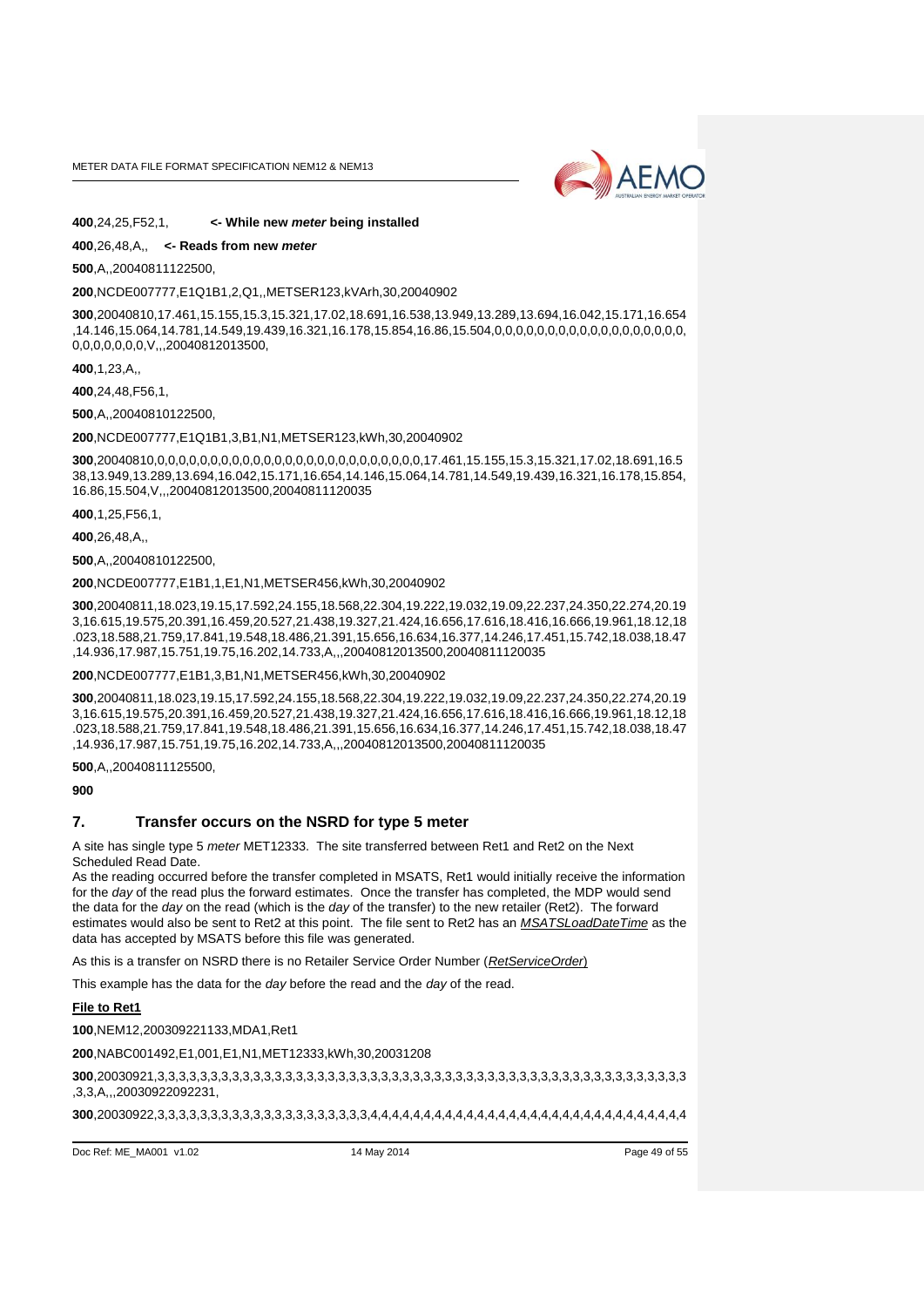**400**,24,25,F52,1, **<- While new *meter* being installed**

**400**,26,48,A,, **<- Reads from new *meter***

**500**,A,,20040811122500,

**200**,NCDE007777,E1Q1B1,2,Q1,,METSER123,kVArh,30,20040902

**300**,20040810,17.461,15.155,15.3,15.321,17.02,18.691,16.538,13.949,13.289,13.694,16.042,15.171,16.654,14.146,15.064,14.781,14.549,19.439,16.321,16.178,15.854,16.86,15.504,0,0,0,0,0,0,0,0,0,0,0,0,0,0,0,0,0,0,0,0,0,0,0,0,0,V,,,20040812013500,

**400**,1,23,A,,

**400**,24,48,F56,1,

**500**,A,,20040810122500,

**200**,NCDE007777,E1Q1B1,3,B1,N1,METSER123,kWh,30,20040902

**300**,20040810,0,0,0,0,0,0,0,0,0,0,0,0,0,0,0,0,0,0,0,0,0,0,0,0,0,17.461,15.155,15.3,15.321,17.02,18.691,16.538,13.949,13.289,13.694,16.042,15.171,16.654,14.146,15.064,14.781,14.549,19.439,16.321,16.178,15.854,16.86,15.504,V,,,20040812013500,20040811120035

**400**,1,25,F56,1,

**400**,26,48,A,,

**500**,A,,20040810122500,

**200**,NCDE007777,E1B1,1,E1,N1,METSER456,kWh,30,20040902

**300**,20040811,18.023,19.15,17.592,24.155,18.568,22.304,19.222,19.032,19.09,22.237,24.350,22.274,20.193,16.615,19.575,20.391,16.459,20.527,21.438,19.327,21.424,16.656,17.616,18.416,16.666,19.961,18.12,18.023,18.588,21.759,17.841,19.548,18.486,21.391,15.656,16.634,16.377,14.246,17.451,15.742,18.038,18.47,14.936,17.987,15.751,19.75,16.202,14.733,A,,,20040812013500,20040811120035

**200**,NCDE007777,E1B1,3,B1,N1,METSER456,kWh,30,20040902

**300**,20040811,18.023,19.15,17.592,24.155,18.568,22.304,19.222,19.032,19.09,22.237,24.350,22.274,20.193,16.615,19.575,20.391,16.459,20.527,21.438,19.327,21.424,16.656,17.616,18.416,16.666,19.961,18.12,18.023,18.588,21.759,17.841,19.548,18.486,21.391,15.656,16.634,16.377,14.246,17.451,15.742,18.038,18.47,14.936,17.987,15.751,19.75,16.202,14.733,A,,,20040812013500,20040811120035

**500**,A,,20040811125500,

**900**

## 7. Transfer occurs on the NSRD for type 5 meter

A site has single type 5 *meter* MET12333. The site transferred between Ret1 and Ret2 on the Next Scheduled Read Date.

As the reading occurred before the transfer completed in MSATS, Ret1 would initially receive the information for the *day* of the read plus the forward estimates. Once the transfer has completed, the MDP would send the data for the *day* on the read (which is the *day* of the transfer) to the new retailer (Ret2). The forward estimates would also be sent to Ret2 at this point. The file sent to Ret2 has an ***MSATSLoadDateTime*** as the data has accepted by MSATS before this file was generated.

As this is a transfer on NSRD there is no Retailer Service Order Number (*RetServiceOrder*)

This example has the data for the *day* before the read and the *day* of the read.

**File to Ret1**

**100**,NEM12,200309221133,MDA1,Ret1

**200**,NABC001492,E1,001,E1,N1,MET12333,kWh,30,20031208

**300**,20030921,3,3,3,3,3,3,3,3,3,3,3,3,3,3,3,3,3,3,3,3,3,3,3,3,3,3,3,3,3,3,3,3,3,3,3,3,3,3,3,3,3,3,3,3,3,3,3,3,A,,,20030922092231,

**300**,20030922,3,3,3,3,3,3,3,3,3,3,3,3,3,3,3,3,3,3,3,3,3,3,4,4,4,4,4,4,4,4,4,4,4,4,4,4,4,4,4,4,4,4,4,4,4,4,4,4,4,4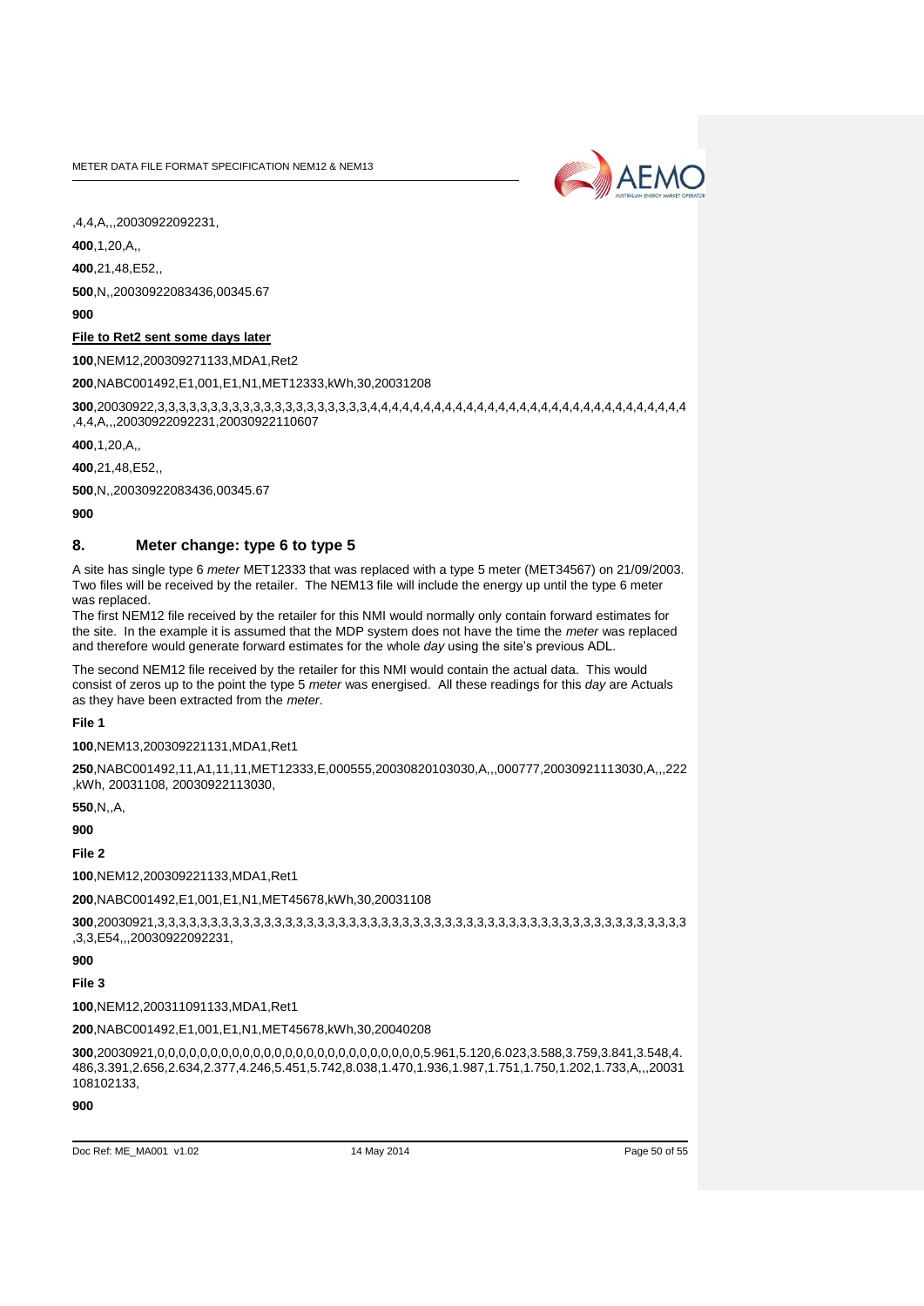,4,4,A,,,20030922092231,

**400**,1,20,A,,

**400**,21,48,E52,,

**500**,N,,20030922083436,00345.67

**900**

**File to Ret2 sent some days later**

**100**,NEM12,200309271133,MDA1,Ret2

**200**,NABC001492,E1,001,E1,N1,MET12333,kWh,30,20031208

**300**,20030922,3,3,3,3,3,3,3,3,3,3,3,3,3,3,3,3,3,3,3,3,4,4,4,4,4,4,4,4,4,4,4,4,4,4,4,4,4,4,4,4,4,4,4,4,4,4,4,4,4,4,4,4,4,4 ,4,4,A,,,20030922092231,20030922110607

**400**,1,20,A,,

**400**,21,48,E52,,

**500**,N,,20030922083436,00345.67

**900**

## 8. Meter change: type 6 to type 5

A site has single type 6 *meter* MET12333 that was replaced with a type 5 meter (MET34567) on 21/09/2003. Two files will be received by the retailer. The NEM13 file will include the energy up until the type 6 meter was replaced.

The first NEM12 file received by the retailer for this NMI would normally only contain forward estimates for the site. In the example it is assumed that the MDP system does not have the time the *meter* was replaced and therefore would generate forward estimates for the whole *day* using the site's previous ADL.

The second NEM12 file received by the retailer for this NMI would contain the actual data. This would consist of zeros up to the point the type 5 *meter* was energised. All these readings for this *day* are Actuals as they have been extracted from the *meter*.

**File 1**

**100**,NEM13,200309221131,MDA1,Ret1

**250**,NABC001492,11,A1,11,11,MET12333,E,000555,20030820103030,A,,,000777,20030921113030,A,,,222 ,kWh, 20031108, 20030922113030,

**550**,N,,A,

**900**

**File 2**

**100**,NEM12,200309221133,MDA1,Ret1

**200**,NABC001492,E1,001,E1,N1,MET45678,kWh,30,20031108

**300**,20030921,3,3,3,3,3,3,3,3,3,3,3,3,3,3,3,3,3,3,3,3,3,3,3,3,3,3,3,3,3,3,3,3,3,3,3,3,3,3,3,3,3,3,3,3,3,3,3,3 ,3,3,E54,,,20030922092231,

**900**

**File 3**

**100**,NEM12,200311091133,MDA1,Ret1

**200**,NABC001492,E1,001,E1,N1,MET45678,kWh,30,20040208

**300**,20030921,0,0,0,0,0,0,0,0,0,0,0,0,0,0,0,0,0,0,0,0,0,0,0,0,0,0,5.961,5.120,6.023,3.588,3.759,3.841,3.548,4. 486,3.391,2.656,2.634,2.377,4.246,5.451,5.742,8.038,1.470,1.936,1.987,1.751,1.750,1.202,1.733,A,,,20031 108102133,

**900**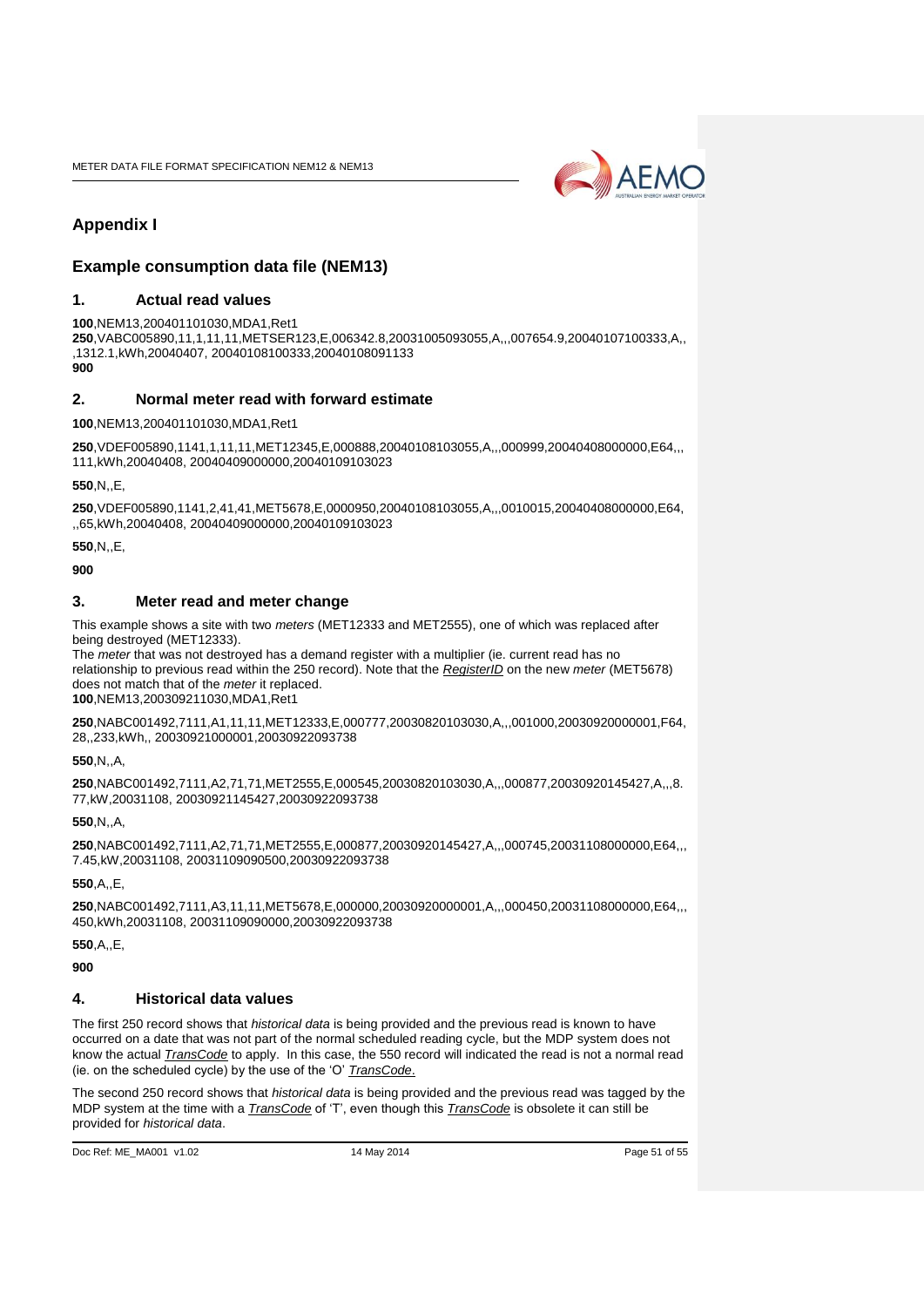# Appendix I

## Example consumption data file (NEM13)

### 1. Actual read values

**100**,NEM13,200401101030,MDA1,Ret1
**250**,VABC005890,11,1,11,11,METSER123,E,006342.8,20031005093055,A,,,007654.9,20040107100333,A,, ,1312.1,kWh,20040407, 20040108100333,20040108091133
**900**

### 2. Normal meter read with forward estimate

**100**,NEM13,200401101030,MDA1,Ret1

**250**,VDEF005890,1141,1,11,11,MET12345,E,000888,20040108103055,A,,,000999,20040408000000,E64,,, 111,kWh,20040408, 20040409000000,20040109103023

**550**,N,,E,

**250**,VDEF005890,1141,2,41,41,MET5678,E,0000950,20040108103055,A,,,0010015,20040408000000,E64, ,,65,kWh,20040408, 20040409000000,20040109103023

**550**,N,,E,

**900**

### 3. Meter read and meter change

This example shows a site with two *meters* (MET12333 and MET2555), one of which was replaced after being destroyed (MET12333).
The *meter* that was not destroyed has a demand register with a multiplier (ie. current read has no relationship to previous read within the 250 record). Note that the *RegisterID* on the new *meter* (MET5678) does not match that of the *meter* it replaced.
**100**,NEM13,200309211030,MDA1,Ret1

**250**,NABC001492,7111,A1,11,11,MET12333,E,000777,20030820103030,A,,,001000,20030920000001,F64, 28,,233,kWh,, 20030921000001,20030922093738

**550**,N,,A,

**250**,NABC001492,7111,A2,71,71,MET2555,E,000545,20030820103030,A,,,000877,20030920145427,A,,,8. 77,kW,20031108, 20030921145427,20030922093738

**550**,N,,A,

**250**,NABC001492,7111,A2,71,71,MET2555,E,000877,20030920145427,A,,,000745,20031108000000,E64,,, 7.45,kW,20031108, 20031109090500,20030922093738

**550**,A,,E,

**250**,NABC001492,7111,A3,11,11,MET5678,E,000000,20030920000001,A,,,000450,20031108000000,E64,,, 450,kWh,20031108, 20031109090000,20030922093738

**550**,A,,E,

**900**

### 4. Historical data values

The first 250 record shows that *historical data* is being provided and the previous read is known to have occurred on a date that was not part of the normal scheduled reading cycle, but the MDP system does not know the actual *TransCode* to apply. In this case, the 550 record will indicated the read is not a normal read (ie. on the scheduled cycle) by the use of the 'O' *TransCode*.

The second 250 record shows that *historical data* is being provided and the previous read was tagged by the MDP system at the time with a *TransCode* of 'T', even though this *TransCode* is obsolete it can still be provided for *historical data*.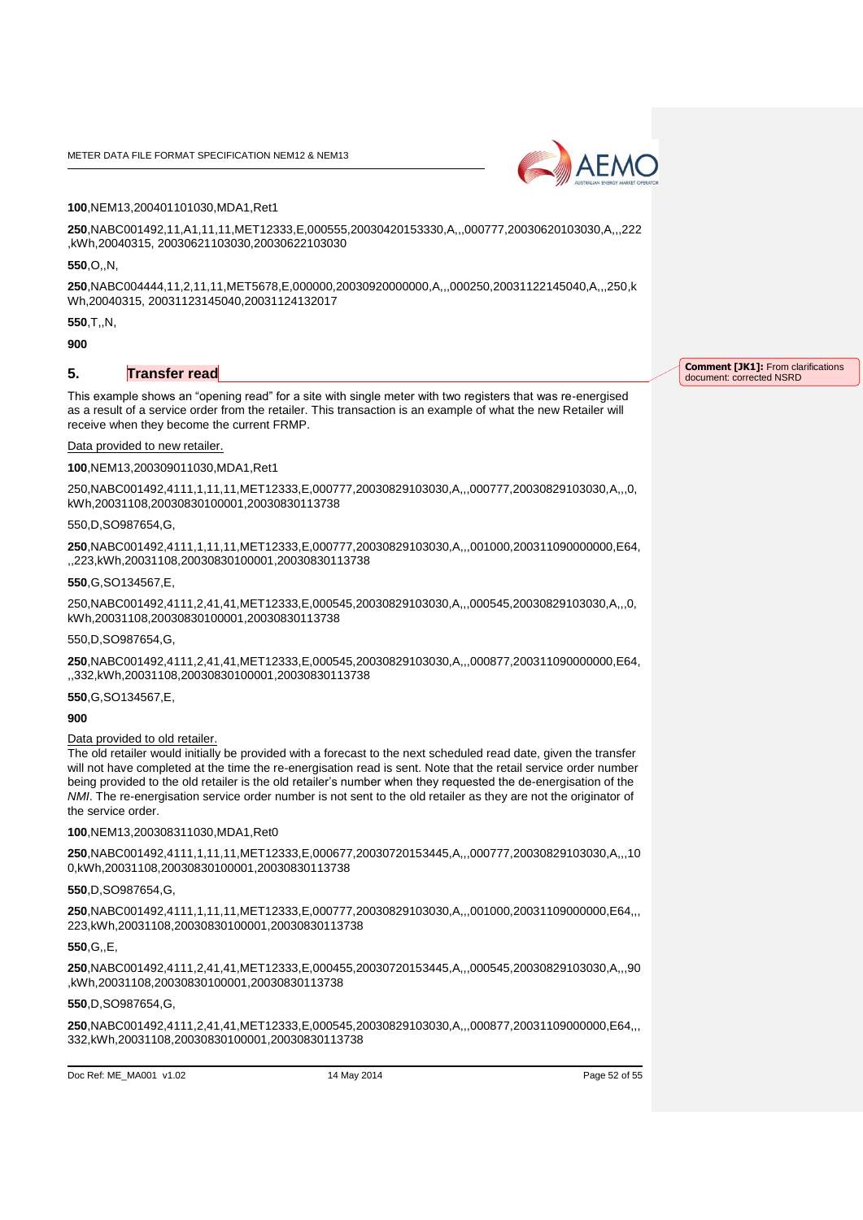**100**,NEM13,200401101030,MDA1,Ret1

**250**,NABC001492,11,A1,11,11,MET12333,E,000555,20030420153330,A,,,000777,20030620103030,A,,,222 ,kWh,20040315, 20030621103030,20030622103030

**550**,O,,N,

**250**,NABC004444,11,2,11,11,MET5678,E,000000,20030920000000,A,,,000250,20031122145040,A,,,250,k Wh,20040315, 20031123145040,20031124132017

**550**,T,,N,

**900**

## 5. Transfer read

Comment [JK1]: From clarifications document: corrected NSRD

This example shows an "opening read" for a site with single meter with two registers that was re-energised as a result of a service order from the retailer. This transaction is an example of what the new Retailer will receive when they become the current FRMP.

Data provided to new retailer.

**100**,NEM13,200309011030,MDA1,Ret1

250,NABC001492,4111,1,11,11,MET12333,E,000777,20030829103030,A,,,000777,20030829103030,A,,,0, kWh,20031108,20030830100001,20030830113738

550,D,SO987654,G,

**250**,NABC001492,4111,1,11,11,MET12333,E,000777,20030829103030,A,,,001000,200311090000000,E64, ,,223,kWh,20031108,20030830100001,20030830113738

**550**,G,SO134567,E,

250,NABC001492,4111,2,41,41,MET12333,E,000545,20030829103030,A,,,000545,20030829103030,A,,,0, kWh,20031108,20030830100001,20030830113738

550,D,SO987654,G,

**250**,NABC001492,4111,2,41,41,MET12333,E,000545,20030829103030,A,,,000877,200311090000000,E64, ,,332,kWh,20031108,20030830100001,20030830113738

**550**,G,SO134567,E,

**900**

Data provided to old retailer.

The old retailer would initially be provided with a forecast to the next scheduled read date, given the transfer will not have completed at the time the re-energisation read is sent. Note that the retail service order number being provided to the old retailer is the old retailer's number when they requested the de-energisation of the *NMI*. The re-energisation service order number is not sent to the old retailer as they are not the originator of the service order.

**100**,NEM13,200308311030,MDA1,Ret0

**250**,NABC001492,4111,1,11,11,MET12333,E,000677,20030720153445,A,,,000777,20030829103030,A,,,10 0,kWh,20031108,20030830100001,20030830113738

**550**,D,SO987654,G,

**250**,NABC001492,4111,1,11,11,MET12333,E,000777,20030829103030,A,,,001000,20031109000000,E64,,, 223,kWh,20031108,20030830100001,20030830113738

**550**,G,,E,

**250**,NABC001492,4111,2,41,41,MET12333,E,000455,20030720153445,A,,,000545,20030829103030,A,,,90 ,kWh,20031108,20030830100001,20030830113738

**550**,D,SO987654,G,

**250**,NABC001492,4111,2,41,41,MET12333,E,000545,20030829103030,A,,,000877,20031109000000,E64,,, 332,kWh,20031108,20030830100001,20030830113738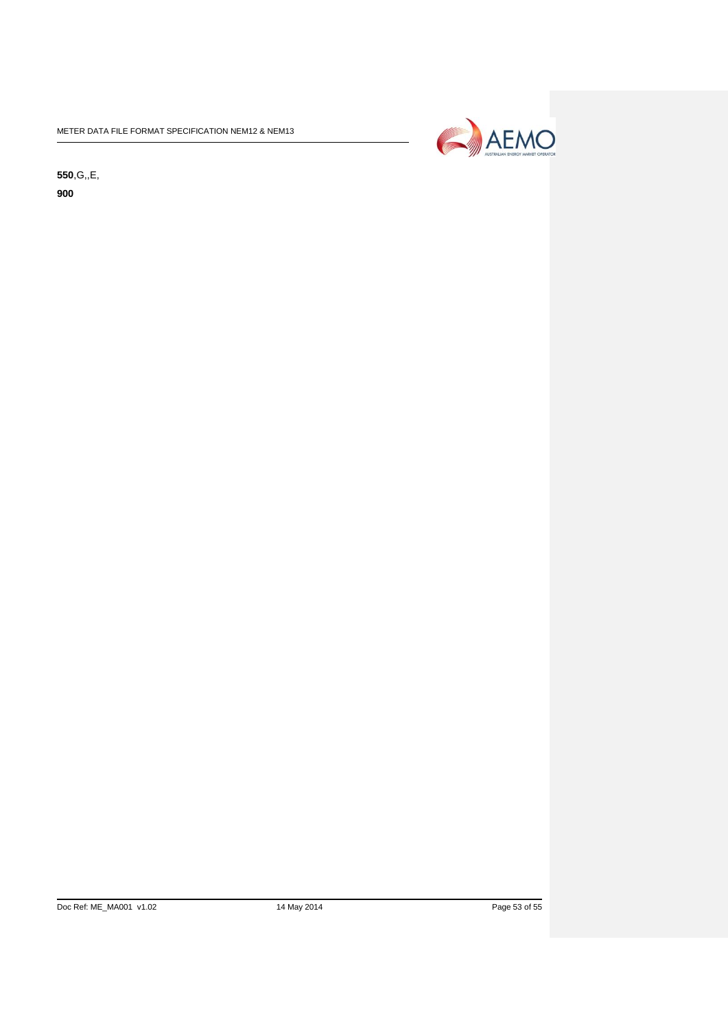**550**,G,,E,

**900**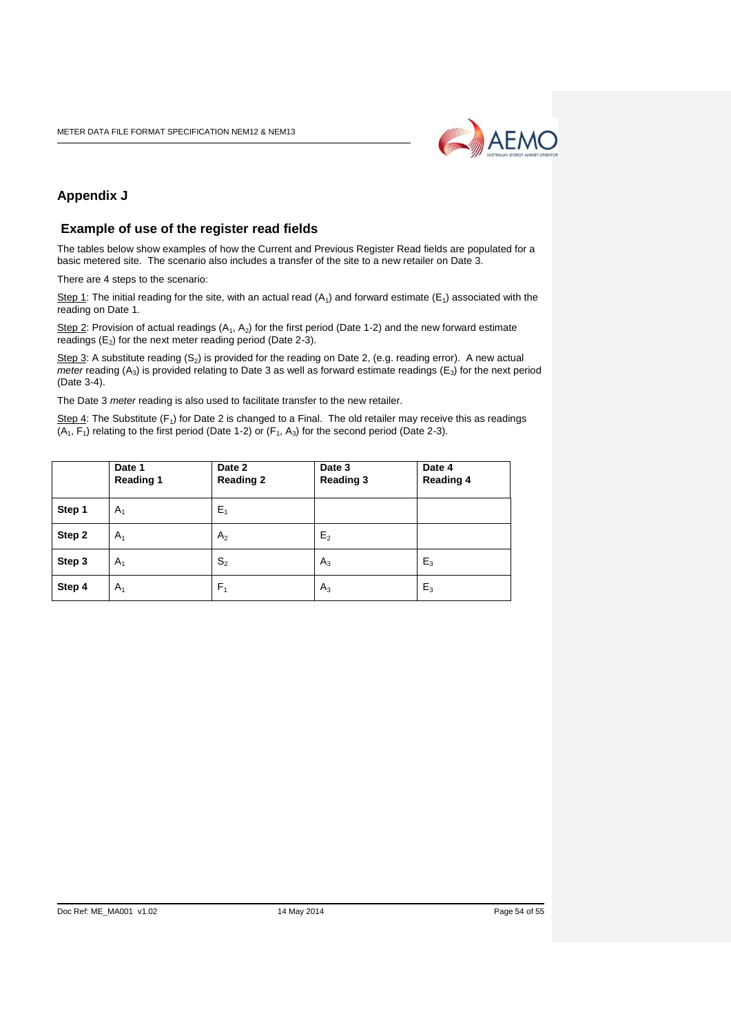# Appendix J

## Example of use of the register read fields

The tables below show examples of how the Current and Previous Register Read fields are populated for a basic metered site. The scenario also includes a transfer of the site to a new retailer on Date 3.

There are 4 steps to the scenario:

Step 1: The initial reading for the site, with an actual read ($A_1$) and forward estimate ($E_1$) associated with the reading on Date 1.

Step 2: Provision of actual readings ($A_1$, $A_2$) for the first period (Date 1-2) and the new forward estimate readings ($E_2$) for the next meter reading period (Date 2-3).

Step 3: A substitute reading ($S_2$) is provided for the reading on Date 2, (e.g. reading error). A new actual *meter* reading ($A_3$) is provided relating to Date 3 as well as forward estimate readings ($E_3$) for the next period (Date 3-4).

The Date 3 *meter* reading is also used to facilitate transfer to the new retailer.

Step 4: The Substitute ($F_1$) for Date 2 is changed to a Final. The old retailer may receive this as readings ($A_1$, $F_1$) relating to the first period (Date 1-2) or ($F_1$, $A_3$) for the second period (Date 2-3).

| | **Date 1 Reading 1** | **Date 2 Reading 2** | **Date 3 Reading 3** | **Date 4 Reading 4** |
|---|---|---|---|---|
| **Step 1** | $A_1$ | $E_1$ | | |
| **Step 2** | $A_1$ | $A_2$ | $E_2$ | |
| **Step 3** | $A_1$ | $S_2$ | $A_3$ | $E_3$ |
| **Step 4** | $A_1$ | $F_1$ | $A_3$ | $E_3$ |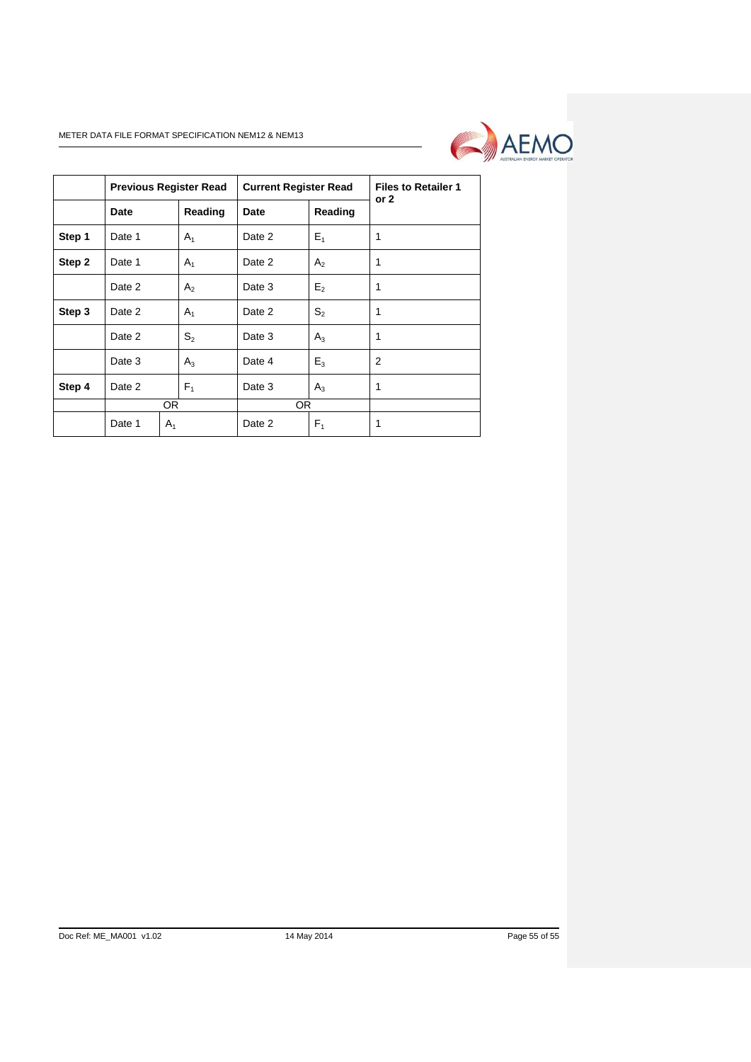| | Previous Register Read | | Current Register Read | | Files to Retailer 1 or 2 |
|---|---|---|---|---|---|
| | **Date** | **Reading** | **Date** | **Reading** | |
| **Step 1** | Date 1 | $A_1$ | Date 2 | $E_1$ | 1 |
| **Step 2** | Date 1 | $A_1$ | Date 2 | $A_2$ | 1 |
| | Date 2 | $A_2$ | Date 3 | $E_2$ | 1 |
| **Step 3** | Date 2 | $A_1$ | Date 2 | $S_2$ | 1 |
| | Date 2 | $S_2$ | Date 3 | $A_3$ | 1 |
| | Date 3 | $A_3$ | Date 4 | $E_3$ | 2 |
| **Step 4** | Date 2 | $F_1$ | Date 3 | $A_3$ | 1 |
| | OR | | OR | | |
| | Date 1 | $A_1$ | Date 2 | $F_1$ | 1 |